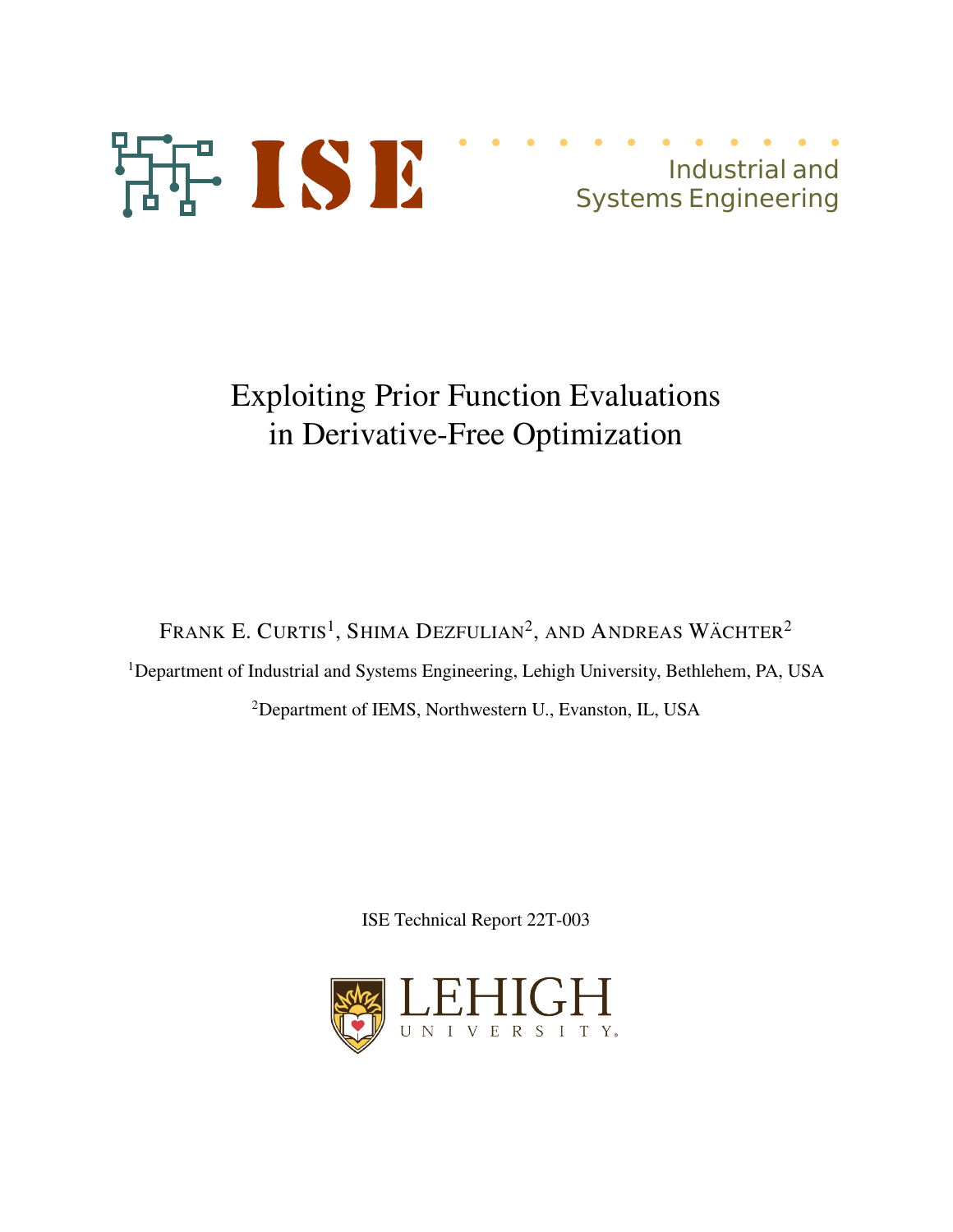ISE

Industrial and Systems Engineering

# Exploiting Prior Function Evaluations in Derivative-Free Optimization

Frank E. Curtis[1], Shima Dezfulian[2], and Andreas Wächter[2]

[1]Department of Industrial and Systems Engineering, Lehigh University, Bethlehem, PA, USA

[2]Department of IEMS, Northwestern U., Evanston, IL, USA

ISE Technical Report 22T-003

LEHIGH UNIVERSITY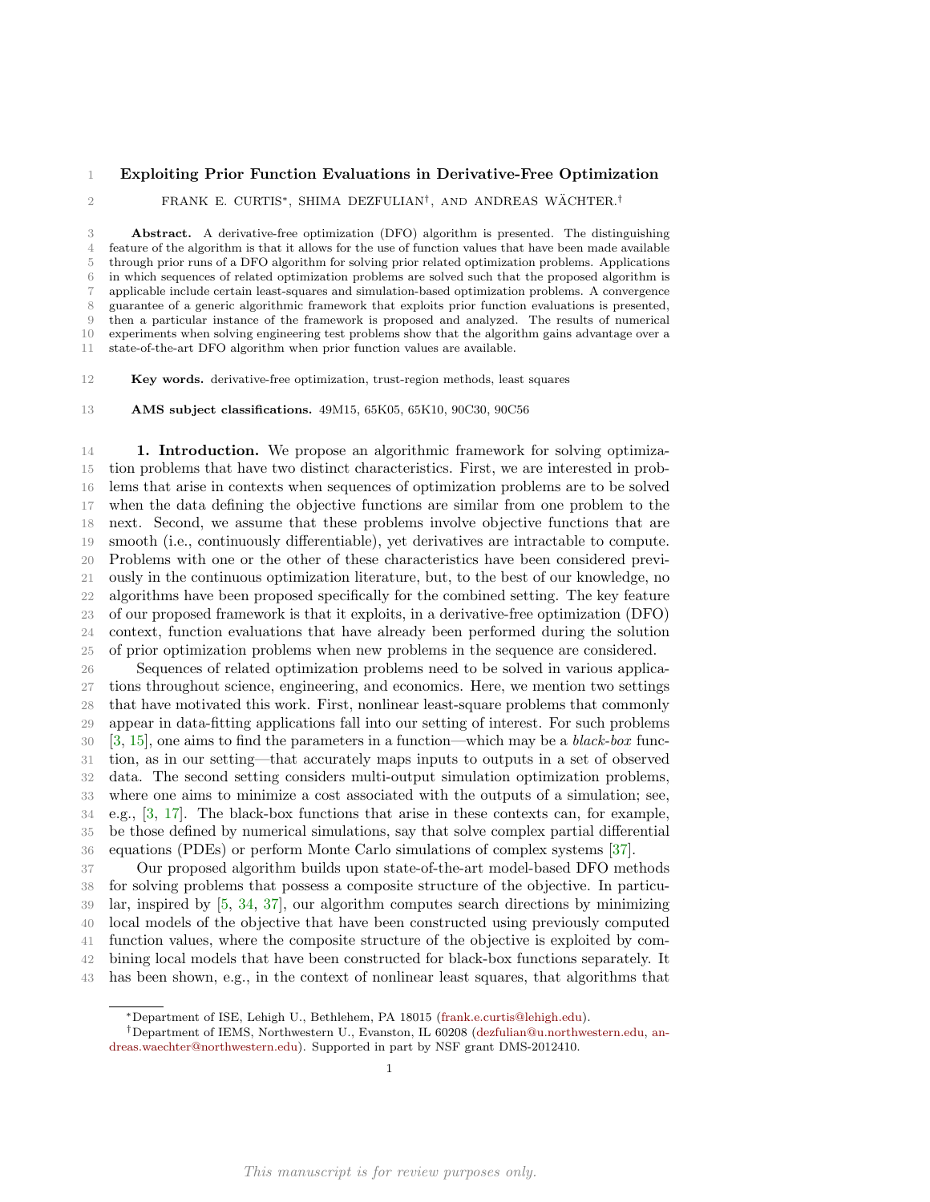**Exploiting Prior Function Evaluations in Derivative-Free Optimization**

FRANK E. CURTIS[*], SHIMA DEZFULIAN[†], AND ANDREAS WÄCHTER.[†]

**Abstract.** A derivative-free optimization (DFO) algorithm is presented. The distinguishing feature of the algorithm is that it allows for the use of function values that have been made available through prior runs of a DFO algorithm for solving prior related optimization problems. Applications in which sequences of related optimization problems are solved such that the proposed algorithm is applicable include certain least-squares and simulation-based optimization problems. A convergence guarantee of a generic algorithmic framework that exploits prior function evaluations is presented, then a particular instance of the framework is proposed and analyzed. The results of numerical experiments when solving engineering test problems show that the algorithm gains advantage over a state-of-the-art DFO algorithm when prior function values are available.

**Key words.** derivative-free optimization, trust-region methods, least squares

**AMS subject classifications.** 49M15, 65K05, 65K10, 90C30, 90C56

## 1. Introduction.

We propose an algorithmic framework for solving optimization problems that have two distinct characteristics. First, we are interested in problems that arise in contexts when sequences of optimization problems are to be solved when the data defining the objective functions are similar from one problem to the next. Second, we assume that these problems involve objective functions that are smooth (i.e., continuously differentiable), yet derivatives are intractable to compute. Problems with one or the other of these characteristics have been considered previously in the continuous optimization literature, but, to the best of our knowledge, no algorithms have been proposed specifically for the combined setting. The key feature of our proposed framework is that it exploits, in a derivative-free optimization (DFO) context, function evaluations that have already been performed during the solution of prior optimization problems when new problems in the sequence are considered.

Sequences of related optimization problems need to be solved in various applications throughout science, engineering, and economics. Here, we mention two settings that have motivated this work. First, nonlinear least-square problems that commonly appear in data-fitting applications fall into our setting of interest. For such problems [3, 15], one aims to find the parameters in a function—which may be a *black-box* function, as in our setting—that accurately maps inputs to outputs in a set of observed data. The second setting considers multi-output simulation optimization problems, where one aims to minimize a cost associated with the outputs of a simulation; see, e.g., [3, 17]. The black-box functions that arise in these contexts can, for example, be those defined by numerical simulations, say that solve complex partial differential equations (PDEs) or perform Monte Carlo simulations of complex systems [37].

Our proposed algorithm builds upon state-of-the-art model-based DFO methods for solving problems that possess a composite structure of the objective. In particular, inspired by [5, 34, 37], our algorithm computes search directions by minimizing local models of the objective that have been constructed using previously computed function values, where the composite structure of the objective is exploited by combining local models that have been constructed for black-box functions separately. It has been shown, e.g., in the context of nonlinear least squares, that algorithms that

[*] Department of ISE, Lehigh U., Bethlehem, PA 18015 (frank.e.curtis@lehigh.edu).

[†] Department of IEMS, Northwestern U., Evanston, IL 60208 (dezfulian@u.northwestern.edu, andreas.waechter@northwestern.edu). Supported in part by NSF grant DMS-2012410.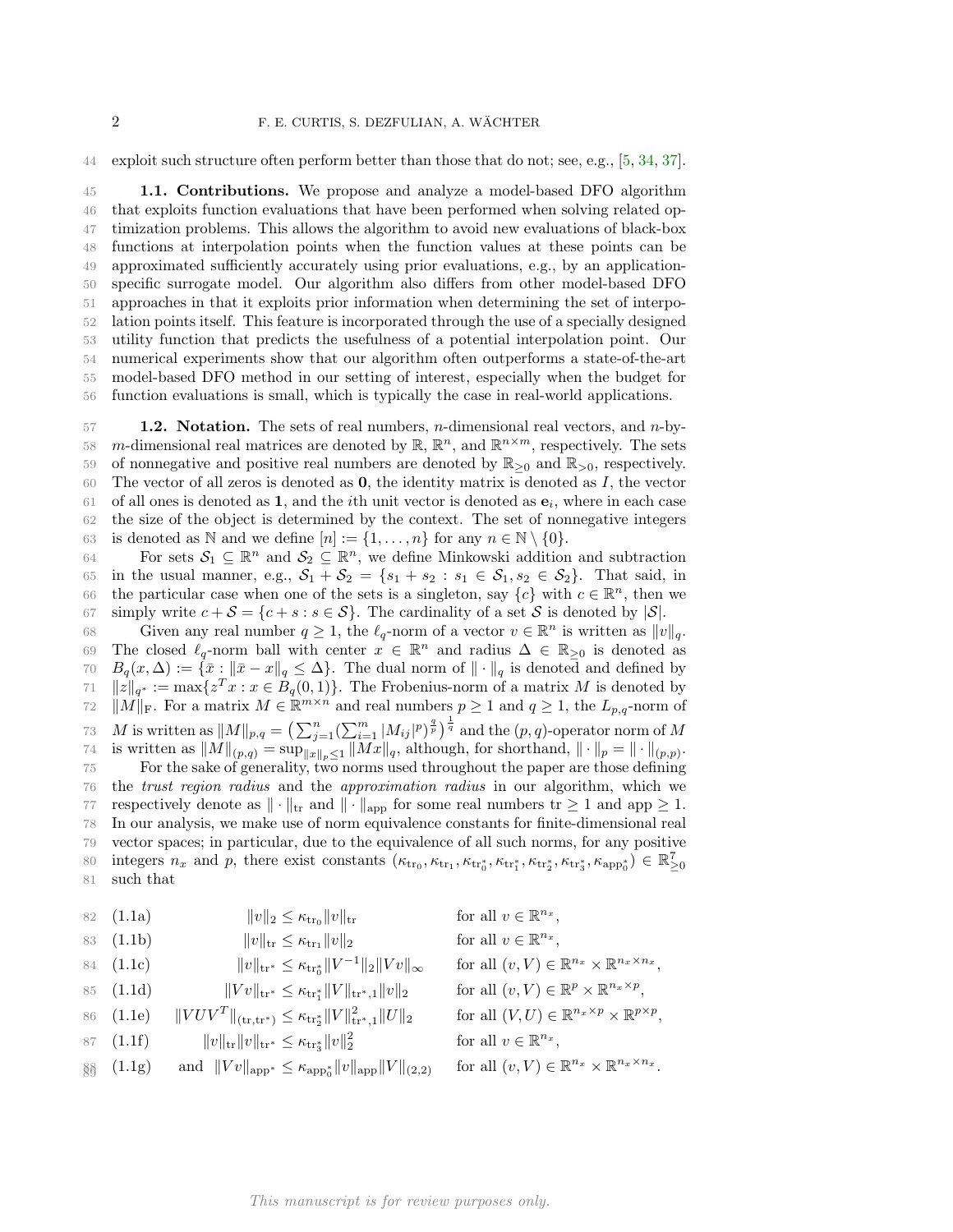exploit such structure often perform better than those that do not; see, e.g., [5, 34, 37].

### 1.1. Contributions.

We propose and analyze a model-based DFO algorithm that exploits function evaluations that have been performed when solving related optimization problems. This allows the algorithm to avoid new evaluations of black-box functions at interpolation points when the function values at these points can be approximated sufficiently accurately using prior evaluations, e.g., by an application-specific surrogate model. Our algorithm also differs from other model-based DFO approaches in that it exploits prior information when determining the set of interpolation points itself. This feature is incorporated through the use of a specially designed utility function that predicts the usefulness of a potential interpolation point. Our numerical experiments show that our algorithm often outperforms a state-of-the-art model-based DFO method in our setting of interest, especially when the budget for function evaluations is small, which is typically the case in real-world applications.

### 1.2. Notation.

The sets of real numbers, $n$-dimensional real vectors, and $n$-by-$m$-dimensional real matrices are denoted by $\mathbb{R}$, $\mathbb{R}^n$, and $\mathbb{R}^{n\times m}$, respectively. The sets of nonnegative and positive real numbers are denoted by $\mathbb{R}_{\geq 0}$ and $\mathbb{R}_{>0}$, respectively. The vector of all zeros is denoted as $\mathbf{0}$, the identity matrix is denoted as $I$, the vector of all ones is denoted as $\mathbf{1}$, and the $i$th unit vector is denoted as $\mathbf{e}_i$, where in each case the size of the object is determined by the context. The set of nonnegative integers is denoted as $\mathbb{N}$ and we define $[n] := \{1,\ldots,n\}$ for any $n \in \mathbb{N}\setminus\{0\}$.

For sets $\mathcal{S}_1 \subseteq \mathbb{R}^n$ and $\mathcal{S}_2 \subseteq \mathbb{R}^n$, we define Minkowski addition and subtraction in the usual manner, e.g., $\mathcal{S}_1 + \mathcal{S}_2 = \{s_1 + s_2 : s_1 \in \mathcal{S}_1, s_2 \in \mathcal{S}_2\}$. That said, in the particular case when one of the sets is a singleton, say $\{c\}$ with $c \in \mathbb{R}^n$, then we simply write $c + \mathcal{S} = \{c + s : s \in \mathcal{S}\}$. The cardinality of a set $\mathcal{S}$ is denoted by $|\mathcal{S}|$.

Given any real number $q \geq 1$, the $\ell_q$-norm of a vector $v \in \mathbb{R}^n$ is written as $\|v\|_q$. The closed $\ell_q$-norm ball with center $x \in \mathbb{R}^n$ and radius $\Delta \in \mathbb{R}_{\geq 0}$ is denoted as $B_q(x,\Delta) := \{\bar{x} : \|\bar{x} - x\|_q \leq \Delta\}$. The dual norm of $\|\cdot\|_q$ is denoted and defined by $\|z\|_{q^*} := \max\{z^T x : x \in B_q(0,1)\}$. The Frobenius-norm of a matrix $M$ is denoted by $\|M\|_{\rm F}$. For a matrix $M \in \mathbb{R}^{m\times n}$ and real numbers $p \geq 1$ and $q \geq 1$, the $L_{p,q}$-norm of $M$ is written as $\|M\|_{p,q} = \big(\sum_{j=1}^n (\sum_{i=1}^m |M_{ij}|^p)^{\frac{q}{p}}\big)^{\frac{1}{q}}$ and the $(p,q)$-operator norm of $M$ is written as $\|M\|_{(p,q)} = \sup_{\|x\|_p \leq 1} \|Mx\|_q$, although, for shorthand, $\|\cdot\|_p = \|\cdot\|_{(p,p)}$.

For the sake of generality, two norms used throughout the paper are those defining the *trust region radius* and the *approximation radius* in our algorithm, which we respectively denote as $\|\cdot\|_{\rm tr}$ and $\|\cdot\|_{\rm app}$ for some real numbers ${\rm tr} \geq 1$ and ${\rm app} \geq 1$. In our analysis, we make use of norm equivalence constants for finite-dimensional real vector spaces; in particular, due to the equivalence of all such norms, for any positive integers $n_x$ and $p$, there exist constants $(\kappa_{{\rm tr}_0}, \kappa_{{\rm tr}_1}, \kappa_{{\rm tr}_0^*}, \kappa_{{\rm tr}_1^*}, \kappa_{{\rm tr}_2^*}, \kappa_{{\rm tr}_3^*}, \kappa_{{\rm app}_0^*}) \in \mathbb{R}^7_{\geq 0}$ such that

$$
\begin{aligned}
&\text{(1.1a)} && \|v\|_2 \leq \kappa_{{\rm tr}_0}\|v\|_{\rm tr} && \text{for all } v \in \mathbb{R}^{n_x},\\
&\text{(1.1b)} && \|v\|_{\rm tr} \leq \kappa_{{\rm tr}_1}\|v\|_2 && \text{for all } v \in \mathbb{R}^{n_x},\\
&\text{(1.1c)} && \|v\|_{{\rm tr}^*} \leq \kappa_{{\rm tr}_0^*}\|V^{-1}\|_2\|Vv\|_\infty && \text{for all } (v,V) \in \mathbb{R}^{n_x} \times \mathbb{R}^{n_x\times n_x},\\
&\text{(1.1d)} && \|Vv\|_{{\rm tr}^*} \leq \kappa_{{\rm tr}_1^*}\|V\|_{{\rm tr}^*,1}\|v\|_2 && \text{for all } (v,V) \in \mathbb{R}^{p} \times \mathbb{R}^{n_x\times p},\\
&\text{(1.1e)} && \|VUV^T\|_{({\rm tr},{\rm tr}^*)} \leq \kappa_{{\rm tr}_2^*}\|V\|_{{\rm tr}^*,1}^2\|U\|_2 && \text{for all } (V,U) \in \mathbb{R}^{n_x\times p} \times \mathbb{R}^{p\times p},\\
&\text{(1.1f)} && \|v\|_{\rm tr}\|v\|_{{\rm tr}^*} \leq \kappa_{{\rm tr}_3^*}\|v\|_2^2 && \text{for all } v \in \mathbb{R}^{n_x},\\
&\text{(1.1g)} && \text{and } \|Vv\|_{{\rm app}^*} \leq \kappa_{{\rm app}_0^*}\|v\|_{\rm app}\|V\|_{(2,2)} && \text{for all } (v,V) \in \mathbb{R}^{n_x} \times \mathbb{R}^{n_x\times n_x}.
\end{aligned}
$$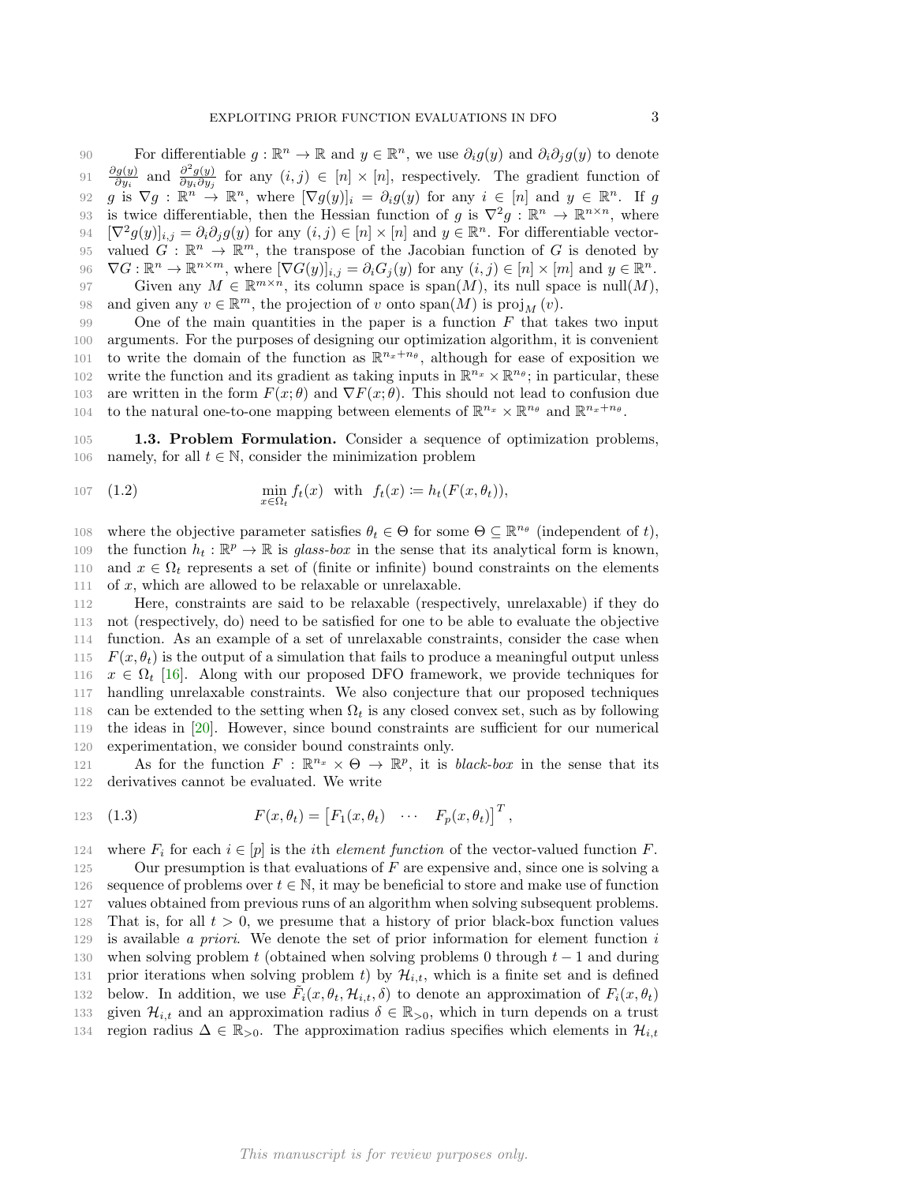For differentiable $g : \mathbb{R}^n \to \mathbb{R}$ and $y \in \mathbb{R}^n$, we use $\partial_i g(y)$ and $\partial_i \partial_j g(y)$ to denote $\frac{\partial g(y)}{\partial y_i}$ and $\frac{\partial^2 g(y)}{\partial y_i \partial y_j}$ for any $(i,j) \in [n] \times [n]$, respectively. The gradient function of $g$ is $\nabla g : \mathbb{R}^n \to \mathbb{R}^n$, where $[\nabla g(y)]_i = \partial_i g(y)$ for any $i \in [n]$ and $y \in \mathbb{R}^n$. If $g$ is twice differentiable, then the Hessian function of $g$ is $\nabla^2 g : \mathbb{R}^n \to \mathbb{R}^{n \times n}$, where $[\nabla^2 g(y)]_{i,j} = \partial_i \partial_j g(y)$ for any $(i,j) \in [n] \times [n]$ and $y \in \mathbb{R}^n$. For differentiable vector-valued $G : \mathbb{R}^n \to \mathbb{R}^m$, the transpose of the Jacobian function of $G$ is denoted by $\nabla G : \mathbb{R}^n \to \mathbb{R}^{n \times m}$, where $[\nabla G(y)]_{i,j} = \partial_i G_j(y)$ for any $(i,j) \in [n] \times [m]$ and $y \in \mathbb{R}^n$.

Given any $M \in \mathbb{R}^{m \times n}$, its column space is $\text{span}(M)$, its null space is $\text{null}(M)$, and given any $v \in \mathbb{R}^m$, the projection of $v$ onto $\text{span}(M)$ is $\text{proj}_M(v)$.

One of the main quantities in the paper is a function $F$ that takes two input arguments. For the purposes of designing our optimization algorithm, it is convenient to write the domain of the function as $\mathbb{R}^{n_x + n_\theta}$, although for ease of exposition we write the function and its gradient as taking inputs in $\mathbb{R}^{n_x} \times \mathbb{R}^{n_\theta}$; in particular, these are written in the form $F(x;\theta)$ and $\nabla F(x;\theta)$. This should not lead to confusion due to the natural one-to-one mapping between elements of $\mathbb{R}^{n_x} \times \mathbb{R}^{n_\theta}$ and $\mathbb{R}^{n_x + n_\theta}$.

**1.3. Problem Formulation.** Consider a sequence of optimization problems, namely, for all $t \in \mathbb{N}$, consider the minimization problem

$$\min_{x \in \Omega_t} f_t(x) \quad \text{with} \quad f_t(x) := h_t(F(x, \theta_t)), \tag{1.2}$$

where the objective parameter satisfies $\theta_t \in \Theta$ for some $\Theta \subseteq \mathbb{R}^{n_\theta}$ (independent of $t$), the function $h_t : \mathbb{R}^p \to \mathbb{R}$ is *glass-box* in the sense that its analytical form is known, and $x \in \Omega_t$ represents a set of (finite or infinite) bound constraints on the elements of $x$, which are allowed to be relaxable or unrelaxable.

Here, constraints are said to be relaxable (respectively, unrelaxable) if they do not (respectively, do) need to be satisfied for one to be able to evaluate the objective function. As an example of a set of unrelaxable constraints, consider the case when $F(x, \theta_t)$ is the output of a simulation that fails to produce a meaningful output unless $x \in \Omega_t$ [16]. Along with our proposed DFO framework, we provide techniques for handling unrelaxable constraints. We also conjecture that our proposed techniques can be extended to the setting when $\Omega_t$ is any closed convex set, such as by following the ideas in [20]. However, since bound constraints are sufficient for our numerical experimentation, we consider bound constraints only.

As for the function $F : \mathbb{R}^{n_x} \times \Theta \to \mathbb{R}^p$, it is *black-box* in the sense that its derivatives cannot be evaluated. We write

$$F(x, \theta_t) = \begin{bmatrix} F_1(x, \theta_t) & \cdots & F_p(x, \theta_t) \end{bmatrix}^T, \tag{1.3}$$

where $F_i$ for each $i \in [p]$ is the $i$th *element function* of the vector-valued function $F$.

Our presumption is that evaluations of $F$ are expensive and, since one is solving a sequence of problems over $t \in \mathbb{N}$, it may be beneficial to store and make use of function values obtained from previous runs of an algorithm when solving subsequent problems. That is, for all $t > 0$, we presume that a history of prior black-box function values is available *a priori*. We denote the set of prior information for element function $i$ when solving problem $t$ (obtained when solving problems 0 through $t-1$ and during prior iterations when solving problem $t$) by $\mathcal{H}_{i,t}$, which is a finite set and is defined below. In addition, we use $\tilde{F}_i(x, \theta_t, \mathcal{H}_{i,t}, \delta)$ to denote an approximation of $F_i(x, \theta_t)$ given $\mathcal{H}_{i,t}$ and an approximation radius $\delta \in \mathbb{R}_{>0}$, which in turn depends on a trust region radius $\Delta \in \mathbb{R}_{>0}$. The approximation radius specifies which elements in $\mathcal{H}_{i,t}$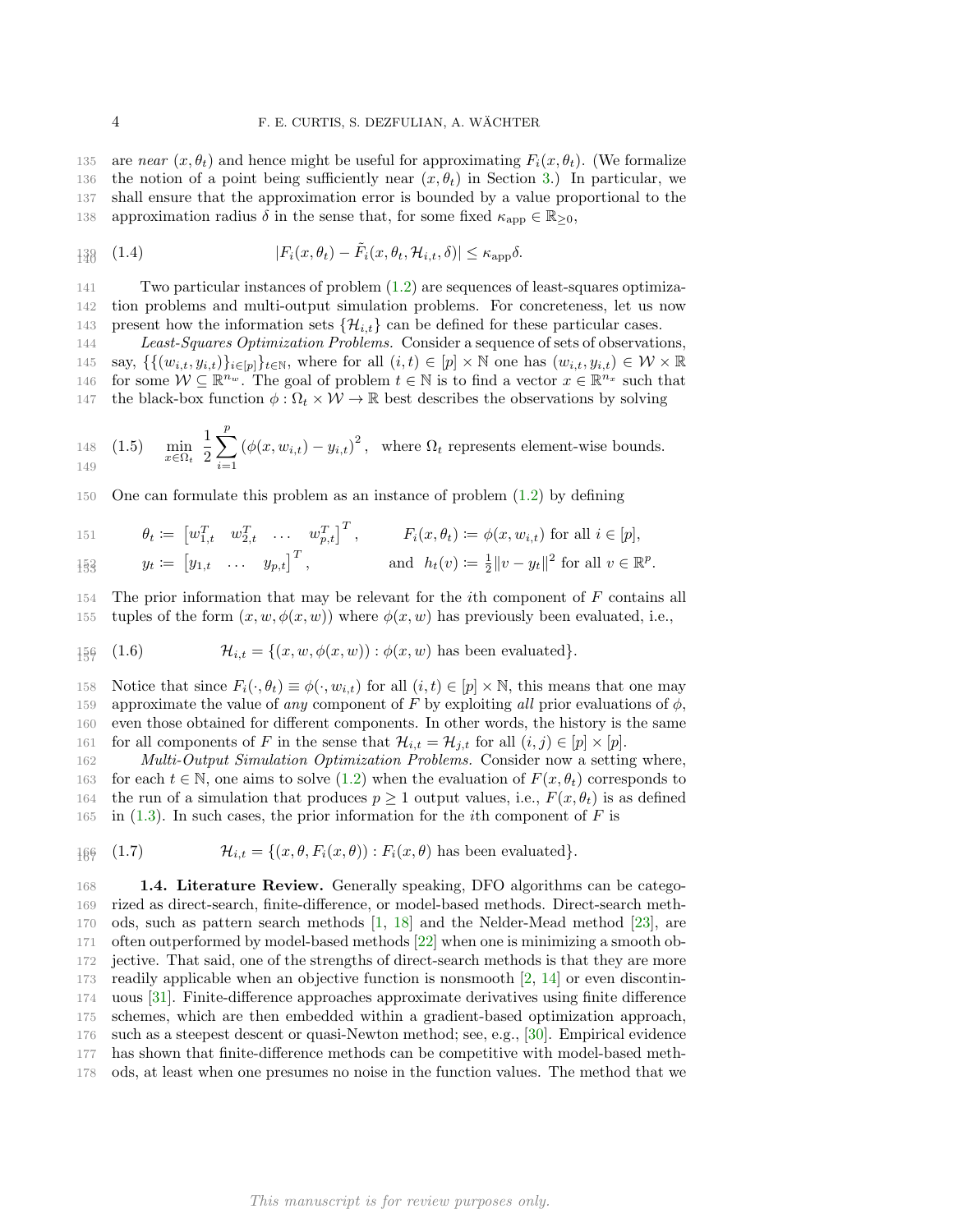are *near* $(x, \theta_t)$ and hence might be useful for approximating $F_i(x, \theta_t)$. (We formalize the notion of a point being sufficiently near $(x, \theta_t)$ in Section 3.) In particular, we shall ensure that the approximation error is bounded by a value proportional to the approximation radius $\delta$ in the sense that, for some fixed $\kappa_{\text{app}} \in \mathbb{R}_{\geq 0}$,

$$|F_i(x, \theta_t) - \tilde{F}_i(x, \theta_t, \mathcal{H}_{i,t}, \delta)| \leq \kappa_{\text{app}} \delta. \tag{1.4}$$

Two particular instances of problem (1.2) are sequences of least-squares optimization problems and multi-output simulation problems. For concreteness, let us now present how the information sets $\{\mathcal{H}_{i,t}\}$ can be defined for these particular cases.

*Least-Squares Optimization Problems.* Consider a sequence of sets of observations, say, $\{\{(w_{i,t}, y_{i,t})\}_{i \in [p]}\}_{t \in \mathbb{N}}$, where for all $(i, t) \in [p] \times \mathbb{N}$ one has $(w_{i,t}, y_{i,t}) \in \mathcal{W} \times \mathbb{R}$ for some $\mathcal{W} \subseteq \mathbb{R}^{n_w}$. The goal of problem $t \in \mathbb{N}$ is to find a vector $x \in \mathbb{R}^{n_x}$ such that the black-box function $\phi : \Omega_t \times \mathcal{W} \to \mathbb{R}$ best describes the observations by solving

$$\min_{x \in \Omega_t} \ \frac{1}{2} \sum_{i=1}^{p} \left( \phi(x, w_{i,t}) - y_{i,t} \right)^2, \quad \text{where } \Omega_t \text{ represents element-wise bounds.} \tag{1.5}$$

One can formulate this problem as an instance of problem (1.2) by defining

$$\begin{aligned}
\theta_t &:= \begin{bmatrix} w_{1,t}^T & w_{2,t}^T & \ldots & w_{p,t}^T \end{bmatrix}^T, & F_i(x, \theta_t) &:= \phi(x, w_{i,t}) \text{ for all } i \in [p], \\
y_t &:= \begin{bmatrix} y_{1,t} & \ldots & y_{p,t} \end{bmatrix}^T, & \text{and } \ h_t(v) &:= \tfrac{1}{2}\|v - y_t\|^2 \text{ for all } v \in \mathbb{R}^p.
\end{aligned}$$

The prior information that may be relevant for the $i$th component of $F$ contains all tuples of the form $(x, w, \phi(x, w))$ where $\phi(x, w)$ has previously been evaluated, i.e.,

$$\mathcal{H}_{i,t} = \{(x, w, \phi(x, w)) : \phi(x, w) \text{ has been evaluated}\}. \tag{1.6}$$

Notice that since $F_i(\cdot, \theta_t) \equiv \phi(\cdot, w_{i,t})$ for all $(i, t) \in [p] \times \mathbb{N}$, this means that one may approximate the value of *any* component of $F$ by exploiting *all* prior evaluations of $\phi$, even those obtained for different components. In other words, the history is the same for all components of $F$ in the sense that $\mathcal{H}_{i,t} = \mathcal{H}_{j,t}$ for all $(i, j) \in [p] \times [p]$.

*Multi-Output Simulation Optimization Problems.* Consider now a setting where, for each $t \in \mathbb{N}$, one aims to solve (1.2) when the evaluation of $F(x, \theta_t)$ corresponds to the run of a simulation that produces $p \geq 1$ output values, i.e., $F(x, \theta_t)$ is as defined in (1.3). In such cases, the prior information for the $i$th component of $F$ is

$$\mathcal{H}_{i,t} = \{(x, \theta, F_i(x, \theta)) : F_i(x, \theta) \text{ has been evaluated}\}. \tag{1.7}$$

### 1.4. Literature Review.

Generally speaking, DFO algorithms can be categorized as direct-search, finite-difference, or model-based methods. Direct-search methods, such as pattern search methods [1, 18] and the Nelder-Mead method [23], are often outperformed by model-based methods [22] when one is minimizing a smooth objective. That said, one of the strengths of direct-search methods is that they are more readily applicable when an objective function is nonsmooth [2, 14] or even discontinuous [31]. Finite-difference approaches approximate derivatives using finite difference schemes, which are then embedded within a gradient-based optimization approach, such as a steepest descent or quasi-Newton method; see, e.g., [30]. Empirical evidence has shown that finite-difference methods can be competitive with model-based methods, at least when one presumes no noise in the function values. The method that we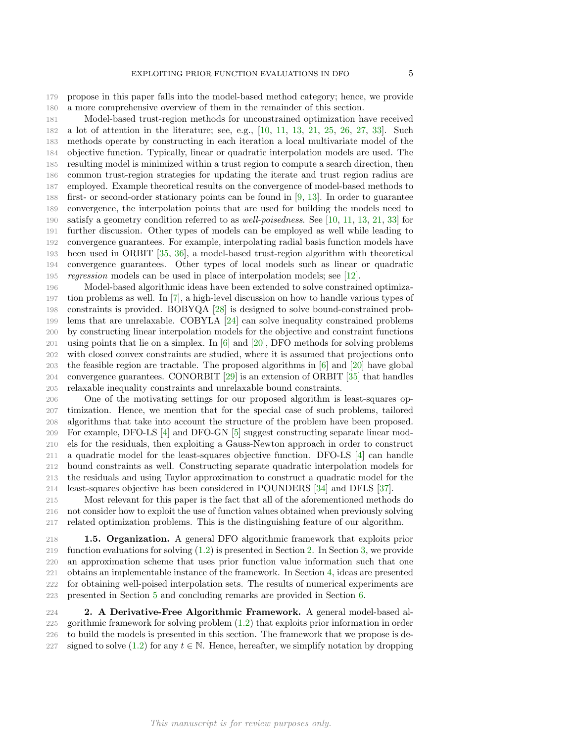propose in this paper falls into the model-based method category; hence, we provide a more comprehensive overview of them in the remainder of this section.

Model-based trust-region methods for unconstrained optimization have received a lot of attention in the literature; see, e.g., [10, 11, 13, 21, 25, 26, 27, 33]. Such methods operate by constructing in each iteration a local multivariate model of the objective function. Typically, linear or quadratic interpolation models are used. The resulting model is minimized within a trust region to compute a search direction, then common trust-region strategies for updating the iterate and trust region radius are employed. Example theoretical results on the convergence of model-based methods to first- or second-order stationary points can be found in [9, 13]. In order to guarantee convergence, the interpolation points that are used for building the models need to satisfy a geometry condition referred to as *well-poisedness*. See [10, 11, 13, 21, 33] for further discussion. Other types of models can be employed as well while leading to convergence guarantees. For example, interpolating radial basis function models have been used in ORBIT [35, 36], a model-based trust-region algorithm with theoretical convergence guarantees. Other types of local models such as linear or quadratic *regression* models can be used in place of interpolation models; see [12].

Model-based algorithmic ideas have been extended to solve constrained optimization problems as well. In [7], a high-level discussion on how to handle various types of constraints is provided. BOBYQA [28] is designed to solve bound-constrained problems that are unrelaxable. COBYLA [24] can solve inequality constrained problems by constructing linear interpolation models for the objective and constraint functions using points that lie on a simplex. In [6] and [20], DFO methods for solving problems with closed convex constraints are studied, where it is assumed that projections onto the feasible region are tractable. The proposed algorithms in [6] and [20] have global convergence guarantees. CONORBIT [29] is an extension of ORBIT [35] that handles relaxable inequality constraints and unrelaxable bound constraints.

One of the motivating settings for our proposed algorithm is least-squares optimization. Hence, we mention that for the special case of such problems, tailored algorithms that take into account the structure of the problem have been proposed. For example, DFO-LS [4] and DFO-GN [5] suggest constructing separate linear models for the residuals, then exploiting a Gauss-Newton approach in order to construct a quadratic model for the least-squares objective function. DFO-LS [4] can handle bound constraints as well. Constructing separate quadratic interpolation models for the residuals and using Taylor approximation to construct a quadratic model for the least-squares objective has been considered in POUNDERS [34] and DFLS [37].

Most relevant for this paper is the fact that all of the aforementioned methods do not consider how to exploit the use of function values obtained when previously solving related optimization problems. This is the distinguishing feature of our algorithm.

**1.5. Organization.** A general DFO algorithmic framework that exploits prior function evaluations for solving (1.2) is presented in Section 2. In Section 3, we provide an approximation scheme that uses prior function value information such that one obtains an implementable instance of the framework. In Section 4, ideas are presented for obtaining well-poised interpolation sets. The results of numerical experiments are presented in Section 5 and concluding remarks are provided in Section 6.

## 2. A Derivative-Free Algorithmic Framework.

A general model-based algorithmic framework for solving problem (1.2) that exploits prior information in order to build the models is presented in this section. The framework that we propose is designed to solve (1.2) for any $t \in \mathbb{N}$. Hence, hereafter, we simplify notation by dropping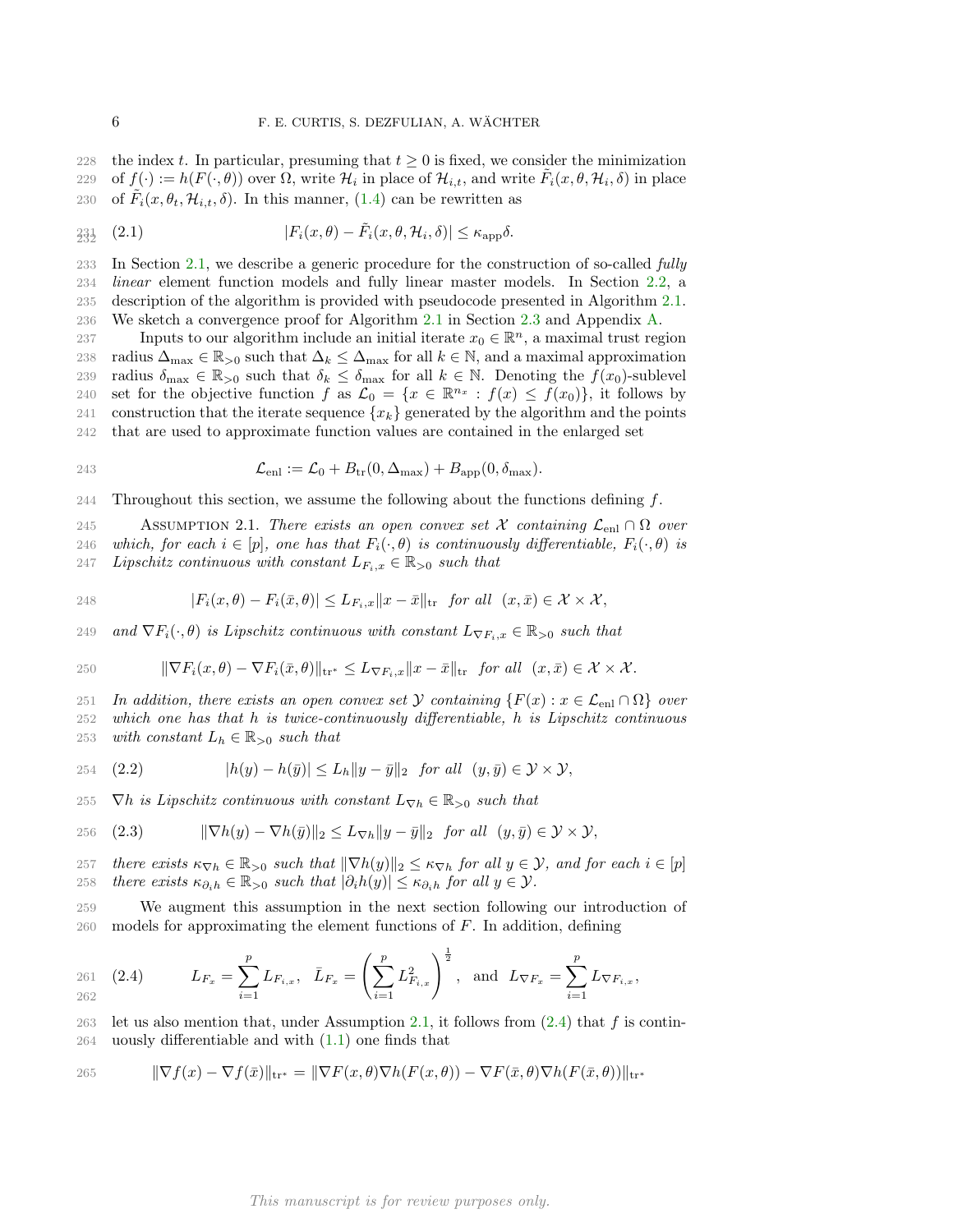the index $t$. In particular, presuming that $t \geq 0$ is fixed, we consider the minimization of $f(\cdot) := h(F(\cdot, \theta))$ over $\Omega$, write $\mathcal{H}_i$ in place of $\mathcal{H}_{i,t}$, and write $\tilde{F}_i(x, \theta, \mathcal{H}_i, \delta)$ in place of $\tilde{F}_i(x, \theta_t, \mathcal{H}_{i,t}, \delta)$. In this manner, (1.4) can be rewritten as

$$|F_i(x, \theta) - \tilde{F}_i(x, \theta, \mathcal{H}_i, \delta)| \leq \kappa_{\rm app}\delta. \tag{2.1}$$

In Section 2.1, we describe a generic procedure for the construction of so-called *fully linear* element function models and fully linear master models. In Section 2.2, a description of the algorithm is provided with pseudocode presented in Algorithm 2.1. We sketch a convergence proof for Algorithm 2.1 in Section 2.3 and Appendix A.

Inputs to our algorithm include an initial iterate $x_0 \in \mathbb{R}^n$, a maximal trust region radius $\Delta_{\max} \in \mathbb{R}_{>0}$ such that $\Delta_k \leq \Delta_{\max}$ for all $k \in \mathbb{N}$, and a maximal approximation radius $\delta_{\max} \in \mathbb{R}_{>0}$ such that $\delta_k \leq \delta_{\max}$ for all $k \in \mathbb{N}$. Denoting the $f(x_0)$-sublevel set for the objective function $f$ as $\mathcal{L}_0 = \{x \in \mathbb{R}^{n_x} : f(x) \leq f(x_0)\}$, it follows by construction that the iterate sequence $\{x_k\}$ generated by the algorithm and the points that are used to approximate function values are contained in the enlarged set

$$\mathcal{L}_{\rm enl} := \mathcal{L}_0 + B_{\rm tr}(0, \Delta_{\max}) + B_{\rm app}(0, \delta_{\max}).$$

Throughout this section, we assume the following about the functions defining $f$.

Assumption 2.1. *There exists an open convex set $\mathcal{X}$ containing $\mathcal{L}_{\rm enl} \cap \Omega$ over which, for each $i \in [p]$, one has that $F_i(\cdot, \theta)$ is continuously differentiable, $F_i(\cdot, \theta)$ is Lipschitz continuous with constant $L_{F_i,x} \in \mathbb{R}_{>0}$ such that*

$$|F_i(x, \theta) - F_i(\bar{x}, \theta)| \leq L_{F_i,x}\|x - \bar{x}\|_{\rm tr} \ \text{ for all } \ (x, \bar{x}) \in \mathcal{X} \times \mathcal{X},$$

*and $\nabla F_i(\cdot, \theta)$ is Lipschitz continuous with constant $L_{\nabla F_i,x} \in \mathbb{R}_{>0}$ such that*

$$\|\nabla F_i(x, \theta) - \nabla F_i(\bar{x}, \theta)\|_{\rm tr^*} \leq L_{\nabla F_i,x}\|x - \bar{x}\|_{\rm tr} \ \text{ for all } \ (x, \bar{x}) \in \mathcal{X} \times \mathcal{X}.$$

*In addition, there exists an open convex set $\mathcal{Y}$ containing $\{F(x) : x \in \mathcal{L}_{\rm enl} \cap \Omega\}$ over which one has that $h$ is twice-continuously differentiable, $h$ is Lipschitz continuous with constant $L_h \in \mathbb{R}_{>0}$ such that*

$$|h(y) - h(\bar{y})| \leq L_h\|y - \bar{y}\|_2 \ \text{ for all } \ (y, \bar{y}) \in \mathcal{Y} \times \mathcal{Y}, \tag{2.2}$$

*$\nabla h$ is Lipschitz continuous with constant $L_{\nabla h} \in \mathbb{R}_{>0}$ such that*

$$\|\nabla h(y) - \nabla h(\bar{y})\|_2 \leq L_{\nabla h}\|y - \bar{y}\|_2 \ \text{ for all } \ (y, \bar{y}) \in \mathcal{Y} \times \mathcal{Y}, \tag{2.3}$$

*there exists $\kappa_{\nabla h} \in \mathbb{R}_{>0}$ such that $\|\nabla h(y)\|_2 \leq \kappa_{\nabla h}$ for all $y \in \mathcal{Y}$, and for each $i \in [p]$ there exists $\kappa_{\partial_i h} \in \mathbb{R}_{>0}$ such that $|\partial_i h(y)| \leq \kappa_{\partial_i h}$ for all $y \in \mathcal{Y}$.*

We augment this assumption in the next section following our introduction of models for approximating the element functions of $F$. In addition, defining

$$L_{F_x} = \sum_{i=1}^{p} L_{F_i,x}, \quad \bar{L}_{F_x} = \left(\sum_{i=1}^{p} L_{F_i,x}^2\right)^{\frac{1}{2}}, \quad \text{and} \quad L_{\nabla F_x} = \sum_{i=1}^{p} L_{\nabla F_i,x}, \tag{2.4}$$

let us also mention that, under Assumption 2.1, it follows from (2.4) that $f$ is continuously differentiable and with (1.1) one finds that

$$\|\nabla f(x) - \nabla f(\bar{x})\|_{\rm tr^*} = \|\nabla F(x, \theta)\nabla h(F(x, \theta)) - \nabla F(\bar{x}, \theta)\nabla h(F(\bar{x}, \theta))\|_{\rm tr^*}$$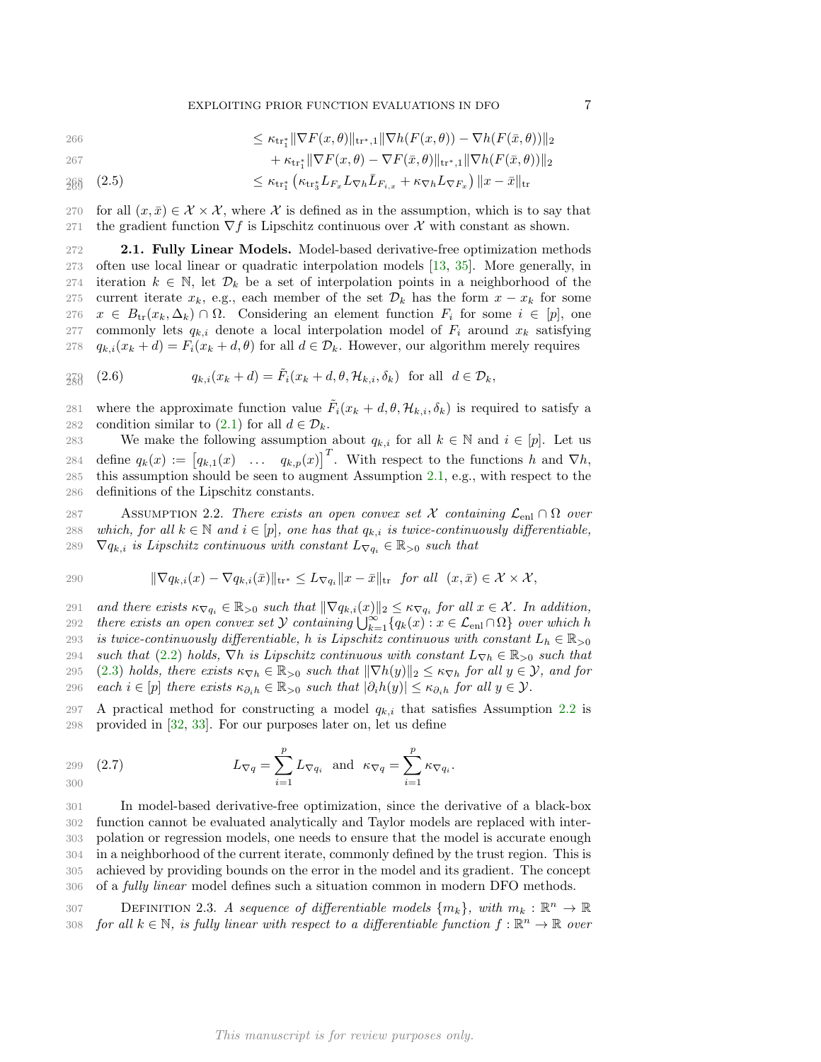$$
\begin{aligned}
&\leq \kappa_{\mathrm{tr}_1^*} \|\nabla F(x,\theta)\|_{\mathrm{tr}^*,1} \|\nabla h(F(x,\theta)) - \nabla h(F(\bar{x},\theta))\|_2 \\
&\quad + \kappa_{\mathrm{tr}_1^*} \|\nabla F(x,\theta) - \nabla F(\bar{x},\theta)\|_{\mathrm{tr}^*,1} \|\nabla h(F(\bar{x},\theta))\|_2 \\
&\leq \kappa_{\mathrm{tr}_1^*} \left( \kappa_{\mathrm{tr}_3^*} L_{F_x} L_{\nabla h} \bar{L}_{F_i,x} + \kappa_{\nabla h} L_{\nabla F_x} \right) \|x - \bar{x}\|_{\mathrm{tr}} \qquad (2.5)
\end{aligned}
$$

for all $(x, \bar{x}) \in \mathcal{X} \times \mathcal{X}$, where $\mathcal{X}$ is defined as in the assumption, which is to say that the gradient function $\nabla f$ is Lipschitz continuous over $\mathcal{X}$ with constant as shown.

**2.1. Fully Linear Models.** Model-based derivative-free optimization methods often use local linear or quadratic interpolation models [13, 35]. More generally, in iteration $k \in \mathbb{N}$, let $\mathcal{D}_k$ be a set of interpolation points in a neighborhood of the current iterate $x_k$, e.g., each member of the set $\mathcal{D}_k$ has the form $x - x_k$ for some $x \in B_{\mathrm{tr}}(x_k, \Delta_k) \cap \Omega$. Considering an element function $F_i$ for some $i \in [p]$, one commonly lets $q_{k,i}$ denote a local interpolation model of $F_i$ around $x_k$ satisfying $q_{k,i}(x_k + d) = F_i(x_k + d, \theta)$ for all $d \in \mathcal{D}_k$. However, our algorithm merely requires

$$
q_{k,i}(x_k + d) = \tilde{F}_i(x_k + d, \theta, \mathcal{H}_{k,i}, \delta_k) \ \text{ for all } \ d \in \mathcal{D}_k, \qquad (2.6)
$$

where the approximate function value $\tilde{F}_i(x_k + d, \theta, \mathcal{H}_{k,i}, \delta_k)$ is required to satisfy a condition similar to (2.1) for all $d \in \mathcal{D}_k$.

We make the following assumption about $q_{k,i}$ for all $k \in \mathbb{N}$ and $i \in [p]$. Let us define $q_k(x) := \begin{bmatrix} q_{k,1}(x) & \ldots & q_{k,p}(x) \end{bmatrix}^T$. With respect to the functions $h$ and $\nabla h$, this assumption should be seen to augment Assumption 2.1, e.g., with respect to the definitions of the Lipschitz constants.

Assumption 2.2. *There exists an open convex set $\mathcal{X}$ containing $\mathcal{L}_{\mathrm{enl}} \cap \Omega$ over which, for all $k \in \mathbb{N}$ and $i \in [p]$, one has that $q_{k,i}$ is twice-continuously differentiable, $\nabla q_{k,i}$ is Lipschitz continuous with constant $L_{\nabla q_i} \in \mathbb{R}_{>0}$ such that*

$$
\|\nabla q_{k,i}(x) - \nabla q_{k,i}(\bar{x})\|_{\mathrm{tr}^*} \leq L_{\nabla q_i} \|x - \bar{x}\|_{\mathrm{tr}} \ \text{ for all } \ (x, \bar{x}) \in \mathcal{X} \times \mathcal{X},
$$

*and there exists $\kappa_{\nabla q_i} \in \mathbb{R}_{>0}$ such that $\|\nabla q_{k,i}(x)\|_2 \leq \kappa_{\nabla q_i}$ for all $x \in \mathcal{X}$. In addition, there exists an open convex set $\mathcal{Y}$ containing $\bigcup_{k=1}^{\infty}\{q_k(x) : x \in \mathcal{L}_{\mathrm{enl}} \cap \Omega\}$ over which $h$ is twice-continuously differentiable, $h$ is Lipschitz continuous with constant $L_h \in \mathbb{R}_{>0}$ such that (2.2) holds, $\nabla h$ is Lipschitz continuous with constant $L_{\nabla h} \in \mathbb{R}_{>0}$ such that (2.3) holds, there exists $\kappa_{\nabla h} \in \mathbb{R}_{>0}$ such that $\|\nabla h(y)\|_2 \leq \kappa_{\nabla h}$ for all $y \in \mathcal{Y}$, and for each $i \in [p]$ there exists $\kappa_{\partial_i h} \in \mathbb{R}_{>0}$ such that $|\partial_i h(y)| \leq \kappa_{\partial_i h}$ for all $y \in \mathcal{Y}$.*

A practical method for constructing a model $q_{k,i}$ that satisfies Assumption 2.2 is provided in [32, 33]. For our purposes later on, let us define

$$
L_{\nabla q} = \sum_{i=1}^{p} L_{\nabla q_i} \ \text{ and } \ \kappa_{\nabla q} = \sum_{i=1}^{p} \kappa_{\nabla q_i}. \qquad (2.7)
$$

In model-based derivative-free optimization, since the derivative of a black-box function cannot be evaluated analytically and Taylor models are replaced with interpolation or regression models, one needs to ensure that the model is accurate enough in a neighborhood of the current iterate, commonly defined by the trust region. This is achieved by providing bounds on the error in the model and its gradient. The concept of a *fully linear* model defines such a situation common in modern DFO methods.

Definition 2.3. *A sequence of differentiable models $\{m_k\}$, with $m_k : \mathbb{R}^n \to \mathbb{R}$ for all $k \in \mathbb{N}$, is fully linear with respect to a differentiable function $f : \mathbb{R}^n \to \mathbb{R}$ over*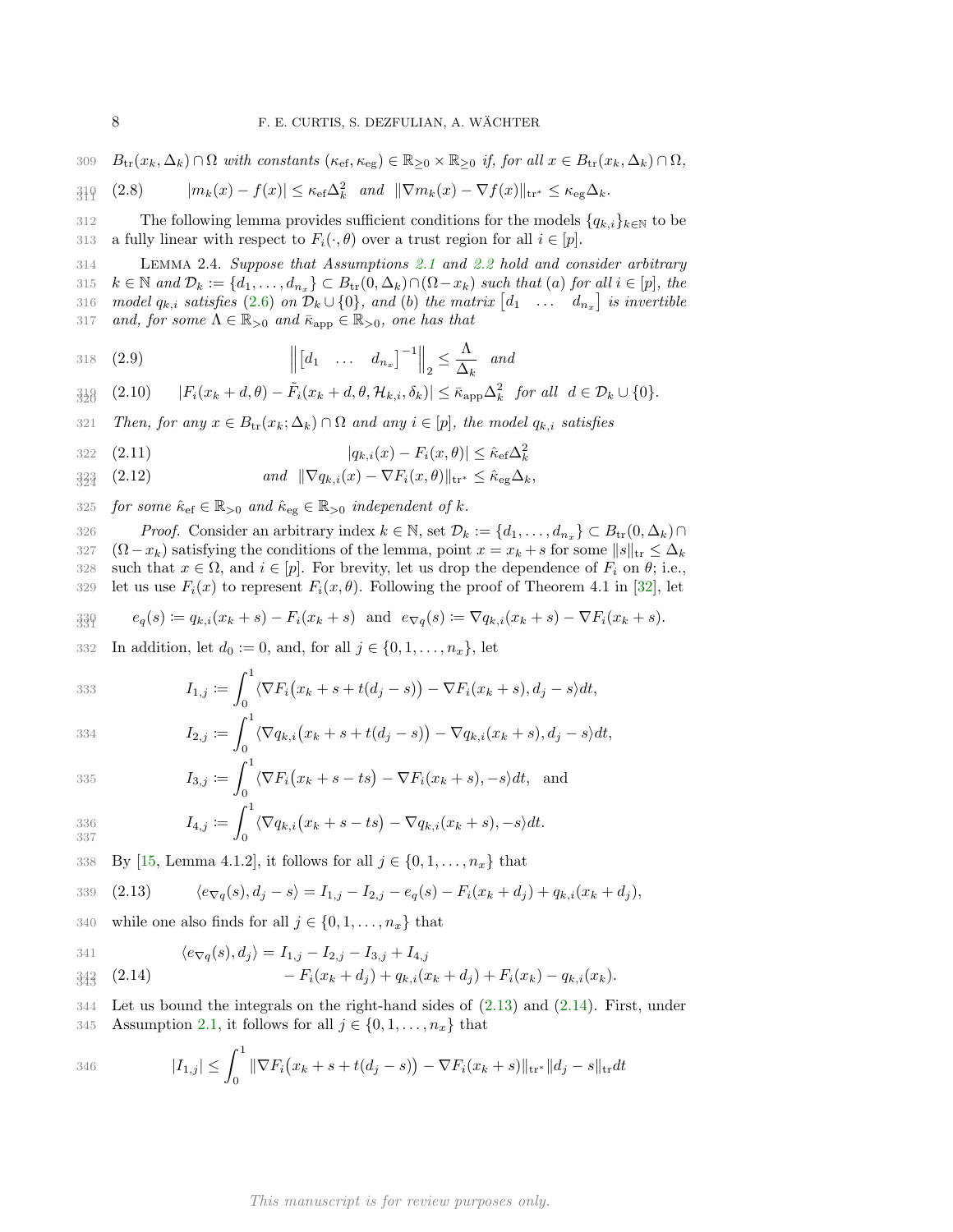$B_{\rm tr}(x_k, \Delta_k) \cap \Omega$ *with constants* $(\kappa_{\rm ef}, \kappa_{\rm eg}) \in \mathbb{R}_{\geq 0} \times \mathbb{R}_{\geq 0}$ *if, for all* $x \in B_{\rm tr}(x_k, \Delta_k) \cap \Omega$,

$$|m_k(x) - f(x)| \leq \kappa_{\rm ef}\Delta_k^2 \quad \text{and} \quad \|\nabla m_k(x) - \nabla f(x)\|_{\rm tr^*} \leq \kappa_{\rm eg}\Delta_k. \tag{2.8}$$

The following lemma provides sufficient conditions for the models $\{q_{k,i}\}_{k\in\mathbb{N}}$ to be a fully linear with respect to $F_i(\cdot, \theta)$ over a trust region for all $i \in [p]$.

Lemma 2.4. *Suppose that Assumptions 2.1 and 2.2 hold and consider arbitrary* $k \in \mathbb{N}$ *and* $\mathcal{D}_k := \{d_1, \dots, d_{n_x}\} \subset B_{\rm tr}(0, \Delta_k) \cap (\Omega - x_k)$ *such that (a) for all* $i \in [p]$*, the model* $q_{k,i}$ *satisfies (2.6) on* $\mathcal{D}_k \cup \{0\}$*, and (b) the matrix* $\begin{bmatrix} d_1 & \dots & d_{n_x}\end{bmatrix}$ *is invertible and, for some* $\Lambda \in \mathbb{R}_{>0}$ *and* $\bar\kappa_{\rm app} \in \mathbb{R}_{>0}$*, one has that*

$$\left\|\begin{bmatrix} d_1 & \dots & d_{n_x}\end{bmatrix}^{-1}\right\|_2 \leq \frac{\Lambda}{\Delta_k} \quad \text{and} \tag{2.9}$$

$$|F_i(x_k + d, \theta) - \tilde F_i(x_k + d, \theta, \mathcal{H}_{k,i}, \delta_k)| \leq \bar\kappa_{\rm app}\Delta_k^2 \quad \text{for all} \quad d \in \mathcal{D}_k \cup \{0\}. \tag{2.10}$$

*Then, for any* $x \in B_{\rm tr}(x_k; \Delta_k) \cap \Omega$ *and any* $i \in [p]$*, the model* $q_{k,i}$ *satisfies*

$$|q_{k,i}(x) - F_i(x, \theta)| \leq \hat\kappa_{\rm ef}\Delta_k^2 \tag{2.11}$$

$$\text{and} \quad \|\nabla q_{k,i}(x) - \nabla F_i(x, \theta)\|_{\rm tr^*} \leq \hat\kappa_{\rm eg}\Delta_k, \tag{2.12}$$

*for some* $\hat\kappa_{\rm ef} \in \mathbb{R}_{>0}$ *and* $\hat\kappa_{\rm eg} \in \mathbb{R}_{>0}$ *independent of* $k$.

*Proof.* Consider an arbitrary index $k \in \mathbb{N}$, set $\mathcal{D}_k := \{d_1, \dots, d_{n_x}\} \subset B_{\rm tr}(0, \Delta_k) \cap (\Omega - x_k)$ satisfying the conditions of the lemma, point $x = x_k + s$ for some $\|s\|_{\rm tr} \leq \Delta_k$ such that $x \in \Omega$, and $i \in [p]$. For brevity, let us drop the dependence of $F_i$ on $\theta$; i.e., let us use $F_i(x)$ to represent $F_i(x, \theta)$. Following the proof of Theorem 4.1 in [32], let

$$e_q(s) := q_{k,i}(x_k + s) - F_i(x_k + s) \quad \text{and} \quad e_{\nabla q}(s) := \nabla q_{k,i}(x_k + s) - \nabla F_i(x_k + s).$$

In addition, let $d_0 := 0$, and, for all $j \in \{0, 1, \dots, n_x\}$, let

$$I_{1,j} := \int_0^1 \langle \nabla F_i\big(x_k + s + t(d_j - s)\big) - \nabla F_i(x_k + s), d_j - s\rangle dt,$$

$$I_{2,j} := \int_0^1 \langle \nabla q_{k,i}\big(x_k + s + t(d_j - s)\big) - \nabla q_{k,i}(x_k + s), d_j - s\rangle dt,$$

$$I_{3,j} := \int_0^1 \langle \nabla F_i\big(x_k + s - ts\big) - \nabla F_i(x_k + s), -s\rangle dt, \quad \text{and}$$

$$I_{4,j} := \int_0^1 \langle \nabla q_{k,i}\big(x_k + s - ts\big) - \nabla q_{k,i}(x_k + s), -s\rangle dt.$$

By [15, Lemma 4.1.2], it follows for all $j \in \{0, 1, \dots, n_x\}$ that

$$\langle e_{\nabla q}(s), d_j - s\rangle = I_{1,j} - I_{2,j} - e_q(s) - F_i(x_k + d_j) + q_{k,i}(x_k + d_j), \tag{2.13}$$

while one also finds for all $j \in \{0, 1, \dots, n_x\}$ that

$$\begin{aligned} \langle e_{\nabla q}(s), d_j\rangle &= I_{1,j} - I_{2,j} - I_{3,j} + I_{4,j} \\ &\quad - F_i(x_k + d_j) + q_{k,i}(x_k + d_j) + F_i(x_k) - q_{k,i}(x_k). \end{aligned} \tag{2.14}$$

Let us bound the integrals on the right-hand sides of (2.13) and (2.14). First, under Assumption 2.1, it follows for all $j \in \{0, 1, \dots, n_x\}$ that

$$|I_{1,j}| \leq \int_0^1 \|\nabla F_i\big(x_k + s + t(d_j - s)\big) - \nabla F_i(x_k + s)\|_{\rm tr^*}\|d_j - s\|_{\rm tr} dt$$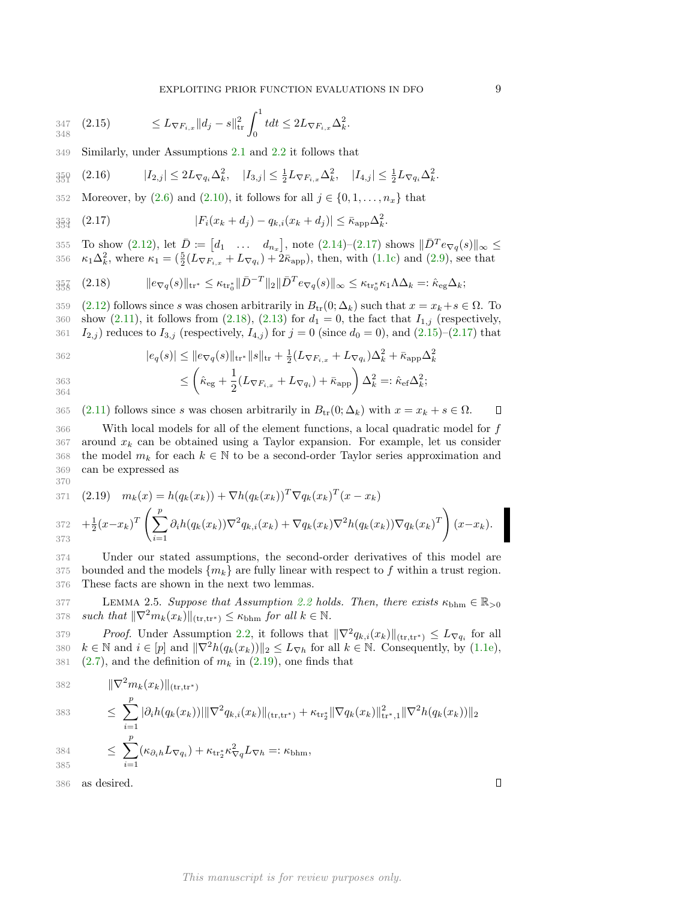$$\leq L_{\nabla F_{i,x}} \|d_j - s\|_{\text{tr}}^2 \int_0^1 t dt \leq 2L_{\nabla F_{i,x}} \Delta_k^2. \tag{2.15}$$

Similarly, under Assumptions 2.1 and 2.2 it follows that

$$|I_{2,j}| \leq 2L_{\nabla q_i} \Delta_k^2, \quad |I_{3,j}| \leq \tfrac{1}{2} L_{\nabla F_{i,x}} \Delta_k^2, \quad |I_{4,j}| \leq \tfrac{1}{2} L_{\nabla q_i} \Delta_k^2. \tag{2.16}$$

Moreover, by (2.6) and (2.10), it follows for all $j \in \{0, 1, \ldots, n_x\}$ that

$$|F_i(x_k + d_j) - q_{k,i}(x_k + d_j)| \leq \bar{\kappa}_{\text{app}} \Delta_k^2. \tag{2.17}$$

To show (2.12), let $\bar{D} := \begin{bmatrix} d_1 & \ldots & d_{n_x} \end{bmatrix}$, note (2.14)–(2.17) shows $\|\bar{D}^T e_{\nabla q}(s)\|_\infty \leq \kappa_1 \Delta_k^2$, where $\kappa_1 = (\frac{5}{2}(L_{\nabla F_{i,x}} + L_{\nabla q_i}) + 2\bar{\kappa}_{\text{app}})$, then, with (1.1c) and (2.9), see that

$$\|e_{\nabla q}(s)\|_{\text{tr}^*} \leq \kappa_{\text{tr}_0^*} \|\bar{D}^{-T}\|_2 \|\bar{D}^T e_{\nabla q}(s)\|_\infty \leq \kappa_{\text{tr}_0^*} \kappa_1 \Lambda \Delta_k =: \hat{\kappa}_{\text{eg}} \Delta_k; \tag{2.18}$$

(2.12) follows since $s$ was chosen arbitrarily in $B_{\text{tr}}(0; \Delta_k)$ such that $x = x_k + s \in \Omega$. To show (2.11), it follows from (2.18), (2.13) for $d_1 = 0$, the fact that $I_{1,j}$ (respectively, $I_{2,j}$) reduces to $I_{3,j}$ (respectively, $I_{4,j}$) for $j = 0$ (since $d_0 = 0$), and (2.15)–(2.17) that

$$\begin{aligned}
|e_q(s)| &\leq \|e_{\nabla q}(s)\|_{\text{tr}^*} \|s\|_{\text{tr}} + \tfrac{1}{2}(L_{\nabla F_{i,x}} + L_{\nabla q_i})\Delta_k^2 + \bar{\kappa}_{\text{app}} \Delta_k^2 \\
&\leq \left( \hat{\kappa}_{\text{eg}} + \frac{1}{2}(L_{\nabla F_{i,x}} + L_{\nabla q_i}) + \bar{\kappa}_{\text{app}} \right) \Delta_k^2 =: \hat{\kappa}_{\text{ef}} \Delta_k^2;
\end{aligned}$$

(2.11) follows since $s$ was chosen arbitrarily in $B_{\text{tr}}(0; \Delta_k)$ with $x = x_k + s \in \Omega$. ∎

With local models for all of the element functions, a local quadratic model for $f$ around $x_k$ can be obtained using a Taylor expansion. For example, let us consider the model $m_k$ for each $k \in \mathbb{N}$ to be a second-order Taylor series approximation and can be expressed as

$$\begin{aligned}
m_k(x) &= h(q_k(x_k)) + \nabla h(q_k(x_k))^T \nabla q_k(x_k)^T (x - x_k) \\
&+ \tfrac{1}{2}(x - x_k)^T \left( \sum_{i=1}^p \partial_i h(q_k(x_k)) \nabla^2 q_{k,i}(x_k) + \nabla q_k(x_k) \nabla^2 h(q_k(x_k)) \nabla q_k(x_k)^T \right)(x - x_k).
\end{aligned} \tag{2.19}$$

Under our stated assumptions, the second-order derivatives of this model are bounded and the models $\{m_k\}$ are fully linear with respect to $f$ within a trust region. These facts are shown in the next two lemmas.

**Lemma 2.5.** *Suppose that Assumption 2.2 holds. Then, there exists $\kappa_{\text{bhm}} \in \mathbb{R}_{>0}$ such that $\|\nabla^2 m_k(x_k)\|_{(\text{tr},\text{tr}^*)} \leq \kappa_{\text{bhm}}$ for all $k \in \mathbb{N}$.*

*Proof.* Under Assumption 2.2, it follows that $\|\nabla^2 q_{k,i}(x_k)\|_{(\text{tr},\text{tr}^*)} \leq L_{\nabla q_i}$ for all $k \in \mathbb{N}$ and $i \in [p]$ and $\|\nabla^2 h(q_k(x_k))\|_2 \leq L_{\nabla h}$ for all $k \in \mathbb{N}$. Consequently, by (1.1e), (2.7), and the definition of $m_k$ in (2.19), one finds that

$$\begin{aligned}
&\|\nabla^2 m_k(x_k)\|_{(\text{tr},\text{tr}^*)} \\
&\leq \sum_{i=1}^p |\partial_i h(q_k(x_k))| \|\nabla^2 q_{k,i}(x_k)\|_{(\text{tr},\text{tr}^*)} + \kappa_{\text{tr}_2^*} \|\nabla q_k(x_k)\|_{\text{tr}^*,1}^2 \|\nabla^2 h(q_k(x_k))\|_2 \\
&\leq \sum_{i=1}^p (\kappa_{\partial_i h} L_{\nabla q_i}) + \kappa_{\text{tr}_2^*} \kappa_{\nabla q}^2 L_{\nabla h} =: \kappa_{\text{bhm}},
\end{aligned}$$

as desired. ∎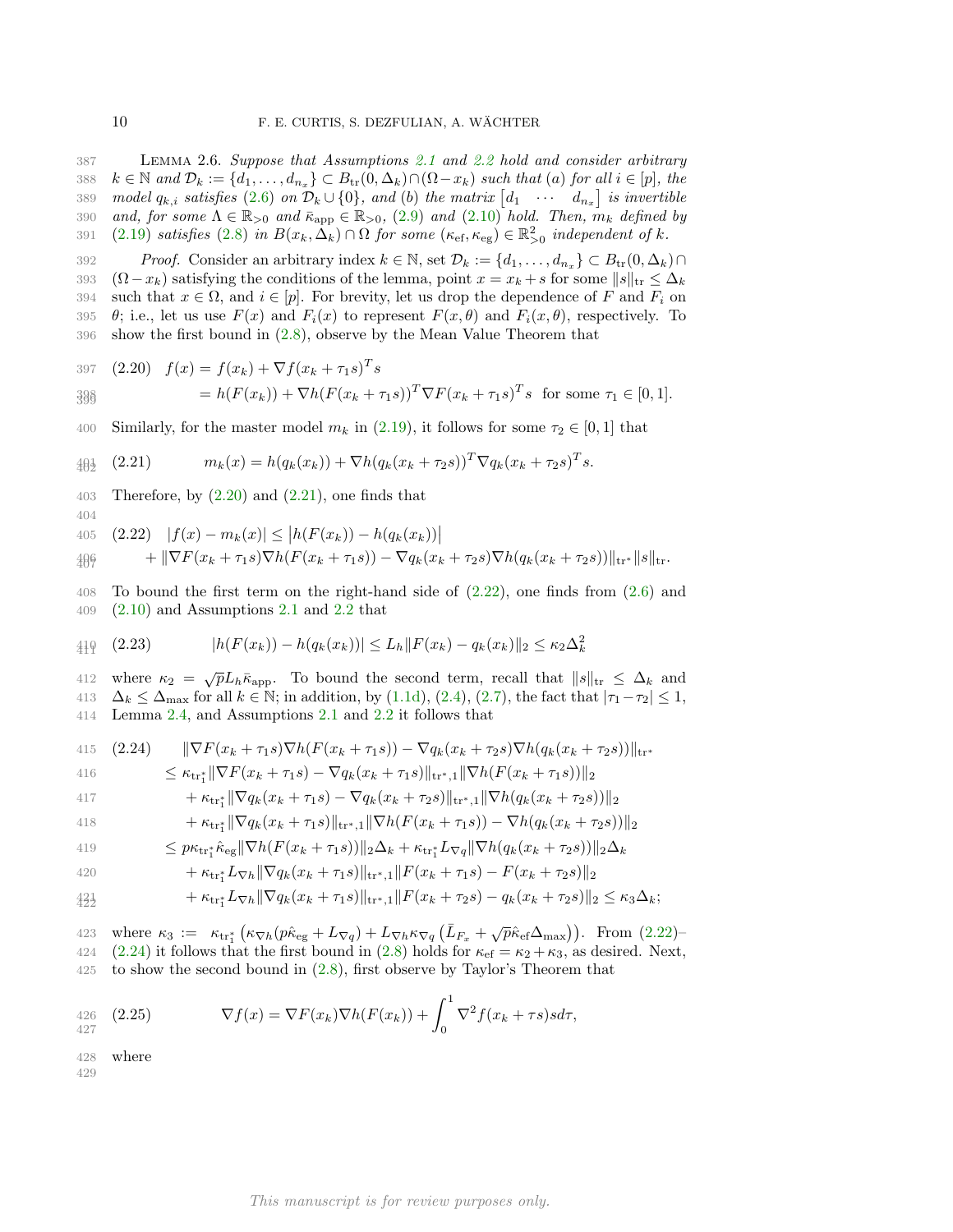LEMMA 2.6. *Suppose that Assumptions 2.1 and 2.2 hold and consider arbitrary $k \in \mathbb{N}$ and $\mathcal{D}_k := \{d_1, \dots, d_{n_x}\} \subset B_{\rm tr}(0, \Delta_k) \cap (\Omega - x_k)$ such that (a) for all $i \in [p]$, the model $q_{k,i}$ satisfies (2.6) on $\mathcal{D}_k \cup \{0\}$, and (b) the matrix $\begin{bmatrix} d_1 & \cdots & d_{n_x} \end{bmatrix}$ is invertible and, for some $\Lambda \in \mathbb{R}_{>0}$ and $\bar\kappa_{\rm app} \in \mathbb{R}_{>0}$, (2.9) and (2.10) hold. Then, $m_k$ defined by (2.19) satisfies (2.8) in $B(x_k, \Delta_k) \cap \Omega$ for some $(\kappa_{\rm ef}, \kappa_{\rm eg}) \in \mathbb{R}^2_{>0}$ independent of $k$.*

*Proof.* Consider an arbitrary index $k \in \mathbb{N}$, set $\mathcal{D}_k := \{d_1, \dots, d_{n_x}\} \subset B_{\rm tr}(0, \Delta_k) \cap (\Omega - x_k)$ satisfying the conditions of the lemma, point $x = x_k + s$ for some $\|s\|_{\rm tr} \le \Delta_k$ such that $x \in \Omega$, and $i \in [p]$. For brevity, let us drop the dependence of $F$ and $F_i$ on $\theta$; i.e., let us use $F(x)$ and $F_i(x)$ to represent $F(x, \theta)$ and $F_i(x, \theta)$, respectively. To show the first bound in (2.8), observe by the Mean Value Theorem that

$$
\begin{aligned}
(2.20)\quad f(x) &= f(x_k) + \nabla f(x_k + \tau_1 s)^T s \\
&= h(F(x_k)) + \nabla h(F(x_k + \tau_1 s))^T \nabla F(x_k + \tau_1 s)^T s \quad \text{for some } \tau_1 \in [0, 1].
\end{aligned}
$$

Similarly, for the master model $m_k$ in (2.19), it follows for some $\tau_2 \in [0, 1]$ that

$$
(2.21)\qquad m_k(x) = h(q_k(x_k)) + \nabla h(q_k(x_k + \tau_2 s))^T \nabla q_k(x_k + \tau_2 s)^T s.
$$

Therefore, by (2.20) and (2.21), one finds that

$$
\begin{aligned}
(2.22)\quad |f(x) - m_k(x)| &\le \big|h(F(x_k)) - h(q_k(x_k))\big| \\
&\quad + \|\nabla F(x_k + \tau_1 s) \nabla h(F(x_k + \tau_1 s)) - \nabla q_k(x_k + \tau_2 s) \nabla h(q_k(x_k + \tau_2 s))\|_{\rm tr^*} \|s\|_{\rm tr}.
\end{aligned}
$$

To bound the first term on the right-hand side of (2.22), one finds from (2.6) and (2.10) and Assumptions 2.1 and 2.2 that

$$
(2.23)\qquad |h(F(x_k)) - h(q_k(x_k))| \le L_h \|F(x_k) - q_k(x_k)\|_2 \le \kappa_2 \Delta_k^2
$$

where $\kappa_2 = \sqrt{p} L_h \bar\kappa_{\rm app}$. To bound the second term, recall that $\|s\|_{\rm tr} \le \Delta_k$ and $\Delta_k \le \Delta_{\max}$ for all $k \in \mathbb{N}$; in addition, by (1.1d), (2.4), (2.7), the fact that $|\tau_1 - \tau_2| \le 1$, Lemma 2.4, and Assumptions 2.1 and 2.2 it follows that

$$
\begin{aligned}
(2.24)\quad &\|\nabla F(x_k + \tau_1 s) \nabla h(F(x_k + \tau_1 s)) - \nabla q_k(x_k + \tau_2 s) \nabla h(q_k(x_k + \tau_2 s))\|_{\rm tr^*} \\
&\le \kappa_{\rm tr_1^*} \|\nabla F(x_k + \tau_1 s) - \nabla q_k(x_k + \tau_1 s)\|_{{\rm tr^*},1} \|\nabla h(F(x_k + \tau_1 s))\|_2 \\
&\quad + \kappa_{\rm tr_1^*} \|\nabla q_k(x_k + \tau_1 s) - \nabla q_k(x_k + \tau_2 s)\|_{{\rm tr^*},1} \|\nabla h(q_k(x_k + \tau_2 s))\|_2 \\
&\quad + \kappa_{\rm tr_1^*} \|\nabla q_k(x_k + \tau_1 s)\|_{{\rm tr^*},1} \|\nabla h(F(x_k + \tau_1 s)) - \nabla h(q_k(x_k + \tau_2 s))\|_2 \\
&\le p \kappa_{\rm tr_1^*} \hat\kappa_{\rm eg} \|\nabla h(F(x_k + \tau_1 s))\|_2 \Delta_k + \kappa_{\rm tr_1^*} L_{\nabla q} \|\nabla h(q_k(x_k + \tau_2 s))\|_2 \Delta_k \\
&\quad + \kappa_{\rm tr_1^*} L_{\nabla h} \|\nabla q_k(x_k + \tau_1 s)\|_{{\rm tr^*},1} \|F(x_k + \tau_1 s) - F(x_k + \tau_2 s)\|_2 \\
&\quad + \kappa_{\rm tr_1^*} L_{\nabla h} \|\nabla q_k(x_k + \tau_1 s)\|_{{\rm tr^*},1} \|F(x_k + \tau_2 s) - q_k(x_k + \tau_2 s)\|_2 \le \kappa_3 \Delta_k;
\end{aligned}
$$

where $\kappa_3 := \kappa_{\rm tr_1^*} \left(\kappa_{\nabla h}(p \hat\kappa_{\rm eg} + L_{\nabla q}) + L_{\nabla h} \kappa_{\nabla q} \left(\bar L_{F_x} + \sqrt{p} \hat\kappa_{\rm ef} \Delta_{\max}\right)\right)$. From (2.22)–(2.24) it follows that the first bound in (2.8) holds for $\kappa_{\rm ef} = \kappa_2 + \kappa_3$, as desired. Next, to show the second bound in (2.8), first observe by Taylor's Theorem that

$$
(2.25)\qquad \nabla f(x) = \nabla F(x_k) \nabla h(F(x_k)) + \int_0^1 \nabla^2 f(x_k + \tau s) s d\tau,
$$

where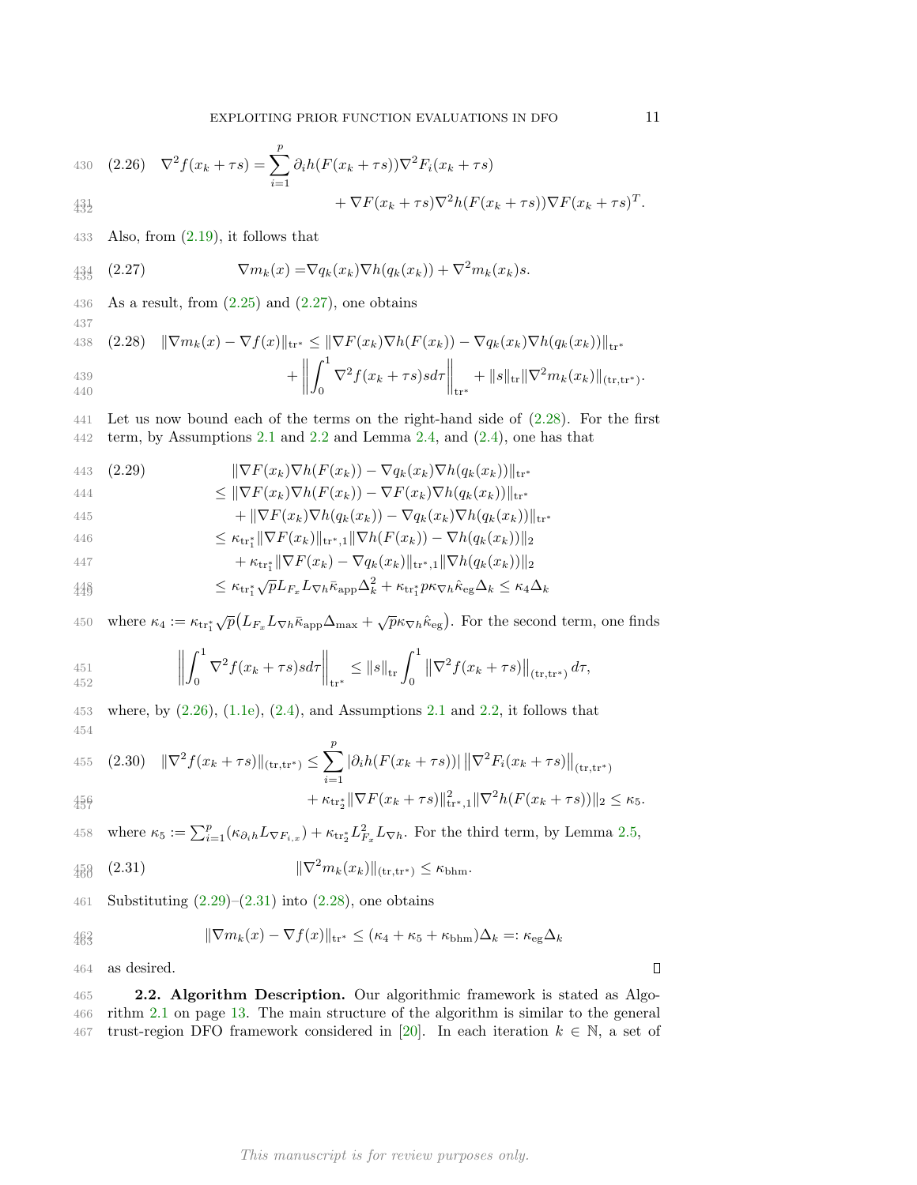$$\nabla^2 f(x_k + \tau s) = \sum_{i=1}^{p} \partial_i h(F(x_k + \tau s)) \nabla^2 F_i(x_k + \tau s) + \nabla F(x_k + \tau s) \nabla^2 h(F(x_k + \tau s)) \nabla F(x_k + \tau s)^T. \tag{2.26}$$

Also, from (2.19), it follows that

$$\nabla m_k(x) = \nabla q_k(x_k) \nabla h(q_k(x_k)) + \nabla^2 m_k(x_k) s. \tag{2.27}$$

As a result, from (2.25) and (2.27), one obtains

$$\|\nabla m_k(x) - \nabla f(x)\|_{\text{tr}^*} \leq \|\nabla F(x_k) \nabla h(F(x_k)) - \nabla q_k(x_k) \nabla h(q_k(x_k))\|_{\text{tr}^*} + \left\| \int_0^1 \nabla^2 f(x_k + \tau s) s d\tau \right\|_{\text{tr}^*} + \|s\|_{\text{tr}} \|\nabla^2 m_k(x_k)\|_{(\text{tr},\text{tr}^*)}. \tag{2.28}$$

Let us now bound each of the terms on the right-hand side of (2.28). For the first term, by Assumptions 2.1 and 2.2 and Lemma 2.4, and (2.4), one has that

$$\begin{aligned}
&\|\nabla F(x_k) \nabla h(F(x_k)) - \nabla q_k(x_k) \nabla h(q_k(x_k))\|_{\text{tr}^*} \\
&\leq \|\nabla F(x_k) \nabla h(F(x_k)) - \nabla F(x_k) \nabla h(q_k(x_k))\|_{\text{tr}^*} \\
&\quad + \|\nabla F(x_k) \nabla h(q_k(x_k)) - \nabla q_k(x_k) \nabla h(q_k(x_k))\|_{\text{tr}^*} \\
&\leq \kappa_{\text{tr}_1^*} \|\nabla F(x_k)\|_{\text{tr}^*,1} \|\nabla h(F(x_k)) - \nabla h(q_k(x_k))\|_2 \\
&\quad + \kappa_{\text{tr}_1^*} \|\nabla F(x_k) - \nabla q_k(x_k)\|_{\text{tr}^*,1} \|\nabla h(q_k(x_k))\|_2 \\
&\leq \kappa_{\text{tr}_1^*} \sqrt{p} L_{F_x} L_{\nabla h} \bar{\kappa}_{\text{app}} \Delta_k^2 + \kappa_{\text{tr}_1^*} p \kappa_{\nabla h} \hat{\kappa}_{\text{eg}} \Delta_k \leq \kappa_4 \Delta_k
\end{aligned} \tag{2.29}$$

where $\kappa_4 := \kappa_{\text{tr}_1^*} \sqrt{p} \big( L_{F_x} L_{\nabla h} \bar{\kappa}_{\text{app}} \Delta_{\max} + \sqrt{p} \kappa_{\nabla h} \hat{\kappa}_{\text{eg}} \big)$. For the second term, one finds

$$\left\| \int_0^1 \nabla^2 f(x_k + \tau s) s d\tau \right\|_{\text{tr}^*} \leq \|s\|_{\text{tr}} \int_0^1 \left\| \nabla^2 f(x_k + \tau s) \right\|_{(\text{tr},\text{tr}^*)} d\tau,$$

where, by (2.26), (1.1e), (2.4), and Assumptions 2.1 and 2.2, it follows that

$$\|\nabla^2 f(x_k + \tau s)\|_{(\text{tr},\text{tr}^*)} \leq \sum_{i=1}^{p} |\partial_i h(F(x_k + \tau s))| \left\| \nabla^2 F_i(x_k + \tau s) \right\|_{(\text{tr},\text{tr}^*)} + \kappa_{\text{tr}_2^*} \|\nabla F(x_k + \tau s)\|_{\text{tr}^*,1}^2 \|\nabla^2 h(F(x_k + \tau s))\|_2 \leq \kappa_5. \tag{2.30}$$

where $\kappa_5 := \sum_{i=1}^{p} (\kappa_{\partial_i h} L_{\nabla F_{i,x}}) + \kappa_{\text{tr}_2^*} L_{F_x}^2 L_{\nabla h}$. For the third term, by Lemma 2.5,

$$\|\nabla^2 m_k(x_k)\|_{(\text{tr},\text{tr}^*)} \leq \kappa_{\text{bhm}}. \tag{2.31}$$

Substituting (2.29)–(2.31) into (2.28), one obtains

$$\|\nabla m_k(x) - \nabla f(x)\|_{\text{tr}^*} \leq (\kappa_4 + \kappa_5 + \kappa_{\text{bhm}}) \Delta_k =: \kappa_{\text{eg}} \Delta_k$$

as desired. $\square$

**2.2. Algorithm Description.** Our algorithmic framework is stated as Algorithm 2.1 on page 13. The main structure of the algorithm is similar to the general trust-region DFO framework considered in [20]. In each iteration $k \in \mathbb{N}$, a set of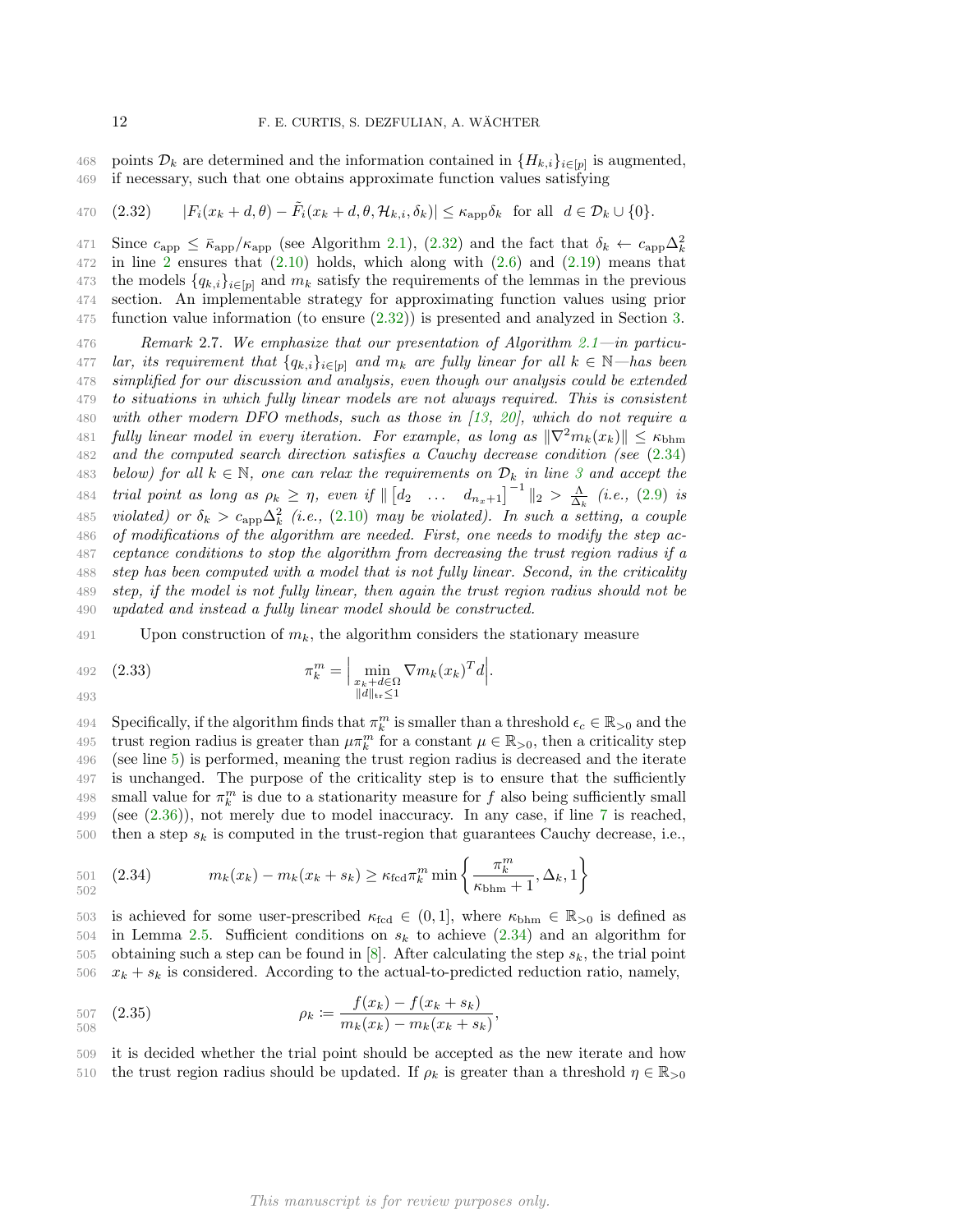points $\mathcal{D}_k$ are determined and the information contained in $\{H_{k,i}\}_{i\in[p]}$ is augmented, if necessary, such that one obtains approximate function values satisfying

$$|F_i(x_k + d, \theta) - \tilde{F}_i(x_k + d, \theta, \mathcal{H}_{k,i}, \delta_k)| \leq \kappa_{\rm app}\delta_k \ \text{ for all } \ d \in \mathcal{D}_k \cup \{0\}. \tag{2.32}$$

Since $c_{\rm app} \leq \bar{\kappa}_{\rm app}/\kappa_{\rm app}$ (see Algorithm 2.1), (2.32) and the fact that $\delta_k \leftarrow c_{\rm app}\Delta_k^2$ in line 2 ensures that (2.10) holds, which along with (2.6) and (2.19) means that the models $\{q_{k,i}\}_{i\in[p]}$ and $m_k$ satisfy the requirements of the lemmas in the previous section. An implementable strategy for approximating function values using prior function value information (to ensure (2.32)) is presented and analyzed in Section 3.

*Remark* 2.7. *We emphasize that our presentation of Algorithm 2.1—in particular, its requirement that $\{q_{k,i}\}_{i\in[p]}$ and $m_k$ are fully linear for all $k \in \mathbb{N}$—has been simplified for our discussion and analysis, even though our analysis could be extended to situations in which fully linear models are not always required. This is consistent with other modern DFO methods, such as those in [13, 20], which do not require a fully linear model in every iteration. For example, as long as $\|\nabla^2 m_k(x_k)\| \leq \kappa_{\rm bhm}$ and the computed search direction satisfies a Cauchy decrease condition (see (2.34) below) for all $k \in \mathbb{N}$, one can relax the requirements on $\mathcal{D}_k$ in line 3 and accept the trial point as long as $\rho_k \geq \eta$, even if $\|\begin{bmatrix} d_2 & \dots & d_{n_x+1}\end{bmatrix}^{-1}\|_2 > \frac{\Lambda}{\Delta_k}$ (i.e., (2.9) is violated) or $\delta_k > c_{\rm app}\Delta_k^2$ (i.e., (2.10) may be violated). In such a setting, a couple of modifications of the algorithm are needed. First, one needs to modify the step acceptance conditions to stop the algorithm from decreasing the trust region radius if a step has been computed with a model that is not fully linear. Second, in the criticality step, if the model is not fully linear, then again the trust region radius should not be updated and instead a fully linear model should be constructed.*

Upon construction of $m_k$, the algorithm considers the stationary measure

$$\pi_k^m = \Big|\min_{\substack{x_k + d \in \Omega \\ \|d\|_{\rm tr} \leq 1}} \nabla m_k(x_k)^T d\Big|. \tag{2.33}$$

Specifically, if the algorithm finds that $\pi_k^m$ is smaller than a threshold $\epsilon_c \in \mathbb{R}_{>0}$ and the trust region radius is greater than $\mu\pi_k^m$ for a constant $\mu \in \mathbb{R}_{>0}$, then a criticality step (see line 5) is performed, meaning the trust region radius is decreased and the iterate is unchanged. The purpose of the criticality step is to ensure that the sufficiently small value for $\pi_k^m$ is due to a stationarity measure for $f$ also being sufficiently small (see (2.36)), not merely due to model inaccuracy. In any case, if line 7 is reached, then a step $s_k$ is computed in the trust-region that guarantees Cauchy decrease, i.e.,

$$m_k(x_k) - m_k(x_k + s_k) \geq \kappa_{\rm fcd}\pi_k^m \min\left\{\frac{\pi_k^m}{\kappa_{\rm bhm} + 1}, \Delta_k, 1\right\} \tag{2.34}$$

is achieved for some user-prescribed $\kappa_{\rm fcd} \in (0, 1]$, where $\kappa_{\rm bhm} \in \mathbb{R}_{>0}$ is defined as in Lemma 2.5. Sufficient conditions on $s_k$ to achieve (2.34) and an algorithm for obtaining such a step can be found in [8]. After calculating the step $s_k$, the trial point $x_k + s_k$ is considered. According to the actual-to-predicted reduction ratio, namely,

$$\rho_k := \frac{f(x_k) - f(x_k + s_k)}{m_k(x_k) - m_k(x_k + s_k)}, \tag{2.35}$$

it is decided whether the trial point should be accepted as the new iterate and how the trust region radius should be updated. If $\rho_k$ is greater than a threshold $\eta \in \mathbb{R}_{>0}$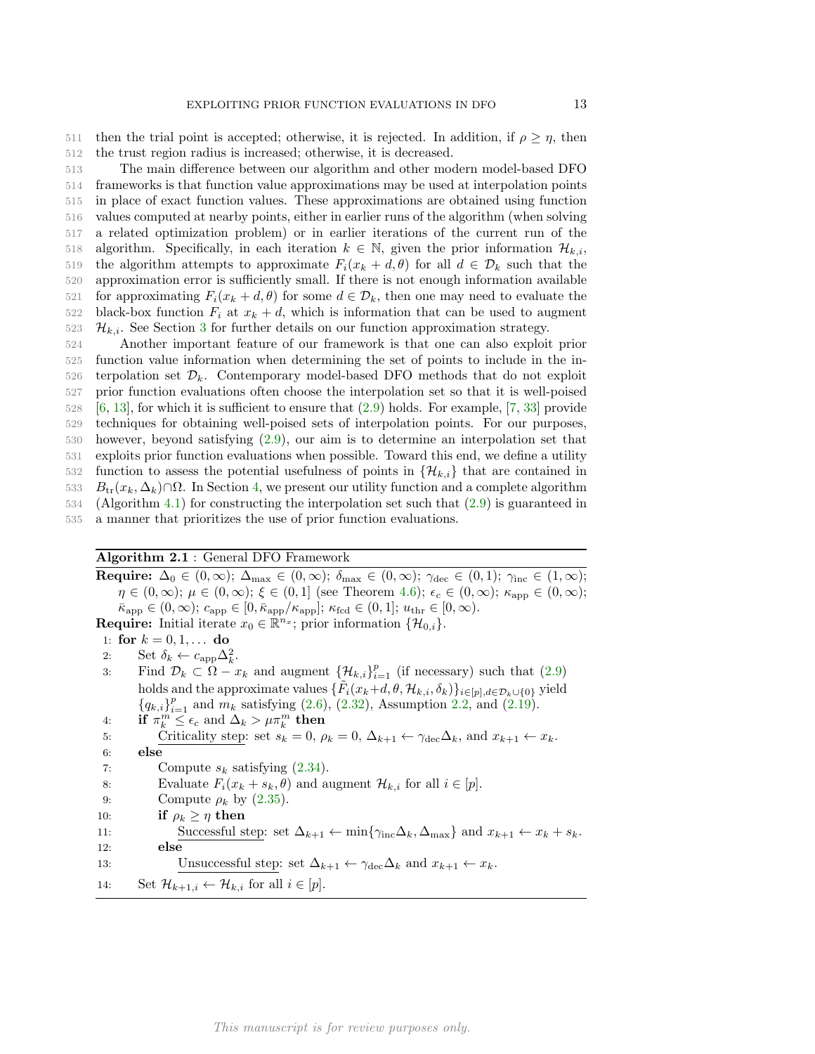then the trial point is accepted; otherwise, it is rejected. In addition, if $\rho \geq \eta$, then the trust region radius is increased; otherwise, it is decreased.

The main difference between our algorithm and other modern model-based DFO frameworks is that function value approximations may be used at interpolation points in place of exact function values. These approximations are obtained using function values computed at nearby points, either in earlier runs of the algorithm (when solving a related optimization problem) or in earlier iterations of the current run of the algorithm. Specifically, in each iteration $k \in \mathbb{N}$, given the prior information $\mathcal{H}_{k,i}$, the algorithm attempts to approximate $F_i(x_k + d, \theta)$ for all $d \in \mathcal{D}_k$ such that the approximation error is sufficiently small. If there is not enough information available for approximating $F_i(x_k + d, \theta)$ for some $d \in \mathcal{D}_k$, then one may need to evaluate the black-box function $F_i$ at $x_k + d$, which is information that can be used to augment $\mathcal{H}_{k,i}$. See Section 3 for further details on our function approximation strategy.

Another important feature of our framework is that one can also exploit prior function value information when determining the set of points to include in the interpolation set $\mathcal{D}_k$. Contemporary model-based DFO methods that do not exploit prior function evaluations often choose the interpolation set so that it is well-poised [6, 13], for which it is sufficient to ensure that (2.9) holds. For example, [7, 33] provide techniques for obtaining well-poised sets of interpolation points. For our purposes, however, beyond satisfying (2.9), our aim is to determine an interpolation set that exploits prior function evaluations when possible. Toward this end, we define a utility function to assess the potential usefulness of points in $\{\mathcal{H}_{k,i}\}$ that are contained in $B_{\text{tr}}(x_k, \Delta_k) \cap \Omega$. In Section 4, we present our utility function and a complete algorithm (Algorithm 4.1) for constructing the interpolation set such that (2.9) is guaranteed in a manner that prioritizes the use of prior function evaluations.

---

**Algorithm 2.1** : General DFO Framework

---

**Require:** $\Delta_0 \in (0, \infty)$; $\Delta_{\max} \in (0, \infty)$; $\delta_{\max} \in (0, \infty)$; $\gamma_{\text{dec}} \in (0, 1)$; $\gamma_{\text{inc}} \in (1, \infty)$; $\eta \in (0, \infty)$; $\mu \in (0, \infty)$; $\xi \in (0, 1]$ (see Theorem 4.6); $\epsilon_c \in (0, \infty)$; $\kappa_{\text{app}} \in (0, \infty)$; $\bar{\kappa}_{\text{app}} \in (0, \infty)$; $c_{\text{app}} \in [0, \bar{\kappa}_{\text{app}}/\kappa_{\text{app}}]$; $\kappa_{\text{fcd}} \in (0, 1]$; $u_{\text{thr}} \in [0, \infty)$.

**Require:** Initial iterate $x_0 \in \mathbb{R}^{n_x}$; prior information $\{\mathcal{H}_{0,i}\}$.

1: **for** $k = 0, 1, \ldots$ **do**
2: &nbsp;&nbsp;&nbsp;&nbsp;Set $\delta_k \leftarrow c_{\text{app}} \Delta_k^2$.
3: &nbsp;&nbsp;&nbsp;&nbsp;Find $\mathcal{D}_k \subset \Omega - x_k$ and augment $\{\mathcal{H}_{k,i}\}_{i=1}^p$ (if necessary) such that (2.9) holds and the approximate values $\{\tilde{F}_i(x_k + d, \theta, \mathcal{H}_{k,i}, \delta_k)\}_{i \in [p], d \in \mathcal{D}_k \cup \{0\}}$ yield $\{q_{k,i}\}_{i=1}^p$ and $m_k$ satisfying (2.6), (2.32), Assumption 2.2, and (2.19).
4: &nbsp;&nbsp;&nbsp;&nbsp;**if** $\pi_k^m \leq \epsilon_c$ and $\Delta_k > \mu \pi_k^m$ **then**
5: &nbsp;&nbsp;&nbsp;&nbsp;&nbsp;&nbsp;&nbsp;&nbsp;Criticality step: set $s_k = 0$, $\rho_k = 0$, $\Delta_{k+1} \leftarrow \gamma_{\text{dec}} \Delta_k$, and $x_{k+1} \leftarrow x_k$.
6: &nbsp;&nbsp;&nbsp;&nbsp;**else**
7: &nbsp;&nbsp;&nbsp;&nbsp;&nbsp;&nbsp;&nbsp;&nbsp;Compute $s_k$ satisfying (2.34).
8: &nbsp;&nbsp;&nbsp;&nbsp;&nbsp;&nbsp;&nbsp;&nbsp;Evaluate $F_i(x_k + s_k, \theta)$ and augment $\mathcal{H}_{k,i}$ for all $i \in [p]$.
9: &nbsp;&nbsp;&nbsp;&nbsp;&nbsp;&nbsp;&nbsp;&nbsp;Compute $\rho_k$ by (2.35).
10: &nbsp;&nbsp;&nbsp;&nbsp;&nbsp;&nbsp;&nbsp;**if** $\rho_k \geq \eta$ **then**
11: &nbsp;&nbsp;&nbsp;&nbsp;&nbsp;&nbsp;&nbsp;&nbsp;&nbsp;&nbsp;&nbsp;&nbsp;Successful step: set $\Delta_{k+1} \leftarrow \min\{\gamma_{\text{inc}} \Delta_k, \Delta_{\max}\}$ and $x_{k+1} \leftarrow x_k + s_k$.
12: &nbsp;&nbsp;&nbsp;&nbsp;&nbsp;&nbsp;&nbsp;**else**
13: &nbsp;&nbsp;&nbsp;&nbsp;&nbsp;&nbsp;&nbsp;&nbsp;&nbsp;&nbsp;&nbsp;&nbsp;Unsuccessful step: set $\Delta_{k+1} \leftarrow \gamma_{\text{dec}} \Delta_k$ and $x_{k+1} \leftarrow x_k$.
14: &nbsp;&nbsp;&nbsp;Set $\mathcal{H}_{k+1,i} \leftarrow \mathcal{H}_{k,i}$ for all $i \in [p]$.

---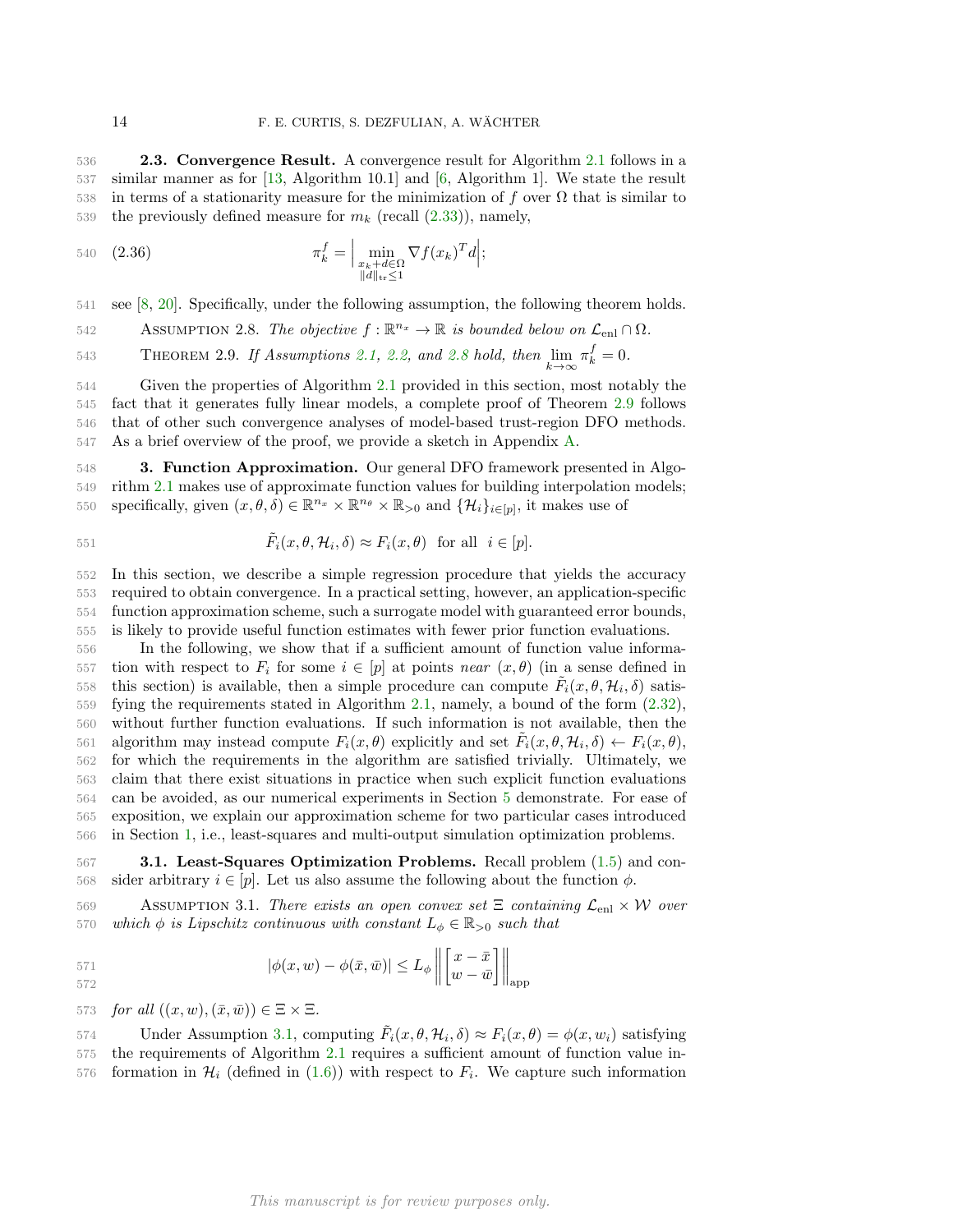### 2.3. Convergence Result.

A convergence result for Algorithm 2.1 follows in a similar manner as for [13, Algorithm 10.1] and [6, Algorithm 1]. We state the result in terms of a stationarity measure for the minimization of $f$ over $\Omega$ that is similar to the previously defined measure for $m_k$ (recall (2.33)), namely,

$$\pi_k^f = \left| \min_{\substack{x_k + d \in \Omega \\ \|d\|_{\text{tr}} \leq 1}} \nabla f(x_k)^T d \right|; \tag{2.36}$$

see [8, 20]. Specifically, under the following assumption, the following theorem holds.

Assumption 2.8. *The objective $f : \mathbb{R}^{n_x} \to \mathbb{R}$ is bounded below on $\mathcal{L}_{\text{enl}} \cap \Omega$.*

Theorem 2.9. *If Assumptions 2.1, 2.2, and 2.8 hold, then $\lim_{k \to \infty} \pi_k^f = 0$.*

Given the properties of Algorithm 2.1 provided in this section, most notably the fact that it generates fully linear models, a complete proof of Theorem 2.9 follows that of other such convergence analyses of model-based trust-region DFO methods. As a brief overview of the proof, we provide a sketch in Appendix A.

## 3. Function Approximation.

Our general DFO framework presented in Algorithm 2.1 makes use of approximate function values for building interpolation models; specifically, given $(x, \theta, \delta) \in \mathbb{R}^{n_x} \times \mathbb{R}^{n_\theta} \times \mathbb{R}_{>0}$ and $\{\mathcal{H}_i\}_{i \in [p]}$, it makes use of

$$\tilde{F}_i(x, \theta, \mathcal{H}_i, \delta) \approx F_i(x, \theta) \text{ for all } i \in [p].$$

In this section, we describe a simple regression procedure that yields the accuracy required to obtain convergence. In a practical setting, however, an application-specific function approximation scheme, such a surrogate model with guaranteed error bounds, is likely to provide useful function estimates with fewer prior function evaluations.

In the following, we show that if a sufficient amount of function value information with respect to $F_i$ for some $i \in [p]$ at points *near* $(x, \theta)$ (in a sense defined in this section) is available, then a simple procedure can compute $\tilde{F}_i(x, \theta, \mathcal{H}_i, \delta)$ satisfying the requirements stated in Algorithm 2.1, namely, a bound of the form (2.32), without further function evaluations. If such information is not available, then the algorithm may instead compute $F_i(x, \theta)$ explicitly and set $\tilde{F}_i(x, \theta, \mathcal{H}_i, \delta) \leftarrow F_i(x, \theta)$, for which the requirements in the algorithm are satisfied trivially. Ultimately, we claim that there exist situations in practice when such explicit function evaluations can be avoided, as our numerical experiments in Section 5 demonstrate. For ease of exposition, we explain our approximation scheme for two particular cases introduced in Section 1, i.e., least-squares and multi-output simulation optimization problems.

### 3.1. Least-Squares Optimization Problems.

Recall problem (1.5) and consider arbitrary $i \in [p]$. Let us also assume the following about the function $\phi$.

Assumption 3.1. *There exists an open convex set $\Xi$ containing $\mathcal{L}_{\text{enl}} \times \mathcal{W}$ over which $\phi$ is Lipschitz continuous with constant $L_\phi \in \mathbb{R}_{>0}$ such that*

$$|\phi(x, w) - \phi(\bar{x}, \bar{w})| \leq L_\phi \left\| \begin{bmatrix} x - \bar{x} \\ w - \bar{w} \end{bmatrix} \right\|_{\text{app}}$$

*for all $((x, w), (\bar{x}, \bar{w})) \in \Xi \times \Xi$.*

Under Assumption 3.1, computing $\tilde{F}_i(x, \theta, \mathcal{H}_i, \delta) \approx F_i(x, \theta) = \phi(x, w_i)$ satisfying the requirements of Algorithm 2.1 requires a sufficient amount of function value information in $\mathcal{H}_i$ (defined in (1.6)) with respect to $F_i$. We capture such information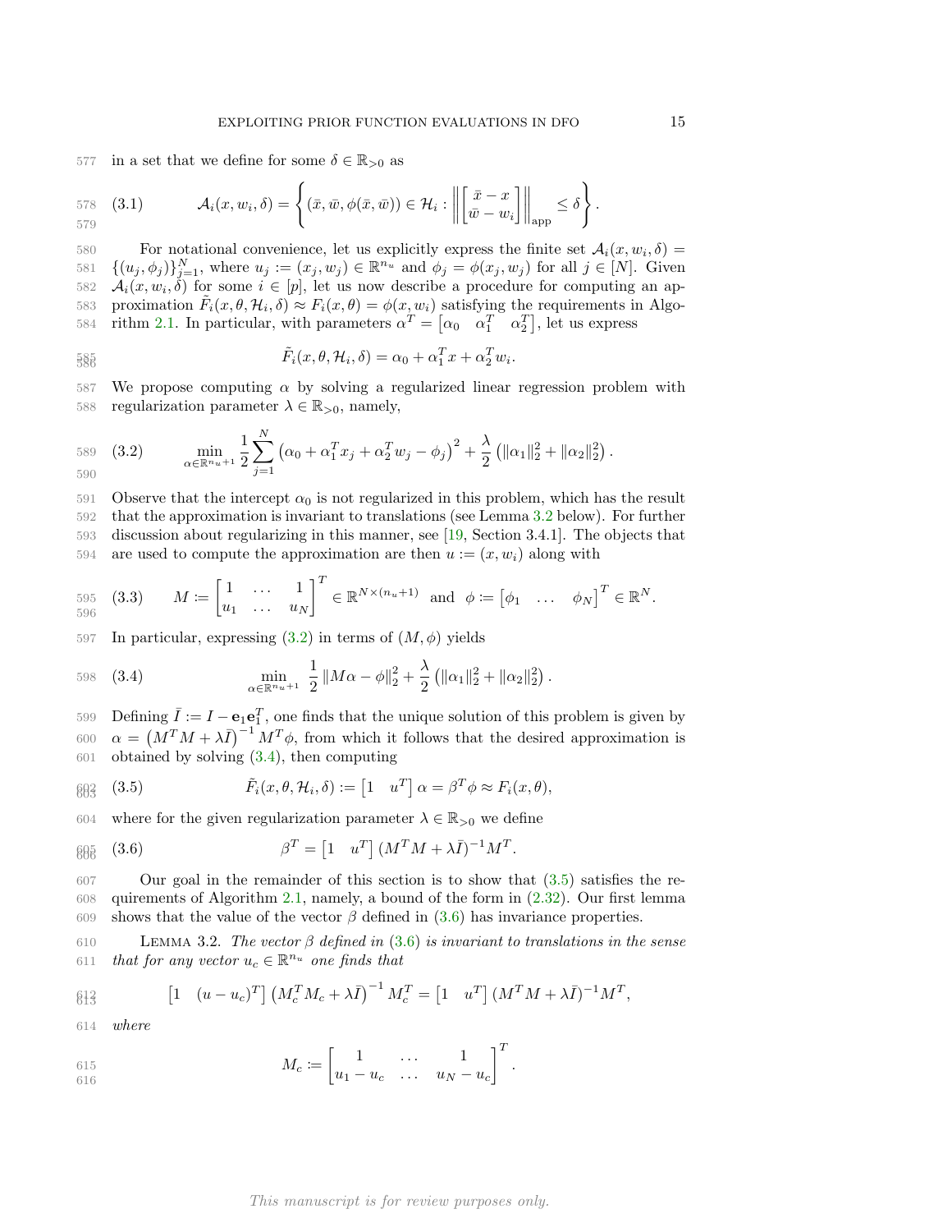in a set that we define for some $\delta \in \mathbb{R}_{>0}$ as

$$\mathcal{A}_i(x, w_i, \delta) = \left\{ (\bar{x}, \bar{w}, \phi(\bar{x}, \bar{w})) \in \mathcal{H}_i : \left\| \begin{bmatrix} \bar{x} - x \\ \bar{w} - w_i \end{bmatrix} \right\|_{\text{app}} \leq \delta \right\}. \tag{3.1}$$

For notational convenience, let us explicitly express the finite set $\mathcal{A}_i(x, w_i, \delta) = \{(u_j, \phi_j)\}_{j=1}^N$, where $u_j := (x_j, w_j) \in \mathbb{R}^{n_u}$ and $\phi_j = \phi(x_j, w_j)$ for all $j \in [N]$. Given $\mathcal{A}_i(x, w_i, \delta)$ for some $i \in [p]$, let us now describe a procedure for computing an approximation $\tilde{F}_i(x, \theta, \mathcal{H}_i, \delta) \approx F_i(x, \theta) = \phi(x, w_i)$ satisfying the requirements in Algorithm 2.1. In particular, with parameters $\alpha^T = \begin{bmatrix} \alpha_0 & \alpha_1^T & \alpha_2^T \end{bmatrix}$, let us express

$$\tilde{F}_i(x, \theta, \mathcal{H}_i, \delta) = \alpha_0 + \alpha_1^T x + \alpha_2^T w_i.$$

We propose computing $\alpha$ by solving a regularized linear regression problem with regularization parameter $\lambda \in \mathbb{R}_{>0}$, namely,

$$\min_{\alpha \in \mathbb{R}^{n_u+1}} \frac{1}{2} \sum_{j=1}^N \left( \alpha_0 + \alpha_1^T x_j + \alpha_2^T w_j - \phi_j \right)^2 + \frac{\lambda}{2} \left( \|\alpha_1\|_2^2 + \|\alpha_2\|_2^2 \right). \tag{3.2}$$

Observe that the intercept $\alpha_0$ is not regularized in this problem, which has the result that the approximation is invariant to translations (see Lemma 3.2 below). For further discussion about regularizing in this manner, see [19, Section 3.4.1]. The objects that are used to compute the approximation are then $u := (x, w_i)$ along with

$$M := \begin{bmatrix} 1 & \dots & 1 \\ u_1 & \dots & u_N \end{bmatrix}^T \in \mathbb{R}^{N \times (n_u+1)} \quad \text{and} \quad \phi := \begin{bmatrix} \phi_1 & \dots & \phi_N \end{bmatrix}^T \in \mathbb{R}^N. \tag{3.3}$$

In particular, expressing (3.2) in terms of $(M, \phi)$ yields

$$\min_{\alpha \in \mathbb{R}^{n_u+1}} \frac{1}{2} \|M\alpha - \phi\|_2^2 + \frac{\lambda}{2} \left( \|\alpha_1\|_2^2 + \|\alpha_2\|_2^2 \right). \tag{3.4}$$

Defining $\bar{I} := I - \mathbf{e}_1 \mathbf{e}_1^T$, one finds that the unique solution of this problem is given by $\alpha = \left( M^T M + \lambda \bar{I} \right)^{-1} M^T \phi$, from which it follows that the desired approximation is obtained by solving (3.4), then computing

$$\tilde{F}_i(x, \theta, \mathcal{H}_i, \delta) := \begin{bmatrix} 1 & u^T \end{bmatrix} \alpha = \beta^T \phi \approx F_i(x, \theta), \tag{3.5}$$

where for the given regularization parameter $\lambda \in \mathbb{R}_{>0}$ we define

$$\beta^T = \begin{bmatrix} 1 & u^T \end{bmatrix} (M^T M + \lambda \bar{I})^{-1} M^T. \tag{3.6}$$

Our goal in the remainder of this section is to show that (3.5) satisfies the requirements of Algorithm 2.1, namely, a bound of the form in (2.32). Our first lemma shows that the value of the vector $\beta$ defined in (3.6) has invariance properties.

**Lemma 3.2.** *The vector $\beta$ defined in (3.6) is invariant to translations in the sense that for any vector $u_c \in \mathbb{R}^{n_u}$ one finds that*

$$\begin{bmatrix} 1 & (u - u_c)^T \end{bmatrix} \left( M_c^T M_c + \lambda \bar{I} \right)^{-1} M_c^T = \begin{bmatrix} 1 & u^T \end{bmatrix} (M^T M + \lambda \bar{I})^{-1} M^T,$$

*where*

$$M_c := \begin{bmatrix} 1 & \dots & 1 \\ u_1 - u_c & \dots & u_N - u_c \end{bmatrix}^T.$$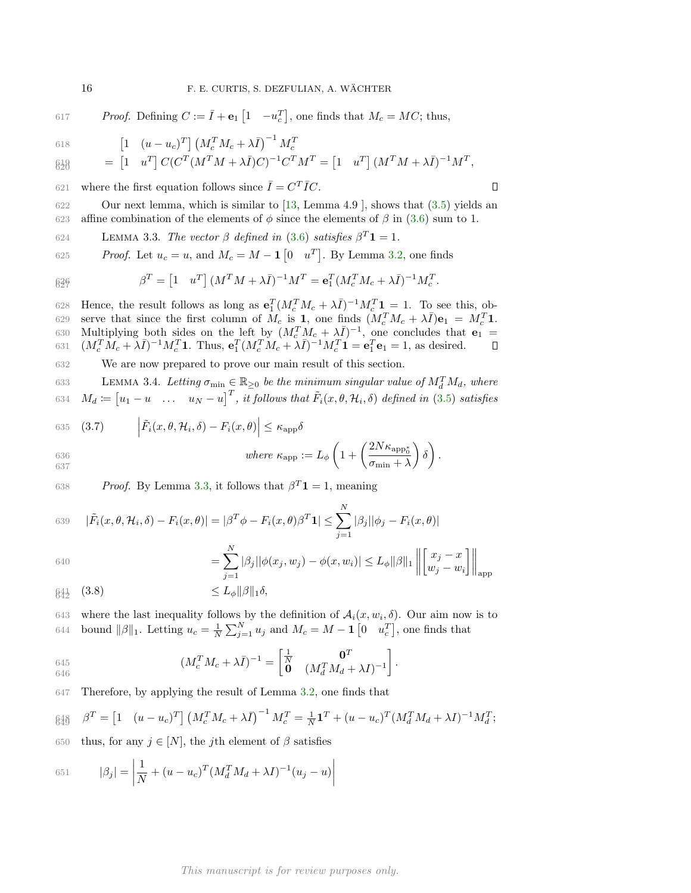*Proof.* Defining $C := \bar{I} + \mathbf{e}_1 \begin{bmatrix} 1 & -u_c^T \end{bmatrix}$, one finds that $M_c = MC$; thus,

$$
\begin{aligned}
&\begin{bmatrix} 1 & (u-u_c)^T \end{bmatrix} \left(M_c^T M_c + \lambda \bar{I}\right)^{-1} M_c^T \\
&= \begin{bmatrix} 1 & u^T \end{bmatrix} C(C^T(M^TM + \lambda\bar{I})C)^{-1}C^TM^T = \begin{bmatrix} 1 & u^T \end{bmatrix} (M^TM + \lambda\bar{I})^{-1}M^T,
\end{aligned}
$$

where the first equation follows since $\bar{I} = C^T\bar{I}C$. $\square$

Our next lemma, which is similar to [13, Lemma 4.9 ], shows that (3.5) yields an affine combination of the elements of $\phi$ since the elements of $\beta$ in (3.6) sum to 1.

Lemma 3.3. *The vector $\beta$ defined in (3.6) satisfies $\beta^T\mathbf{1} = 1$.*

*Proof.* Let $u_c = u$, and $M_c = M - \mathbf{1}\begin{bmatrix} 0 & u^T \end{bmatrix}$. By Lemma 3.2, one finds

$$
\beta^T = \begin{bmatrix} 1 & u^T \end{bmatrix} (M^TM + \lambda\bar{I})^{-1}M^T = \mathbf{e}_1^T(M_c^TM_c + \lambda\bar{I})^{-1}M_c^T.
$$

Hence, the result follows as long as $\mathbf{e}_1^T(M_c^TM_c + \lambda\bar{I})^{-1}M_c^T\mathbf{1} = 1$. To see this, observe that since the first column of $M_c$ is $\mathbf{1}$, one finds $(M_c^TM_c + \lambda\bar{I})\mathbf{e}_1 = M_c^T\mathbf{1}$. Multiplying both sides on the left by $(M_c^TM_c + \lambda\bar{I})^{-1}$, one concludes that $\mathbf{e}_1 = (M_c^TM_c + \lambda\bar{I})^{-1}M_c^T\mathbf{1}$. Thus, $\mathbf{e}_1^T(M_c^TM_c + \lambda\bar{I})^{-1}M_c^T\mathbf{1} = \mathbf{e}_1^T\mathbf{e}_1 = 1$, as desired. $\square$

We are now prepared to prove our main result of this section.

Lemma 3.4. *Letting $\sigma_{\min} \in \mathbb{R}_{\geq 0}$ be the minimum singular value of $M_d^TM_d$, where $M_d := \begin{bmatrix} u_1 - u & \ldots & u_N - u \end{bmatrix}^T$, it follows that $\tilde{F}_i(x, \theta, \mathcal{H}_i, \delta)$ defined in (3.5) satisfies*

$$
\left|\tilde{F}_i(x, \theta, \mathcal{H}_i, \delta) - F_i(x, \theta)\right| \leq \kappa_{\text{app}}\delta \tag{3.7}
$$

$$
\textit{where } \kappa_{\text{app}} := L_\phi\left(1 + \left(\frac{2N\kappa_{\text{app}_0^*}}{\sigma_{\min} + \lambda}\right)\delta\right).
$$

*Proof.* By Lemma 3.3, it follows that $\beta^T\mathbf{1} = 1$, meaning

$$
\begin{aligned}
|\tilde{F}_i(x, \theta, \mathcal{H}_i, \delta) - F_i(x, \theta)| &= |\beta^T\phi - F_i(x, \theta)\beta^T\mathbf{1}| \leq \sum_{j=1}^N |\beta_j||\phi_j - F_i(x, \theta)| \\
&= \sum_{j=1}^N |\beta_j||\phi(x_j, w_j) - \phi(x, w_i)| \leq L_\phi\|\beta\|_1 \left\|\begin{bmatrix} x_j - x \\ w_j - w_i \end{bmatrix}\right\|_{\text{app}} \\
&\leq L_\phi\|\beta\|_1\delta, \qquad (3.8)
\end{aligned}
$$

where the last inequality follows by the definition of $\mathcal{A}_i(x, w_i, \delta)$. Our aim now is to bound $\|\beta\|_1$. Letting $u_c = \frac{1}{N}\sum_{j=1}^N u_j$ and $M_c = M - \mathbf{1}\begin{bmatrix} 0 & u_c^T \end{bmatrix}$, one finds that

$$
(M_c^TM_c + \lambda\bar{I})^{-1} = \begin{bmatrix} \frac{1}{N} & \mathbf{0}^T \\ \mathbf{0} & (M_d^TM_d + \lambda I)^{-1} \end{bmatrix}.
$$

Therefore, by applying the result of Lemma 3.2, one finds that

$$
\beta^T = \begin{bmatrix} 1 & (u-u_c)^T \end{bmatrix} \left(M_c^TM_c + \lambda\bar{I}\right)^{-1} M_c^T = \tfrac{1}{N}\mathbf{1}^T + (u-u_c)^T(M_d^TM_d + \lambda I)^{-1}M_d^T;
$$

thus, for any $j \in [N]$, the $j$th element of $\beta$ satisfies

$$
|\beta_j| = \left|\frac{1}{N} + (u-u_c)^T(M_d^TM_d + \lambda I)^{-1}(u_j - u)\right|
$$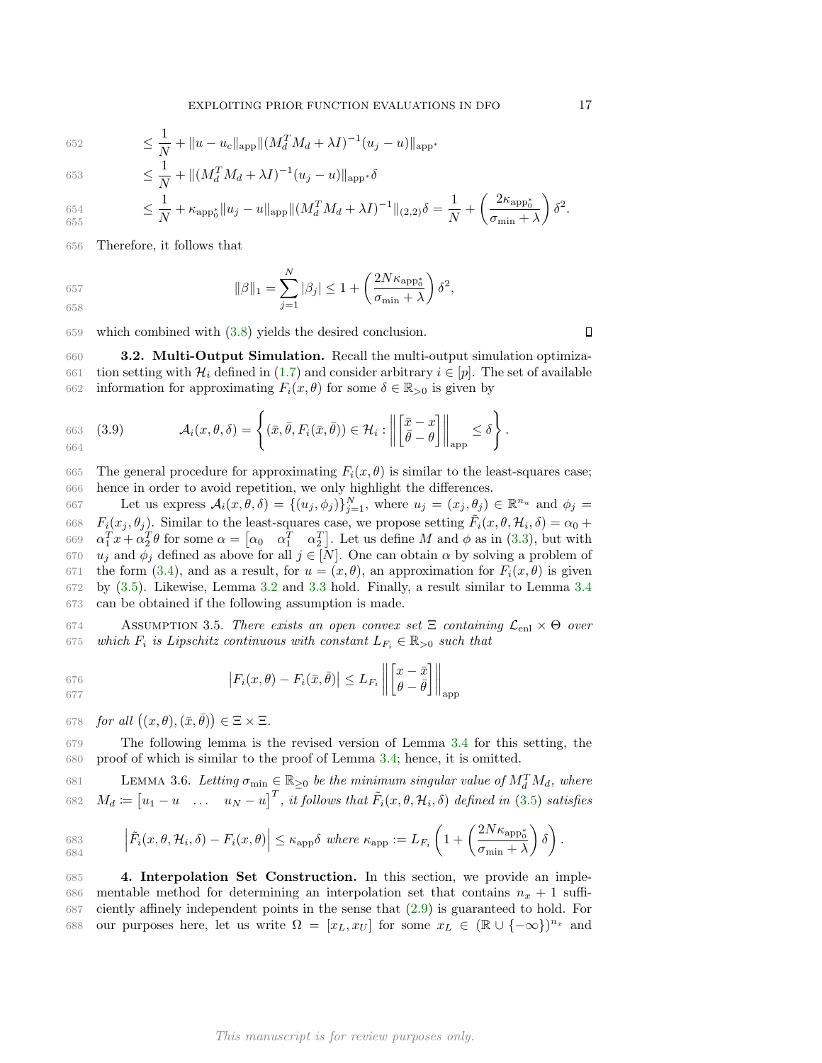$$
\leq \frac{1}{N} + \|u - u_c\|_{\text{app}} \|(M_d^T M_d + \lambda I)^{-1}(u_j - u)\|_{\text{app}^*}
$$

$$
\leq \frac{1}{N} + \|(M_d^T M_d + \lambda I)^{-1}(u_j - u)\|_{\text{app}^*} \delta
$$

$$
\leq \frac{1}{N} + \kappa_{\text{app}_0^*} \|u_j - u\|_{\text{app}} \|(M_d^T M_d + \lambda I)^{-1}\|_{(2,2)} \delta = \frac{1}{N} + \left(\frac{2\kappa_{\text{app}_0^*}}{\sigma_{\min} + \lambda}\right) \delta^2.
$$

Therefore, it follows that

$$
\|\beta\|_1 = \sum_{j=1}^{N} |\beta_j| \leq 1 + \left(\frac{2N\kappa_{\text{app}_0^*}}{\sigma_{\min} + \lambda}\right) \delta^2,
$$

which combined with (3.8) yields the desired conclusion. ∎

**3.2. Multi-Output Simulation.** Recall the multi-output simulation optimization setting with $\mathcal{H}_i$ defined in (1.7) and consider arbitrary $i \in [p]$. The set of available information for approximating $F_i(x, \theta)$ for some $\delta \in \mathbb{R}_{>0}$ is given by

$$
\mathcal{A}_i(x, \theta, \delta) = \left\{ (\bar{x}, \bar{\theta}, F_i(\bar{x}, \bar{\theta})) \in \mathcal{H}_i : \left\| \begin{bmatrix} \bar{x} - x \\ \bar{\theta} - \theta \end{bmatrix} \right\|_{\text{app}} \leq \delta \right\}. \tag{3.9}
$$

The general procedure for approximating $F_i(x, \theta)$ is similar to the least-squares case; hence in order to avoid repetition, we only highlight the differences.

Let us express $\mathcal{A}_i(x, \theta, \delta) = \{(u_j, \phi_j)\}_{j=1}^N$, where $u_j = (x_j, \theta_j) \in \mathbb{R}^{n_u}$ and $\phi_j = F_i(x_j, \theta_j)$. Similar to the least-squares case, we propose setting $\tilde{F}_i(x, \theta, \mathcal{H}_i, \delta) = \alpha_0 + \alpha_1^T x + \alpha_2^T \theta$ for some $\alpha = \begin{bmatrix} \alpha_0 & \alpha_1^T & \alpha_2^T \end{bmatrix}$. Let us define $M$ and $\phi$ as in (3.3), but with $u_j$ and $\phi_j$ defined as above for all $j \in [N]$. One can obtain $\alpha$ by solving a problem of the form (3.4), and as a result, for $u = (x, \theta)$, an approximation for $F_i(x, \theta)$ is given by (3.5). Likewise, Lemma 3.2 and 3.3 hold. Finally, a result similar to Lemma 3.4 can be obtained if the following assumption is made.

Assumption 3.5. *There exists an open convex set $\Xi$ containing $\mathcal{L}_{\text{enl}} \times \Theta$ over which $F_i$ is Lipschitz continuous with constant $L_{F_i} \in \mathbb{R}_{>0}$ such that*

$$
\left| F_i(x, \theta) - F_i(\bar{x}, \bar{\theta}) \right| \leq L_{F_i} \left\| \begin{bmatrix} x - \bar{x} \\ \theta - \bar{\theta} \end{bmatrix} \right\|_{\text{app}}
$$

*for all $\left((x, \theta), (\bar{x}, \bar{\theta})\right) \in \Xi \times \Xi$.*

The following lemma is the revised version of Lemma 3.4 for this setting, the proof of which is similar to the proof of Lemma 3.4; hence, it is omitted.

Lemma 3.6. *Letting $\sigma_{\min} \in \mathbb{R}_{\geq 0}$ be the minimum singular value of $M_d^T M_d$, where $M_d := \begin{bmatrix} u_1 - u & \dots & u_N - u \end{bmatrix}^T$, it follows that $\tilde{F}_i(x, \theta, \mathcal{H}_i, \delta)$ defined in (3.5) satisfies*

$$
\left| \tilde{F}_i(x, \theta, \mathcal{H}_i, \delta) - F_i(x, \theta) \right| \leq \kappa_{\text{app}} \delta \text{ where } \kappa_{\text{app}} := L_{F_i} \left(1 + \left(\frac{2N\kappa_{\text{app}_0^*}}{\sigma_{\min} + \lambda}\right) \delta\right).
$$

## 4. Interpolation Set Construction.

In this section, we provide an implementable method for determining an interpolation set that contains $n_x + 1$ sufficiently affinely independent points in the sense that (2.9) is guaranteed to hold. For our purposes here, let us write $\Omega = [x_L, x_U]$ for some $x_L \in (\mathbb{R} \cup \{-\infty\})^{n_x}$ and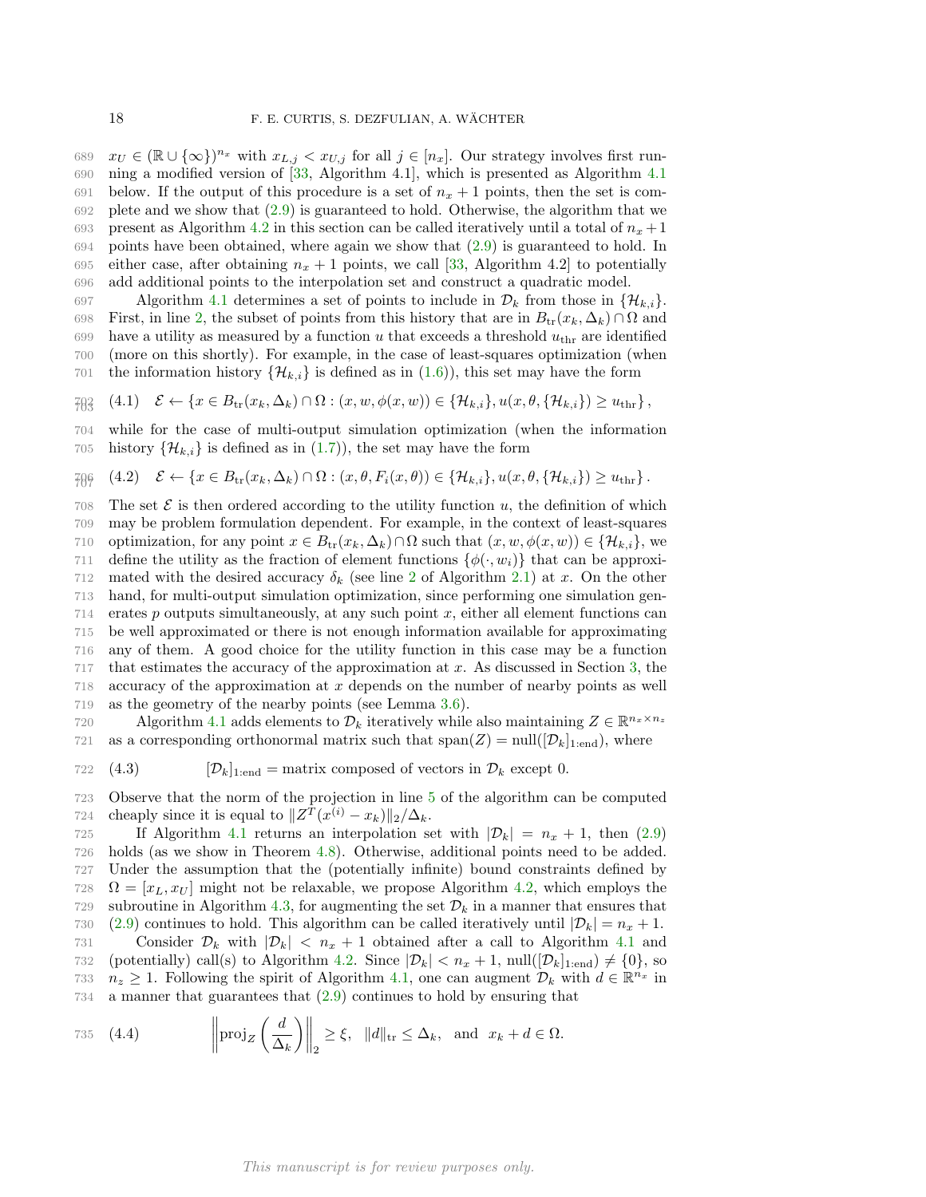$x_U \in (\mathbb{R} \cup \{\infty\})^{n_x}$ with $x_{L,j} < x_{U,j}$ for all $j \in [n_x]$. Our strategy involves first running a modified version of [33, Algorithm 4.1], which is presented as Algorithm 4.1 below. If the output of this procedure is a set of $n_x + 1$ points, then the set is complete and we show that (2.9) is guaranteed to hold. Otherwise, the algorithm that we present as Algorithm 4.2 in this section can be called iteratively until a total of $n_x + 1$ points have been obtained, where again we show that (2.9) is guaranteed to hold. In either case, after obtaining $n_x + 1$ points, we call [33, Algorithm 4.2] to potentially add additional points to the interpolation set and construct a quadratic model.

Algorithm 4.1 determines a set of points to include in $\mathcal{D}_k$ from those in $\{\mathcal{H}_{k,i}\}$. First, in line 2, the subset of points from this history that are in $B_{\rm tr}(x_k, \Delta_k) \cap \Omega$ and have a utility as measured by a function $u$ that exceeds a threshold $u_{\rm thr}$ are identified (more on this shortly). For example, in the case of least-squares optimization (when the information history $\{\mathcal{H}_{k,i}\}$ is defined as in (1.6)), this set may have the form

$$\mathcal{E} \leftarrow \{x \in B_{\rm tr}(x_k, \Delta_k) \cap \Omega : (x, w, \phi(x, w)) \in \{\mathcal{H}_{k,i}\}, u(x, \theta, \{\mathcal{H}_{k,i}\}) \geq u_{\rm thr}\}, \tag{4.1}$$

while for the case of multi-output simulation optimization (when the information history $\{\mathcal{H}_{k,i}\}$ is defined as in (1.7)), the set may have the form

$$\mathcal{E} \leftarrow \{x \in B_{\rm tr}(x_k, \Delta_k) \cap \Omega : (x, \theta, F_i(x, \theta)) \in \{\mathcal{H}_{k,i}\}, u(x, \theta, \{\mathcal{H}_{k,i}\}) \geq u_{\rm thr}\}. \tag{4.2}$$

The set $\mathcal{E}$ is then ordered according to the utility function $u$, the definition of which may be problem formulation dependent. For example, in the context of least-squares optimization, for any point $x \in B_{\rm tr}(x_k, \Delta_k) \cap \Omega$ such that $(x, w, \phi(x, w)) \in \{\mathcal{H}_{k,i}\}$, we define the utility as the fraction of element functions $\{\phi(\cdot, w_i)\}$ that can be approximated with the desired accuracy $\delta_k$ (see line 2 of Algorithm 2.1) at $x$. On the other hand, for multi-output simulation optimization, since performing one simulation generates $p$ outputs simultaneously, at any such point $x$, either all element functions can be well approximated or there is not enough information available for approximating any of them. A good choice for the utility function in this case may be a function that estimates the accuracy of the approximation at $x$. As discussed in Section 3, the accuracy of the approximation at $x$ depends on the number of nearby points as well as the geometry of the nearby points (see Lemma 3.6).

Algorithm 4.1 adds elements to $\mathcal{D}_k$ iteratively while also maintaining $Z \in \mathbb{R}^{n_x \times n_z}$ as a corresponding orthonormal matrix such that $\text{span}(Z) = \text{null}([\mathcal{D}_k]_{1:\text{end}})$, where

$$[\mathcal{D}_k]_{1:\text{end}} = \text{matrix composed of vectors in } \mathcal{D}_k \text{ except } 0. \tag{4.3}$$

Observe that the norm of the projection in line 5 of the algorithm can be computed cheaply since it is equal to $\|Z^T(x^{(i)} - x_k)\|_2/\Delta_k$.

If Algorithm 4.1 returns an interpolation set with $|\mathcal{D}_k| = n_x + 1$, then (2.9) holds (as we show in Theorem 4.8). Otherwise, additional points need to be added. Under the assumption that the (potentially infinite) bound constraints defined by $\Omega = [x_L, x_U]$ might not be relaxable, we propose Algorithm 4.2, which employs the subroutine in Algorithm 4.3, for augmenting the set $\mathcal{D}_k$ in a manner that ensures that (2.9) continues to hold. This algorithm can be called iteratively until $|\mathcal{D}_k| = n_x + 1$.

Consider $\mathcal{D}_k$ with $|\mathcal{D}_k| < n_x + 1$ obtained after a call to Algorithm 4.1 and (potentially) call(s) to Algorithm 4.2. Since $|\mathcal{D}_k| < n_x + 1$, $\text{null}([\mathcal{D}_k]_{1:\text{end}}) \neq \{0\}$, so $n_z \geq 1$. Following the spirit of Algorithm 4.1, one can augment $\mathcal{D}_k$ with $d \in \mathbb{R}^{n_x}$ in a manner that guarantees that (2.9) continues to hold by ensuring that

$$\left\| \text{proj}_Z \left( \frac{d}{\Delta_k} \right) \right\|_2 \geq \xi, \quad \|d\|_{\rm tr} \leq \Delta_k, \quad \text{and} \quad x_k + d \in \Omega. \tag{4.4}$$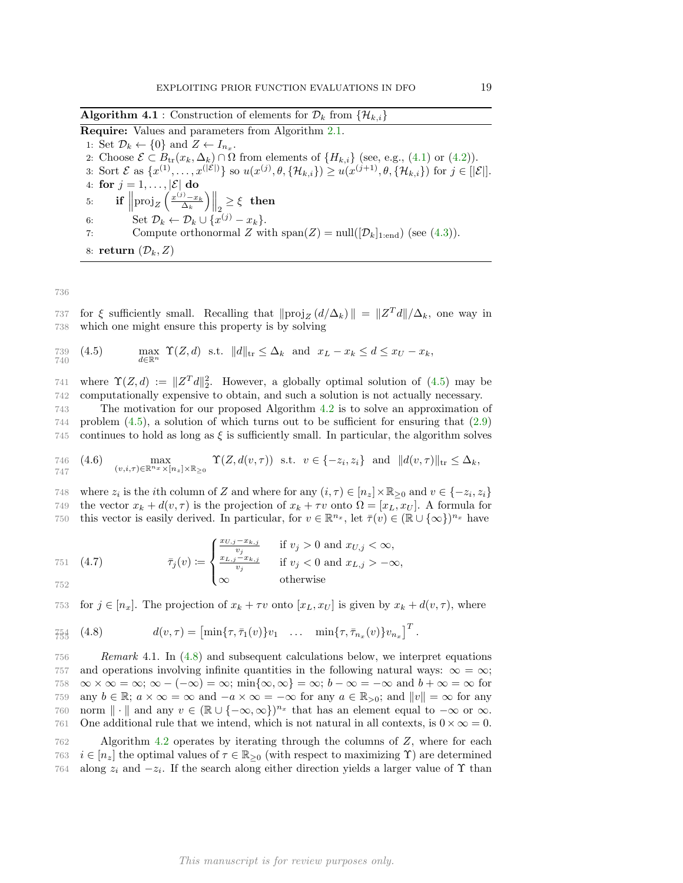**Algorithm 4.1** : Construction of elements for $\mathcal{D}_k$ from $\{\mathcal{H}_{k,i}\}$

**Require:** Values and parameters from Algorithm 2.1.

1: Set $\mathcal{D}_k \leftarrow \{0\}$ and $Z \leftarrow I_{n_x}$.
2: Choose $\mathcal{E} \subset B_{\text{tr}}(x_k, \Delta_k) \cap \Omega$ from elements of $\{H_{k,i}\}$ (see, e.g., (4.1) or (4.2)).
3: Sort $\mathcal{E}$ as $\{x^{(1)}, \dots, x^{(|\mathcal{E}|)}\}$ so $u(x^{(j)}, \theta, \{\mathcal{H}_{k,i}\}) \geq u(x^{(j+1)}, \theta, \{\mathcal{H}_{k,i}\})$ for $j \in [|\mathcal{E}|]$.
4: **for** $j = 1, \dots, |\mathcal{E}|$ **do**
5: &nbsp;&nbsp;&nbsp;&nbsp;**if** $\left\| \text{proj}_Z \left( \frac{x^{(j)} - x_k}{\Delta_k} \right) \right\|_2 \geq \xi$ **then**
6: &nbsp;&nbsp;&nbsp;&nbsp;&nbsp;&nbsp;&nbsp;&nbsp;Set $\mathcal{D}_k \leftarrow \mathcal{D}_k \cup \{x^{(j)} - x_k\}$.
7: &nbsp;&nbsp;&nbsp;&nbsp;&nbsp;&nbsp;&nbsp;&nbsp;Compute orthonormal $Z$ with $\text{span}(Z) = \text{null}([\mathcal{D}_k]_{1:\text{end}})$ (see (4.3)).
8: **return** $(\mathcal{D}_k, Z)$

for $\xi$ sufficiently small. Recalling that $\|\text{proj}_Z(d/\Delta_k)\| = \|Z^T d\|/\Delta_k$, one way in which one might ensure this property is by solving

$$
\max_{d \in \mathbb{R}^n} \ \Upsilon(Z, d) \ \text{ s.t. } \ \|d\|_{\text{tr}} \leq \Delta_k \ \text{ and } \ x_L - x_k \leq d \leq x_U - x_k, \tag{4.5}
$$

where $\Upsilon(Z, d) := \|Z^T d\|_2^2$. However, a globally optimal solution of (4.5) may be computationally expensive to obtain, and such a solution is not actually necessary.

The motivation for our proposed Algorithm 4.2 is to solve an approximation of problem (4.5), a solution of which turns out to be sufficient for ensuring that (2.9) continues to hold as long as $\xi$ is sufficiently small. In particular, the algorithm solves

$$
\max_{(v,i,\tau) \in \mathbb{R}^{n_x} \times [n_z] \times \mathbb{R}_{\geq 0}} \ \Upsilon(Z, d(v, \tau)) \ \text{ s.t. } \ v \in \{-z_i, z_i\} \ \text{ and } \ \|d(v, \tau)\|_{\text{tr}} \leq \Delta_k, \tag{4.6}
$$

where $z_i$ is the $i$th column of $Z$ and where for any $(i, \tau) \in [n_z] \times \mathbb{R}_{\geq 0}$ and $v \in \{-z_i, z_i\}$ the vector $x_k + d(v, \tau)$ is the projection of $x_k + \tau v$ onto $\Omega = [x_L, x_U]$. A formula for this vector is easily derived. In particular, for $v \in \mathbb{R}^{n_x}$, let $\bar{\tau}(v) \in (\mathbb{R} \cup \{\infty\})^{n_x}$ have

$$
\bar{\tau}_j(v) := \begin{cases} \frac{x_{U,j} - x_{k,j}}{v_j} & \text{if } v_j > 0 \text{ and } x_{U,j} < \infty, \\ \frac{x_{L,j} - x_{k,j}}{v_j} & \text{if } v_j < 0 \text{ and } x_{L,j} > -\infty, \\ \infty & \text{otherwise} \end{cases} \tag{4.7}
$$

for $j \in [n_x]$. The projection of $x_k + \tau v$ onto $[x_L, x_U]$ is given by $x_k + d(v, \tau)$, where

$$
d(v, \tau) = \begin{bmatrix} \min\{\tau, \bar{\tau}_1(v)\} v_1 & \dots & \min\{\tau, \bar{\tau}_{n_x}(v)\} v_{n_x} \end{bmatrix}^T. \tag{4.8}
$$

*Remark* 4.1. In (4.8) and subsequent calculations below, we interpret equations and operations involving infinite quantities in the following natural ways: $\infty = \infty$; $\infty \times \infty = \infty$; $\infty - (-\infty) = \infty$; $\min\{\infty, \infty\} = \infty$; $b - \infty = -\infty$ and $b + \infty = \infty$ for any $b \in \mathbb{R}$; $a \times \infty = \infty$ and $-a \times \infty = -\infty$ for any $a \in \mathbb{R}_{>0}$; and $\|v\| = \infty$ for any norm $\|\cdot\|$ and any $v \in (\mathbb{R} \cup \{-\infty, \infty\})^{n_x}$ that has an element equal to $-\infty$ or $\infty$. One additional rule that we intend, which is not natural in all contexts, is $0 \times \infty = 0$.

Algorithm 4.2 operates by iterating through the columns of $Z$, where for each $i \in [n_z]$ the optimal values of $\tau \in \mathbb{R}_{\geq 0}$ (with respect to maximizing $\Upsilon$) are determined along $z_i$ and $-z_i$. If the search along either direction yields a larger value of $\Upsilon$ than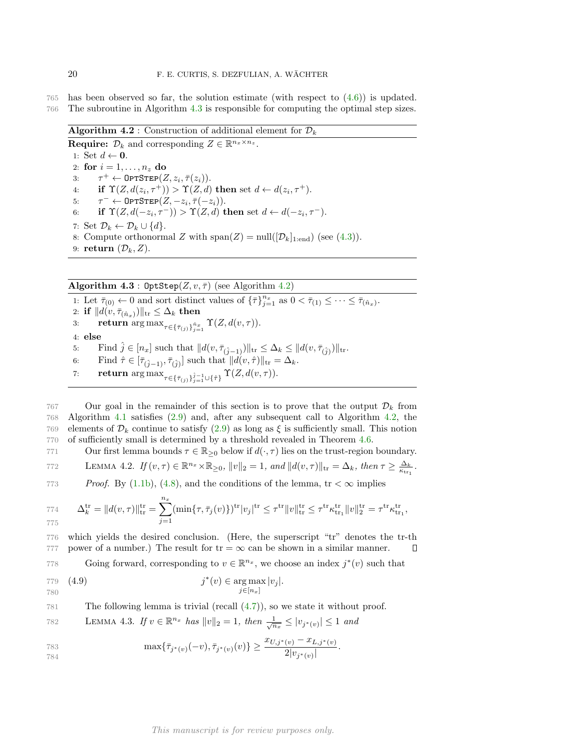has been observed so far, the solution estimate (with respect to (4.6)) is updated. The subroutine in Algorithm 4.3 is responsible for computing the optimal step sizes.

---

**Algorithm 4.2** : Construction of additional element for $\mathcal{D}_k$

---

**Require:** $\mathcal{D}_k$ and corresponding $Z \in \mathbb{R}^{n_x \times n_z}$.

1: Set $d \leftarrow \mathbf{0}$.
2: **for** $i = 1, \dots, n_z$ **do**
3: $\quad \tau^+ \leftarrow \texttt{OptStep}(Z, z_i, \bar{\tau}(z_i))$.
4: $\quad$ **if** $\Upsilon(Z, d(z_i, \tau^+)) > \Upsilon(Z, d)$ **then** set $d \leftarrow d(z_i, \tau^+)$.
5: $\quad \tau^- \leftarrow \texttt{OptStep}(Z, -z_i, \bar{\tau}(-z_i))$.
6: $\quad$ **if** $\Upsilon(Z, d(-z_i, \tau^-)) > \Upsilon(Z, d)$ **then** set $d \leftarrow d(-z_i, \tau^-)$.
7: Set $\mathcal{D}_k \leftarrow \mathcal{D}_k \cup \{d\}$.
8: Compute orthonormal $Z$ with $\text{span}(Z) = \text{null}([\mathcal{D}_k]_{1:\text{end}})$ (see (4.3)).
9: **return** $(\mathcal{D}_k, Z)$.

---

**Algorithm 4.3** : $\texttt{OptStep}(Z, v, \bar{\tau})$ (see Algorithm 4.2)

---

1: Let $\bar{\tau}_{(0)} \leftarrow 0$ and sort distinct values of $\{\bar{\tau}\}_{j=1}^{n_x}$ as $0 < \bar{\tau}_{(1)} \le \cdots \le \bar{\tau}_{(\hat{n}_x)}$.
2: **if** $\|d(v, \bar{\tau}_{(\hat{n}_x)})\|_{\text{tr}} \le \Delta_k$ **then**
3: $\quad$ **return** $\arg\max_{\tau \in \{\bar{\tau}_{(j)}\}_{j=1}^{\hat{n}_x}} \Upsilon(Z, d(v, \tau))$.
4: **else**
5: $\quad$ Find $\hat{j} \in [n_x]$ such that $\|d(v, \bar{\tau}_{(\hat{j}-1)})\|_{\text{tr}} \le \Delta_k \le \|d(v, \bar{\tau}_{(\hat{j})})\|_{\text{tr}}$.
6: $\quad$ Find $\hat{\tau} \in [\bar{\tau}_{(\hat{j}-1)}, \bar{\tau}_{(\hat{j})}]$ such that $\|d(v, \hat{\tau})\|_{\text{tr}} = \Delta_k$.
7: $\quad$ **return** $\arg\max_{\tau \in \{\bar{\tau}_{(j)}\}_{j=1}^{\hat{j}-1} \cup \{\hat{\tau}\}} \Upsilon(Z, d(v, \tau))$.

---

Our goal in the remainder of this section is to prove that the output $\mathcal{D}_k$ from Algorithm 4.1 satisfies (2.9) and, after any subsequent call to Algorithm 4.2, the elements of $\mathcal{D}_k$ continue to satisfy (2.9) as long as $\xi$ is sufficiently small. This notion of sufficiently small is determined by a threshold revealed in Theorem 4.6.

Our first lemma bounds $\tau \in \mathbb{R}_{\ge 0}$ below if $d(\cdot, \tau)$ lies on the trust-region boundary.

LEMMA 4.2. *If $(v, \tau) \in \mathbb{R}^{n_x} \times \mathbb{R}_{\ge 0}$, $\|v\|_2 = 1$, and $\|d(v, \tau)\|_{\text{tr}} = \Delta_k$, then $\tau \ge \frac{\Delta_k}{\kappa_{\text{tr}_1}}$.*

*Proof.* By (1.1b), (4.8), and the conditions of the lemma, $\text{tr} < \infty$ implies

$$\Delta_k^{\text{tr}} = \|d(v, \tau)\|_{\text{tr}}^{\text{tr}} = \sum_{j=1}^{n_x} (\min\{\tau, \bar{\tau}_j(v)\})^{\text{tr}} |v_j|^{\text{tr}} \le \tau^{\text{tr}} \|v\|_{\text{tr}}^{\text{tr}} \le \tau^{\text{tr}} \kappa_{\text{tr}_1}^{\text{tr}} \|v\|_2^{\text{tr}} = \tau^{\text{tr}} \kappa_{\text{tr}_1}^{\text{tr}},$$

which yields the desired conclusion. (Here, the superscript "tr" denotes the tr-th power of a number.) The result for $\text{tr} = \infty$ can be shown in a similar manner. $\square$

Going forward, corresponding to $v \in \mathbb{R}^{n_x}$, we choose an index $j^*(v)$ such that

$$j^*(v) \in \arg\max_{j \in [n_x]} |v_j|. \tag{4.9}$$

The following lemma is trivial (recall (4.7)), so we state it without proof.

LEMMA 4.3. *If $v \in \mathbb{R}^{n_x}$ has $\|v\|_2 = 1$, then $\frac{1}{\sqrt{n_x}} \le |v_{j^*(v)}| \le 1$ and*

$$\max\{\bar{\tau}_{j^*(v)}(-v), \bar{\tau}_{j^*(v)}(v)\} \ge \frac{x_{U,j^*(v)} - x_{L,j^*(v)}}{2|v_{j^*(v)}|}.$$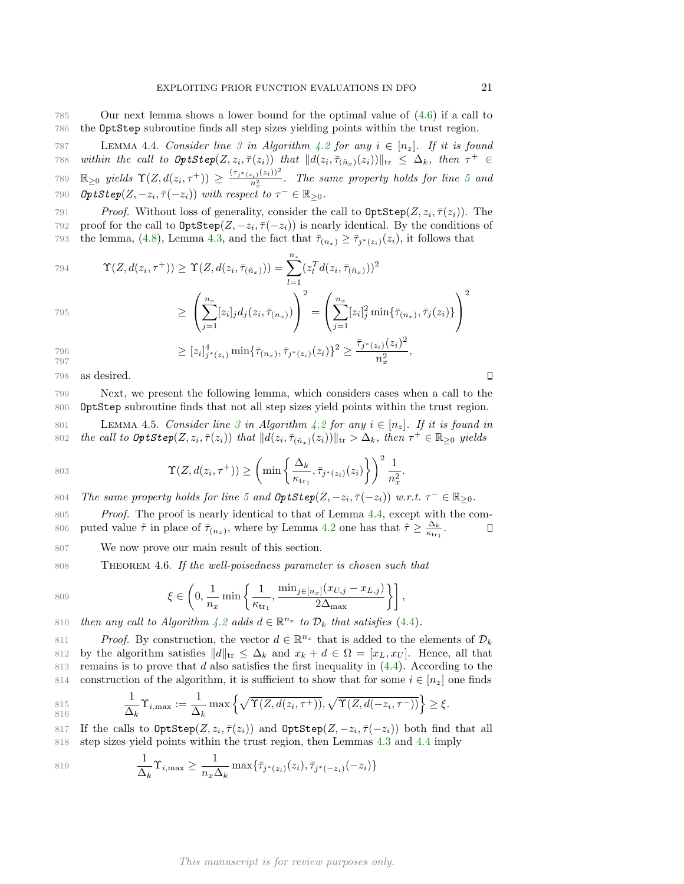Our next lemma shows a lower bound for the optimal value of (4.6) if a call to the OptStep subroutine finds all step sizes yielding points within the trust region.

LEMMA 4.4. *Consider line 3 in Algorithm 4.2 for any $i \in [n_z]$. If it is found within the call to* **OptStep**$(Z, z_i, \bar{\tau}(z_i))$ *that $\|d(z_i, \bar{\tau}_{(\hat{n}_x)}(z_i))\|_{\rm tr} \leq \Delta_k$, then $\tau^+ \in \mathbb{R}_{\geq 0}$ yields $\Upsilon(Z, d(z_i, \tau^+)) \geq \frac{(\bar{\tau}_{j^*(z_i)}(z_i))^2}{n_x^2}$. The same property holds for line 5 and* **OptStep**$(Z, -z_i, \bar{\tau}(-z_i))$ *with respect to $\tau^- \in \mathbb{R}_{\geq 0}$.*

*Proof.* Without loss of generality, consider the call to OptStep$(Z, z_i, \bar{\tau}(z_i))$. The proof for the call to OptStep$(Z, -z_i, \bar{\tau}(-z_i))$ is nearly identical. By the conditions of the lemma, (4.8), Lemma 4.3, and the fact that $\bar{\tau}_{(n_x)} \geq \bar{\tau}_{j^*(z_i)}(z_i)$, it follows that

$$
\begin{aligned}
\Upsilon(Z, d(z_i, \tau^+)) &\geq \Upsilon(Z, d(z_i, \bar{\tau}_{(\hat{n}_x)})) = \sum_{l=1}^{n_z} (z_l^T d(z_i, \bar{\tau}_{(\hat{n}_x)}))^2 \\
&\geq \left( \sum_{j=1}^{n_x} [z_i]_j d_j(z_i, \bar{\tau}_{(n_x)}) \right)^2 = \left( \sum_{j=1}^{n_x} [z_i]_j^2 \min\{\bar{\tau}_{(n_x)}, \bar{\tau}_j(z_i)\} \right)^2 \\
&\geq [z_i]_{j^*(z_i)}^4 \min\{\bar{\tau}_{(n_x)}, \bar{\tau}_{j^*(z_i)}(z_i)\}^2 \geq \frac{\bar{\tau}_{j^*(z_i)}(z_i)^2}{n_x^2},
\end{aligned}
$$

as desired. $\square$

Next, we present the following lemma, which considers cases when a call to the OptStep subroutine finds that not all step sizes yield points within the trust region.

LEMMA 4.5. *Consider line 3 in Algorithm 4.2 for any $i \in [n_z]$. If it is found in the call to* **OptStep**$(Z, z_i, \bar{\tau}(z_i))$ *that $\|d(z_i, \bar{\tau}_{(\hat{n}_x)}(z_i))\|_{\rm tr} > \Delta_k$, then $\tau^+ \in \mathbb{R}_{\geq 0}$ yields*

$$
\Upsilon(Z, d(z_i, \tau^+)) \geq \left( \min\left\{ \frac{\Delta_k}{\kappa_{\rm tr_1}}, \bar{\tau}_{j^*(z_i)}(z_i) \right\} \right)^2 \frac{1}{n_x^2}.
$$

*The same property holds for line 5 and* **OptStep**$(Z, -z_i, \bar{\tau}(-z_i))$ *w.r.t. $\tau^- \in \mathbb{R}_{\geq 0}$.*

*Proof.* The proof is nearly identical to that of Lemma 4.4, except with the computed value $\hat{\tau}$ in place of $\bar{\tau}_{(n_x)}$, where by Lemma 4.2 one has that $\hat{\tau} \geq \frac{\Delta_k}{\kappa_{\rm tr_1}}$. $\square$

We now prove our main result of this section.

THEOREM 4.6. *If the well-poisedness parameter is chosen such that*

$$
\xi \in \left( 0, \frac{1}{n_x} \min\left\{ \frac{1}{\kappa_{\rm tr_1}}, \frac{\min_{j \in [n_x]}(x_{U,j} - x_{L,j})}{2\Delta_{\max}} \right\} \right],
$$

*then any call to Algorithm 4.2 adds $d \in \mathbb{R}^{n_x}$ to $\mathcal{D}_k$ that satisfies (4.4).*

*Proof.* By construction, the vector $d \in \mathbb{R}^{n_x}$ that is added to the elements of $\mathcal{D}_k$ by the algorithm satisfies $\|d\|_{\rm tr} \leq \Delta_k$ and $x_k + d \in \Omega = [x_L, x_U]$. Hence, all that remains is to prove that $d$ also satisfies the first inequality in (4.4). According to the construction of the algorithm, it is sufficient to show that for some $i \in [n_z]$ one finds

$$
\frac{1}{\Delta_k} \Upsilon_{i,\max} := \frac{1}{\Delta_k} \max\left\{ \sqrt{\Upsilon(Z, d(z_i, \tau^+))}, \sqrt{\Upsilon(Z, d(-z_i, \tau^-))} \right\} \geq \xi.
$$

If the calls to OptStep$(Z, z_i, \bar{\tau}(z_i))$ and OptStep$(Z, -z_i, \bar{\tau}(-z_i))$ both find that all step sizes yield points within the trust region, then Lemmas 4.3 and 4.4 imply

$$
\frac{1}{\Delta_k} \Upsilon_{i,\max} \geq \frac{1}{n_x \Delta_k} \max\{\bar{\tau}_{j^*(z_i)}(z_i), \bar{\tau}_{j^*(-z_i)}(-z_i)\}
$$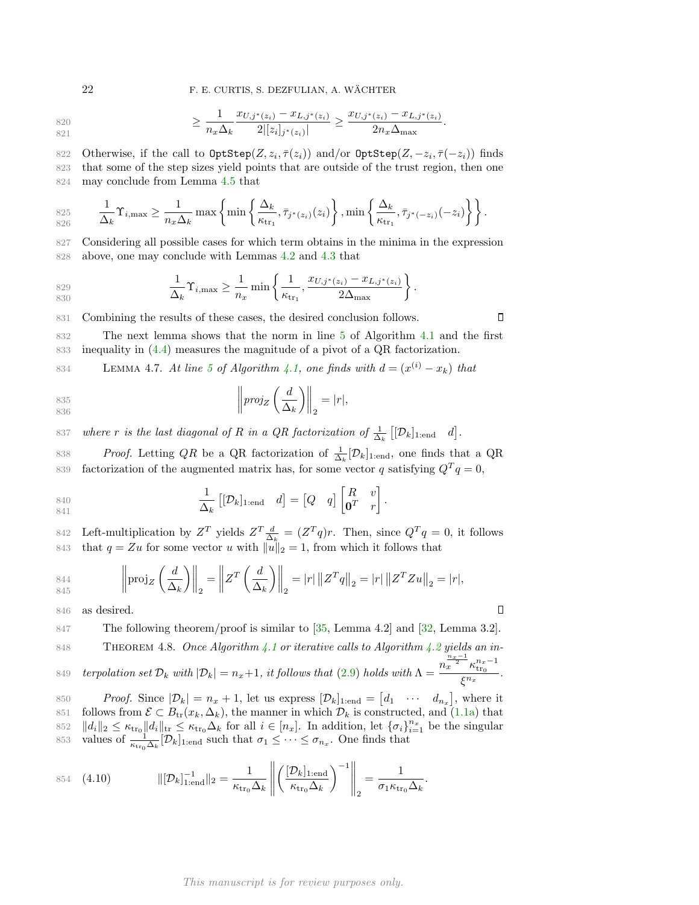$$\geq \frac{1}{n_x \Delta_k} \frac{x_{U,j^*(z_i)} - x_{L,j^*(z_i)}}{2|[z_i]_{j^*(z_i)}|} \geq \frac{x_{U,j^*(z_i)} - x_{L,j^*(z_i)}}{2 n_x \Delta_{\max}}.$$

Otherwise, if the call to `OptStep`$(Z, z_i, \bar{\tau}(z_i))$ and/or `OptStep`$(Z, -z_i, \bar{\tau}(-z_i))$ finds that some of the step sizes yield points that are outside of the trust region, then one may conclude from Lemma 4.5 that

$$\frac{1}{\Delta_k} \Upsilon_{i,\max} \geq \frac{1}{n_x \Delta_k} \max\left\{ \min\left\{ \frac{\Delta_k}{\kappa_{\text{tr}_1}}, \bar{\tau}_{j^*(z_i)}(z_i) \right\}, \min\left\{ \frac{\Delta_k}{\kappa_{\text{tr}_1}}, \bar{\tau}_{j^*(-z_i)}(-z_i) \right\} \right\}.$$

Considering all possible cases for which term obtains in the minima in the expression above, one may conclude with Lemmas 4.2 and 4.3 that

$$\frac{1}{\Delta_k} \Upsilon_{i,\max} \geq \frac{1}{n_x} \min\left\{ \frac{1}{\kappa_{\text{tr}_1}}, \frac{x_{U,j^*(z_i)} - x_{L,j^*(z_i)}}{2\Delta_{\max}} \right\}.$$

Combining the results of these cases, the desired conclusion follows. ∎

The next lemma shows that the norm in line 5 of Algorithm 4.1 and the first inequality in (4.4) measures the magnitude of a pivot of a QR factorization.

**Lemma 4.7.** *At line 5 of Algorithm 4.1, one finds with $d = (x^{(i)} - x_k)$ that*

$$\left\| \textit{proj}_Z \left( \frac{d}{\Delta_k} \right) \right\|_2 = |r|,$$

*where $r$ is the last diagonal of $R$ in a QR factorization of $\frac{1}{\Delta_k} \begin{bmatrix} [\mathcal{D}_k]_{1:\text{end}} & d \end{bmatrix}$.*

*Proof.* Letting $QR$ be a QR factorization of $\frac{1}{\Delta_k}[\mathcal{D}_k]_{1:\text{end}}$, one finds that a QR factorization of the augmented matrix has, for some vector $q$ satisfying $Q^T q = 0$,

$$\frac{1}{\Delta_k} \begin{bmatrix} [\mathcal{D}_k]_{1:\text{end}} & d \end{bmatrix} = \begin{bmatrix} Q & q \end{bmatrix} \begin{bmatrix} R & v \\ \mathbf{0}^T & r \end{bmatrix}.$$

Left-multiplication by $Z^T$ yields $Z^T \frac{d}{\Delta_k} = (Z^T q) r$. Then, since $Q^T q = 0$, it follows that $q = Zu$ for some vector $u$ with $\|u\|_2 = 1$, from which it follows that

$$\left\| \text{proj}_Z \left( \frac{d}{\Delta_k} \right) \right\|_2 = \left\| Z^T \left( \frac{d}{\Delta_k} \right) \right\|_2 = |r| \left\| Z^T q \right\|_2 = |r| \left\| Z^T Z u \right\|_2 = |r|,$$

as desired. ∎

The following theorem/proof is similar to [35, Lemma 4.2] and [32, Lemma 3.2].

**Theorem 4.8.** *Once Algorithm 4.1 or iterative calls to Algorithm 4.2 yields an interpolation set $\mathcal{D}_k$ with $|\mathcal{D}_k| = n_x + 1$, it follows that (2.9) holds with $\Lambda = \dfrac{n_x^{\frac{n_x - 1}{2}} \kappa_{\text{tr}_0}^{n_x - 1}}{\xi^{n_x}}$.*

*Proof.* Since $|\mathcal{D}_k| = n_x + 1$, let us express $[\mathcal{D}_k]_{1:\text{end}} = \begin{bmatrix} d_1 & \cdots & d_{n_x} \end{bmatrix}$, where it follows from $\mathcal{E} \subset B_{\text{tr}}(x_k, \Delta_k)$, the manner in which $\mathcal{D}_k$ is constructed, and (1.1a) that $\|d_i\|_2 \leq \kappa_{\text{tr}_0} \|d_i\|_{\text{tr}} \leq \kappa_{\text{tr}_0} \Delta_k$ for all $i \in [n_x]$. In addition, let $\{\sigma_i\}_{i=1}^{n_x}$ be the singular values of $\frac{1}{\kappa_{\text{tr}_0} \Delta_k} [\mathcal{D}_k]_{1:\text{end}}$ such that $\sigma_1 \leq \cdots \leq \sigma_{n_x}$. One finds that

$$\|[\mathcal{D}_k]_{1:\text{end}}^{-1}\|_2 = \frac{1}{\kappa_{\text{tr}_0} \Delta_k} \left\| \left( \frac{[\mathcal{D}_k]_{1:\text{end}}}{\kappa_{\text{tr}_0} \Delta_k} \right)^{-1} \right\|_2 = \frac{1}{\sigma_1 \kappa_{\text{tr}_0} \Delta_k}. \tag{4.10}$$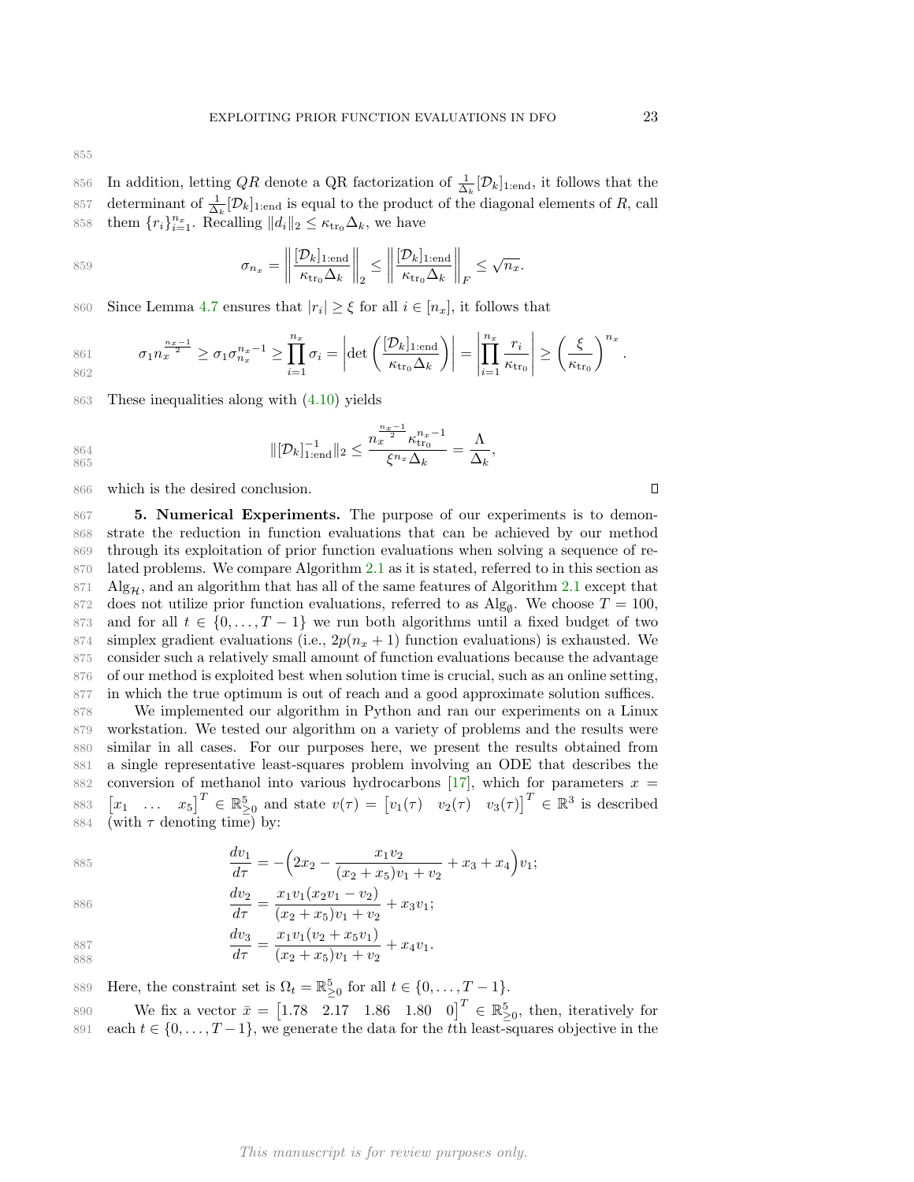In addition, letting $QR$ denote a QR factorization of $\frac{1}{\Delta_k}[\mathcal{D}_k]_{1:\text{end}}$, it follows that the determinant of $\frac{1}{\Delta_k}[\mathcal{D}_k]_{1:\text{end}}$ is equal to the product of the diagonal elements of $R$, call them $\{r_i\}_{i=1}^{n_x}$. Recalling $\|d_i\|_2 \leq \kappa_{\text{tr}_0}\Delta_k$, we have

$$\sigma_{n_x} = \left\| \frac{[\mathcal{D}_k]_{1:\text{end}}}{\kappa_{\text{tr}_0}\Delta_k} \right\|_2 \leq \left\| \frac{[\mathcal{D}_k]_{1:\text{end}}}{\kappa_{\text{tr}_0}\Delta_k} \right\|_F \leq \sqrt{n_x}.$$

Since Lemma 4.7 ensures that $|r_i| \geq \xi$ for all $i \in [n_x]$, it follows that

$$\sigma_1 n_x^{\frac{n_x-1}{2}} \geq \sigma_1 \sigma_{n_x}^{n_x-1} \geq \prod_{i=1}^{n_x} \sigma_i = \left| \det\left( \frac{[\mathcal{D}_k]_{1:\text{end}}}{\kappa_{\text{tr}_0}\Delta_k} \right) \right| = \left| \prod_{i=1}^{n_x} \frac{r_i}{\kappa_{\text{tr}_0}} \right| \geq \left( \frac{\xi}{\kappa_{\text{tr}_0}} \right)^{n_x}.$$

These inequalities along with (4.10) yields

$$\|[\mathcal{D}_k]_{1:\text{end}}^{-1}\|_2 \leq \frac{n_x^{\frac{n_x-1}{2}} \kappa_{\text{tr}_0}^{n_x-1}}{\xi^{n_x}\Delta_k} = \frac{\Lambda}{\Delta_k},$$

which is the desired conclusion. ◻

**5. Numerical Experiments.** The purpose of our experiments is to demonstrate the reduction in function evaluations that can be achieved by our method through its exploitation of prior function evaluations when solving a sequence of related problems. We compare Algorithm 2.1 as it is stated, referred to in this section as $\text{Alg}_{\mathcal{H}}$, and an algorithm that has all of the same features of Algorithm 2.1 except that does not utilize prior function evaluations, referred to as $\text{Alg}_{\emptyset}$. We choose $T = 100$, and for all $t \in \{0, \ldots, T-1\}$ we run both algorithms until a fixed budget of two simplex gradient evaluations (i.e., $2p(n_x + 1)$ function evaluations) is exhausted. We consider such a relatively small amount of function evaluations because the advantage of our method is exploited best when solution time is crucial, such as an online setting, in which the true optimum is out of reach and a good approximate solution suffices.

We implemented our algorithm in Python and ran our experiments on a Linux workstation. We tested our algorithm on a variety of problems and the results were similar in all cases. For our purposes here, we present the results obtained from a single representative least-squares problem involving an ODE that describes the conversion of methanol into various hydrocarbons [17], which for parameters $x = \begin{bmatrix} x_1 & \ldots & x_5 \end{bmatrix}^T \in \mathbb{R}^5_{\geq 0}$ and state $v(\tau) = \begin{bmatrix} v_1(\tau) & v_2(\tau) & v_3(\tau) \end{bmatrix}^T \in \mathbb{R}^3$ is described (with $\tau$ denoting time) by:

$$\frac{dv_1}{d\tau} = -\Big(2x_2 - \frac{x_1 v_2}{(x_2 + x_5)v_1 + v_2} + x_3 + x_4\Big)v_1;$$

$$\frac{dv_2}{d\tau} = \frac{x_1 v_1 (x_2 v_1 - v_2)}{(x_2 + x_5)v_1 + v_2} + x_3 v_1;$$

$$\frac{dv_3}{d\tau} = \frac{x_1 v_1 (v_2 + x_5 v_1)}{(x_2 + x_5)v_1 + v_2} + x_4 v_1.$$

Here, the constraint set is $\Omega_t = \mathbb{R}^5_{\geq 0}$ for all $t \in \{0, \ldots, T-1\}$.

We fix a vector $\bar{x} = \begin{bmatrix} 1.78 & 2.17 & 1.86 & 1.80 & 0 \end{bmatrix}^T \in \mathbb{R}^5_{\geq 0}$, then, iteratively for each $t \in \{0, \ldots, T-1\}$, we generate the data for the $t$th least-squares objective in the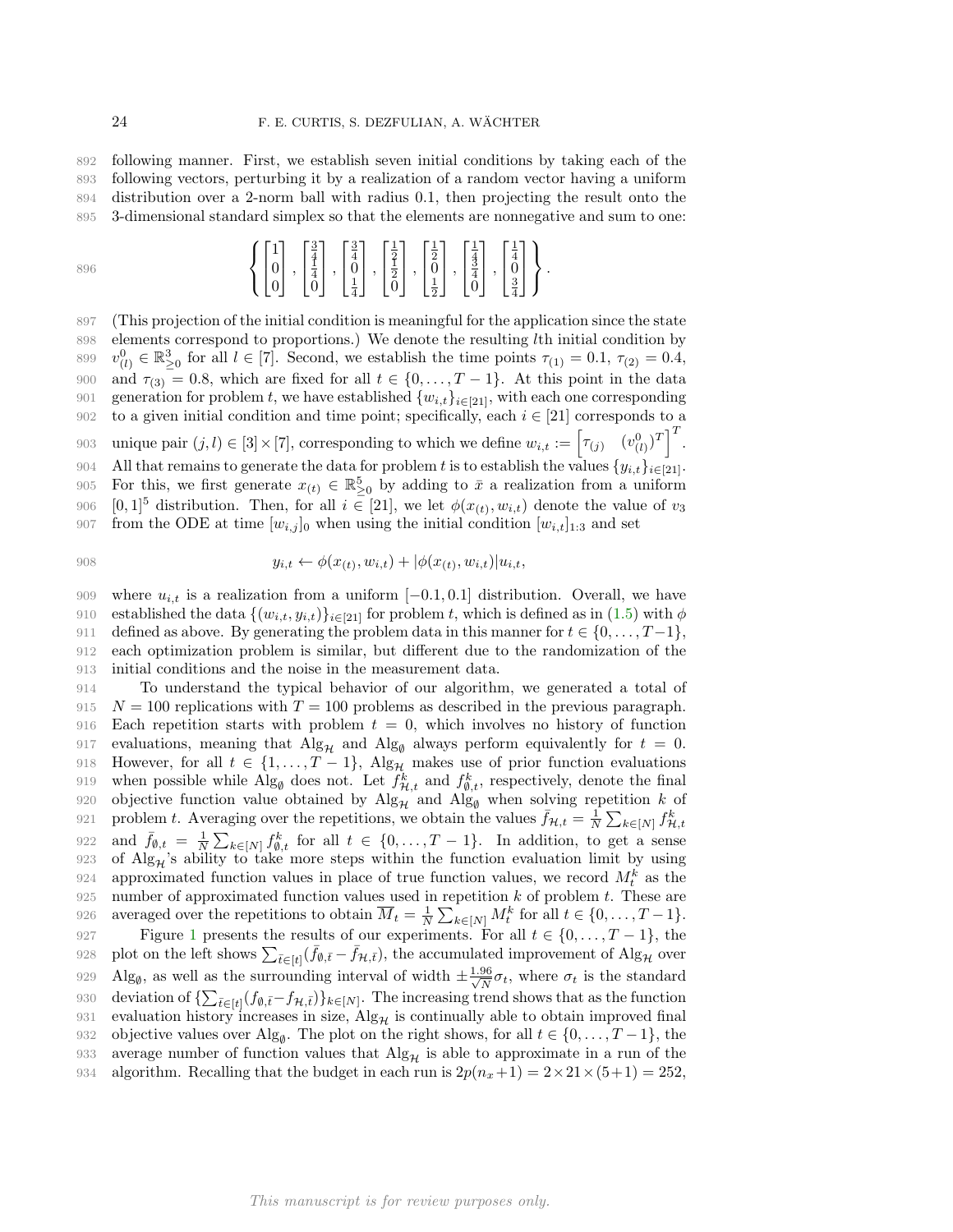following manner. First, we establish seven initial conditions by taking each of the following vectors, perturbing it by a realization of a random vector having a uniform distribution over a 2-norm ball with radius 0.1, then projecting the result onto the 3-dimensional standard simplex so that the elements are nonnegative and sum to one:

$$\left\{ \begin{bmatrix} 1 \\ 0 \\ 0 \end{bmatrix}, \begin{bmatrix} \frac{3}{4} \\ \frac{1}{4} \\ 0 \end{bmatrix}, \begin{bmatrix} \frac{3}{4} \\ 0 \\ \frac{1}{4} \end{bmatrix}, \begin{bmatrix} \frac{1}{2} \\ \frac{1}{2} \\ 0 \end{bmatrix}, \begin{bmatrix} \frac{1}{2} \\ 0 \\ \frac{1}{2} \end{bmatrix}, \begin{bmatrix} \frac{1}{4} \\ \frac{3}{4} \\ 0 \end{bmatrix}, \begin{bmatrix} \frac{1}{4} \\ 0 \\ \frac{3}{4} \end{bmatrix} \right\}.$$

(This projection of the initial condition is meaningful for the application since the state elements correspond to proportions.) We denote the resulting $l$th initial condition by $v^0_{(l)} \in \mathbb{R}^3_{\geq 0}$ for all $l \in [7]$. Second, we establish the time points $\tau_{(1)} = 0.1$, $\tau_{(2)} = 0.4$, and $\tau_{(3)} = 0.8$, which are fixed for all $t \in \{0, \dots, T-1\}$. At this point in the data generation for problem $t$, we have established $\{w_{i,t}\}_{i \in [21]}$, with each one corresponding to a given initial condition and time point; specifically, each $i \in [21]$ corresponds to a unique pair $(j, l) \in [3] \times [7]$, corresponding to which we define $w_{i,t} := \begin{bmatrix} \tau_{(j)} & (v^0_{(l)})^T \end{bmatrix}^T$. All that remains to generate the data for problem $t$ is to establish the values $\{y_{i,t}\}_{i \in [21]}$. For this, we first generate $x_{(t)} \in \mathbb{R}^5_{\geq 0}$ by adding to $\bar{x}$ a realization from a uniform $[0, 1]^5$ distribution. Then, for all $i \in [21]$, we let $\phi(x_{(t)}, w_{i,t})$ denote the value of $v_3$ from the ODE at time $[w_{i,j}]_0$ when using the initial condition $[w_{i,t}]_{1:3}$ and set

$$y_{i,t} \leftarrow \phi(x_{(t)}, w_{i,t}) + |\phi(x_{(t)}, w_{i,t})| u_{i,t},$$

where $u_{i,t}$ is a realization from a uniform $[-0.1, 0.1]$ distribution. Overall, we have established the data $\{(w_{i,t}, y_{i,t})\}_{i \in [21]}$ for problem $t$, which is defined as in (1.5) with $\phi$ defined as above. By generating the problem data in this manner for $t \in \{0, \dots, T-1\}$, each optimization problem is similar, but different due to the randomization of the initial conditions and the noise in the measurement data.

To understand the typical behavior of our algorithm, we generated a total of $N = 100$ replications with $T = 100$ problems as described in the previous paragraph. Each repetition starts with problem $t = 0$, which involves no history of function evaluations, meaning that $\text{Alg}_{\mathcal{H}}$ and $\text{Alg}_{\emptyset}$ always perform equivalently for $t = 0$. However, for all $t \in \{1, \dots, T-1\}$, $\text{Alg}_{\mathcal{H}}$ makes use of prior function evaluations when possible while $\text{Alg}_{\emptyset}$ does not. Let $f^k_{\mathcal{H},t}$ and $f^k_{\emptyset,t}$, respectively, denote the final objective function value obtained by $\text{Alg}_{\mathcal{H}}$ and $\text{Alg}_{\emptyset}$ when solving repetition $k$ of problem $t$. Averaging over the repetitions, we obtain the values $\bar{f}_{\mathcal{H},t} = \frac{1}{N} \sum_{k \in [N]} f^k_{\mathcal{H},t}$ and $\bar{f}_{\emptyset,t} = \frac{1}{N} \sum_{k \in [N]} f^k_{\emptyset,t}$ for all $t \in \{0, \dots, T-1\}$. In addition, to get a sense of $\text{Alg}_{\mathcal{H}}$'s ability to take more steps within the function evaluation limit by using approximated function values in place of true function values, we record $M^k_t$ as the number of approximated function values used in repetition $k$ of problem $t$. These are averaged over the repetitions to obtain $\overline{M}_t = \frac{1}{N} \sum_{k \in [N]} M^k_t$ for all $t \in \{0, \dots, T-1\}$.

Figure 1 presents the results of our experiments. For all $t \in \{0, \dots, T-1\}$, the plot on the left shows $\sum_{\bar{t} \in [t]} (\bar{f}_{\emptyset,\bar{t}} - \bar{f}_{\mathcal{H},\bar{t}})$, the accumulated improvement of $\text{Alg}_{\mathcal{H}}$ over $\text{Alg}_{\emptyset}$, as well as the surrounding interval of width $\pm \frac{1.96}{\sqrt{N}} \sigma_t$, where $\sigma_t$ is the standard deviation of $\{\sum_{\bar{t} \in [t]} (f_{\emptyset,\bar{t}} - f_{\mathcal{H},\bar{t}})\}_{k \in [N]}$. The increasing trend shows that as the function evaluation history increases in size, $\text{Alg}_{\mathcal{H}}$ is continually able to obtain improved final objective values over $\text{Alg}_{\emptyset}$. The plot on the right shows, for all $t \in \{0, \dots, T-1\}$, the average number of function values that $\text{Alg}_{\mathcal{H}}$ is able to approximate in a run of the algorithm. Recalling that the budget in each run is $2p(n_x + 1) = 2 \times 21 \times (5 + 1) = 252$,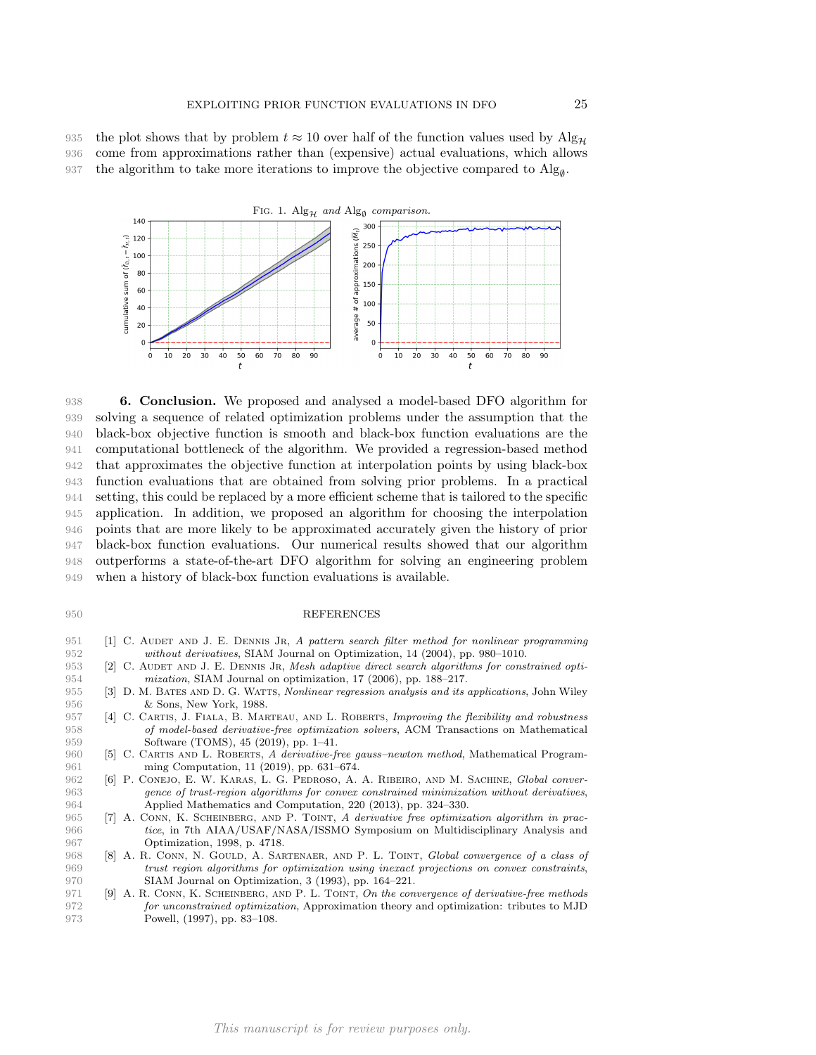the plot shows that by problem $t \approx 10$ over half of the function values used by $\text{Alg}_{\mathcal{H}}$ come from approximations rather than (expensive) actual evaluations, which allows the algorithm to take more iterations to improve the objective compared to $\text{Alg}_{\emptyset}$.

Fig. 1. $\text{Alg}_{\mathcal{H}}$ *and* $\text{Alg}_{\emptyset}$ *comparison.*

## 6. Conclusion.

We proposed and analysed a model-based DFO algorithm for solving a sequence of related optimization problems under the assumption that the black-box objective function is smooth and black-box function evaluations are the computational bottleneck of the algorithm. We provided a regression-based method that approximates the objective function at interpolation points by using black-box function evaluations that are obtained from solving prior problems. In a practical setting, this could be replaced by a more efficient scheme that is tailored to the specific application. In addition, we proposed an algorithm for choosing the interpolation points that are more likely to be approximated accurately given the history of prior black-box function evaluations. Our numerical results showed that our algorithm outperforms a state-of-the-art DFO algorithm for solving an engineering problem when a history of black-box function evaluations is available.

## REFERENCES

[1] C. Audet and J. E. Dennis Jr, *A pattern search filter method for nonlinear programming without derivatives*, SIAM Journal on Optimization, 14 (2004), pp. 980–1010.

[2] C. Audet and J. E. Dennis Jr, *Mesh adaptive direct search algorithms for constrained optimization*, SIAM Journal on optimization, 17 (2006), pp. 188–217.

[3] D. M. Bates and D. G. Watts, *Nonlinear regression analysis and its applications*, John Wiley & Sons, New York, 1988.

[4] C. Cartis, J. Fiala, B. Marteau, and L. Roberts, *Improving the flexibility and robustness of model-based derivative-free optimization solvers*, ACM Transactions on Mathematical Software (TOMS), 45 (2019), pp. 1–41.

[5] C. Cartis and L. Roberts, *A derivative-free gauss–newton method*, Mathematical Programming Computation, 11 (2019), pp. 631–674.

[6] P. Conejo, E. W. Karas, L. G. Pedroso, A. A. Ribeiro, and M. Sachine, *Global convergence of trust-region algorithms for convex constrained minimization without derivatives*, Applied Mathematics and Computation, 220 (2013), pp. 324–330.

[7] A. Conn, K. Scheinberg, and P. Toint, *A derivative free optimization algorithm in practice*, in 7th AIAA/USAF/NASA/ISSMO Symposium on Multidisciplinary Analysis and Optimization, 1998, p. 4718.

[8] A. R. Conn, N. Gould, A. Sartenaer, and P. L. Toint, *Global convergence of a class of trust region algorithms for optimization using inexact projections on convex constraints*, SIAM Journal on Optimization, 3 (1993), pp. 164–221.

[9] A. R. Conn, K. Scheinberg, and P. L. Toint, *On the convergence of derivative-free methods for unconstrained optimization*, Approximation theory and optimization: tributes to MJD Powell, (1997), pp. 83–108.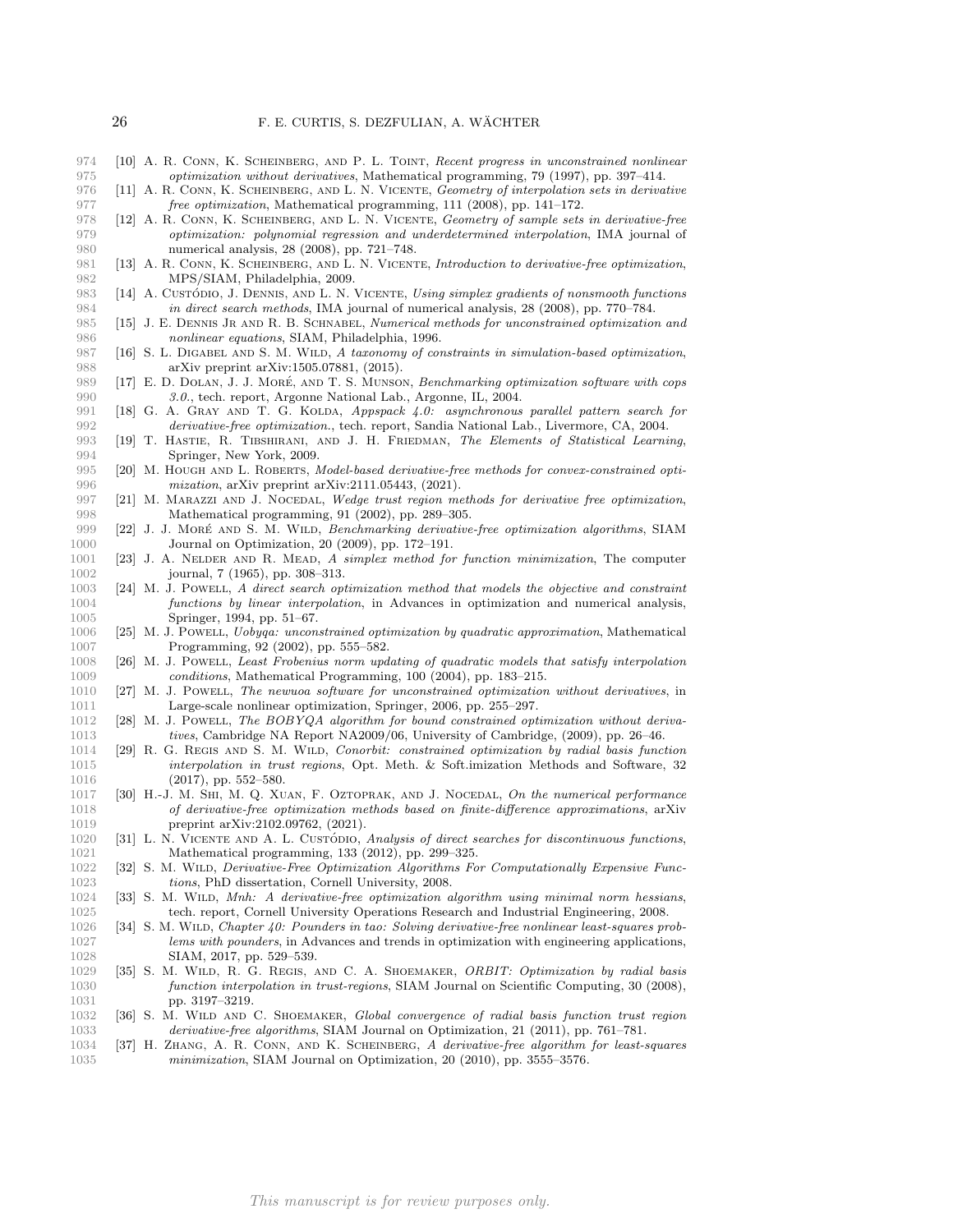[10] A. R. Conn, K. Scheinberg, and P. L. Toint, *Recent progress in unconstrained nonlinear optimization without derivatives*, Mathematical programming, 79 (1997), pp. 397–414.

[11] A. R. Conn, K. Scheinberg, and L. N. Vicente, *Geometry of interpolation sets in derivative free optimization*, Mathematical programming, 111 (2008), pp. 141–172.

[12] A. R. Conn, K. Scheinberg, and L. N. Vicente, *Geometry of sample sets in derivative-free optimization: polynomial regression and underdetermined interpolation*, IMA journal of numerical analysis, 28 (2008), pp. 721–748.

[13] A. R. Conn, K. Scheinberg, and L. N. Vicente, *Introduction to derivative-free optimization*, MPS/SIAM, Philadelphia, 2009.

[14] A. Custódio, J. Dennis, and L. N. Vicente, *Using simplex gradients of nonsmooth functions in direct search methods*, IMA journal of numerical analysis, 28 (2008), pp. 770–784.

[15] J. E. Dennis Jr and R. B. Schnabel, *Numerical methods for unconstrained optimization and nonlinear equations*, SIAM, Philadelphia, 1996.

[16] S. L. Digabel and S. M. Wild, *A taxonomy of constraints in simulation-based optimization*, arXiv preprint arXiv:1505.07881, (2015).

[17] E. D. Dolan, J. J. Moré, and T. S. Munson, *Benchmarking optimization software with cops 3.0.*, tech. report, Argonne National Lab., Argonne, IL, 2004.

[18] G. A. Gray and T. G. Kolda, *Appspack 4.0: asynchronous parallel pattern search for derivative-free optimization.*, tech. report, Sandia National Lab., Livermore, CA, 2004.

[19] T. Hastie, R. Tibshirani, and J. H. Friedman, *The Elements of Statistical Learning*, Springer, New York, 2009.

[20] M. Hough and L. Roberts, *Model-based derivative-free methods for convex-constrained optimization*, arXiv preprint arXiv:2111.05443, (2021).

[21] M. Marazzi and J. Nocedal, *Wedge trust region methods for derivative free optimization*, Mathematical programming, 91 (2002), pp. 289–305.

[22] J. J. Moré and S. M. Wild, *Benchmarking derivative-free optimization algorithms*, SIAM Journal on Optimization, 20 (2009), pp. 172–191.

[23] J. A. Nelder and R. Mead, *A simplex method for function minimization*, The computer journal, 7 (1965), pp. 308–313.

[24] M. J. Powell, *A direct search optimization method that models the objective and constraint functions by linear interpolation*, in Advances in optimization and numerical analysis, Springer, 1994, pp. 51–67.

[25] M. J. Powell, *Uobyqa: unconstrained optimization by quadratic approximation*, Mathematical Programming, 92 (2002), pp. 555–582.

[26] M. J. Powell, *Least Frobenius norm updating of quadratic models that satisfy interpolation conditions*, Mathematical Programming, 100 (2004), pp. 183–215.

[27] M. J. Powell, *The newuoa software for unconstrained optimization without derivatives*, in Large-scale nonlinear optimization, Springer, 2006, pp. 255–297.

[28] M. J. Powell, *The BOBYQA algorithm for bound constrained optimization without derivatives*, Cambridge NA Report NA2009/06, University of Cambridge, (2009), pp. 26–46.

[29] R. G. Regis and S. M. Wild, *Conorbit: constrained optimization by radial basis function interpolation in trust regions*, Opt. Meth. & Soft.imization Methods and Software, 32 (2017), pp. 552–580.

[30] H.-J. M. Shi, M. Q. Xuan, F. Oztoprak, and J. Nocedal, *On the numerical performance of derivative-free optimization methods based on finite-difference approximations*, arXiv preprint arXiv:2102.09762, (2021).

[31] L. N. Vicente and A. L. Custódio, *Analysis of direct searches for discontinuous functions*, Mathematical programming, 133 (2012), pp. 299–325.

[32] S. M. Wild, *Derivative-Free Optimization Algorithms For Computationally Expensive Functions*, PhD dissertation, Cornell University, 2008.

[33] S. M. Wild, *Mnh: A derivative-free optimization algorithm using minimal norm hessians*, tech. report, Cornell University Operations Research and Industrial Engineering, 2008.

[34] S. M. Wild, *Chapter 40: Pounders in tao: Solving derivative-free nonlinear least-squares problems with pounders*, in Advances and trends in optimization with engineering applications, SIAM, 2017, pp. 529–539.

[35] S. M. Wild, R. G. Regis, and C. A. Shoemaker, *ORBIT: Optimization by radial basis function interpolation in trust-regions*, SIAM Journal on Scientific Computing, 30 (2008), pp. 3197–3219.

[36] S. M. Wild and C. Shoemaker, *Global convergence of radial basis function trust region derivative-free algorithms*, SIAM Journal on Optimization, 21 (2011), pp. 761–781.

[37] H. Zhang, A. R. Conn, and K. Scheinberg, *A derivative-free algorithm for least-squares minimization*, SIAM Journal on Optimization, 20 (2010), pp. 3555–3576.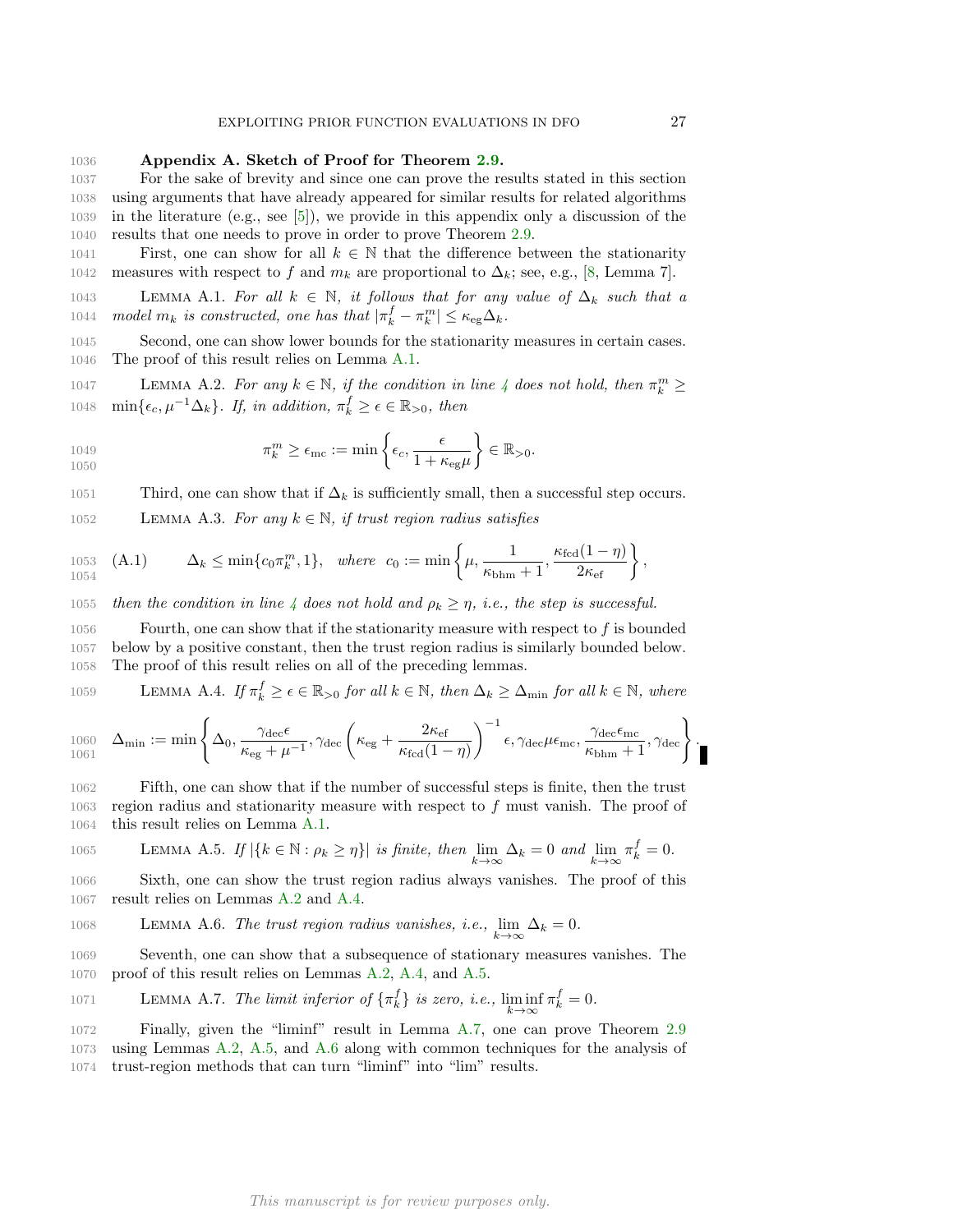## Appendix A. Sketch of Proof for Theorem 2.9.

For the sake of brevity and since one can prove the results stated in this section using arguments that have already appeared for similar results for related algorithms in the literature (e.g., see [5]), we provide in this appendix only a discussion of the results that one needs to prove in order to prove Theorem 2.9.

First, one can show for all $k \in \mathbb{N}$ that the difference between the stationarity measures with respect to $f$ and $m_k$ are proportional to $\Delta_k$; see, e.g., [8, Lemma 7].

Lemma A.1. *For all $k \in \mathbb{N}$, it follows that for any value of $\Delta_k$ such that a model $m_k$ is constructed, one has that $|\pi_k^f - \pi_k^m| \leq \kappa_{\rm eg}\Delta_k$.*

Second, one can show lower bounds for the stationarity measures in certain cases. The proof of this result relies on Lemma A.1.

Lemma A.2. *For any $k \in \mathbb{N}$, if the condition in line 4 does not hold, then $\pi_k^m \geq \min\{\epsilon_c, \mu^{-1}\Delta_k\}$. If, in addition, $\pi_k^f \geq \epsilon \in \mathbb{R}_{>0}$, then*

$$\pi_k^m \geq \epsilon_{\rm mc} := \min\left\{\epsilon_c, \frac{\epsilon}{1+\kappa_{\rm eg}\mu}\right\} \in \mathbb{R}_{>0}.$$

Third, one can show that if $\Delta_k$ is sufficiently small, then a successful step occurs.

Lemma A.3. *For any $k \in \mathbb{N}$, if trust region radius satisfies*

$$\Delta_k \leq \min\{c_0\pi_k^m, 1\}, \quad \text{where} \quad c_0 := \min\left\{\mu, \frac{1}{\kappa_{\rm bhm}+1}, \frac{\kappa_{\rm fcd}(1-\eta)}{2\kappa_{\rm ef}}\right\}, \tag{A.1}$$

*then the condition in line 4 does not hold and $\rho_k \geq \eta$, i.e., the step is successful.*

Fourth, one can show that if the stationarity measure with respect to $f$ is bounded below by a positive constant, then the trust region radius is similarly bounded below. The proof of this result relies on all of the preceding lemmas.

Lemma A.4. *If $\pi_k^f \geq \epsilon \in \mathbb{R}_{>0}$ for all $k \in \mathbb{N}$, then $\Delta_k \geq \Delta_{\min}$ for all $k \in \mathbb{N}$, where*

$$\Delta_{\min} := \min\left\{\Delta_0, \frac{\gamma_{\rm dec}\epsilon}{\kappa_{\rm eg}+\mu^{-1}}, \gamma_{\rm dec}\left(\kappa_{\rm eg} + \frac{2\kappa_{\rm ef}}{\kappa_{\rm fcd}(1-\eta)}\right)^{-1}\epsilon, \gamma_{\rm dec}\mu\epsilon_{\rm mc}, \frac{\gamma_{\rm dec}\epsilon_{\rm mc}}{\kappa_{\rm bhm}+1}, \gamma_{\rm dec}\right\}. \blacksquare$$

Fifth, one can show that if the number of successful steps is finite, then the trust region radius and stationarity measure with respect to $f$ must vanish. The proof of this result relies on Lemma A.1.

Lemma A.5. *If $|\{k \in \mathbb{N} : \rho_k \geq \eta\}|$ is finite, then $\lim_{k\to\infty} \Delta_k = 0$ and $\lim_{k\to\infty} \pi_k^f = 0$.*

Sixth, one can show the trust region radius always vanishes. The proof of this result relies on Lemmas A.2 and A.4.

Lemma A.6. *The trust region radius vanishes, i.e., $\lim_{k\to\infty} \Delta_k = 0$.*

Seventh, one can show that a subsequence of stationary measures vanishes. The proof of this result relies on Lemmas A.2, A.4, and A.5.

Lemma A.7. *The limit inferior of $\{\pi_k^f\}$ is zero, i.e., $\liminf_{k\to\infty} \pi_k^f = 0$.*

Finally, given the "liminf" result in Lemma A.7, one can prove Theorem 2.9 using Lemmas A.2, A.5, and A.6 along with common techniques for the analysis of trust-region methods that can turn "liminf" into "lim" results.